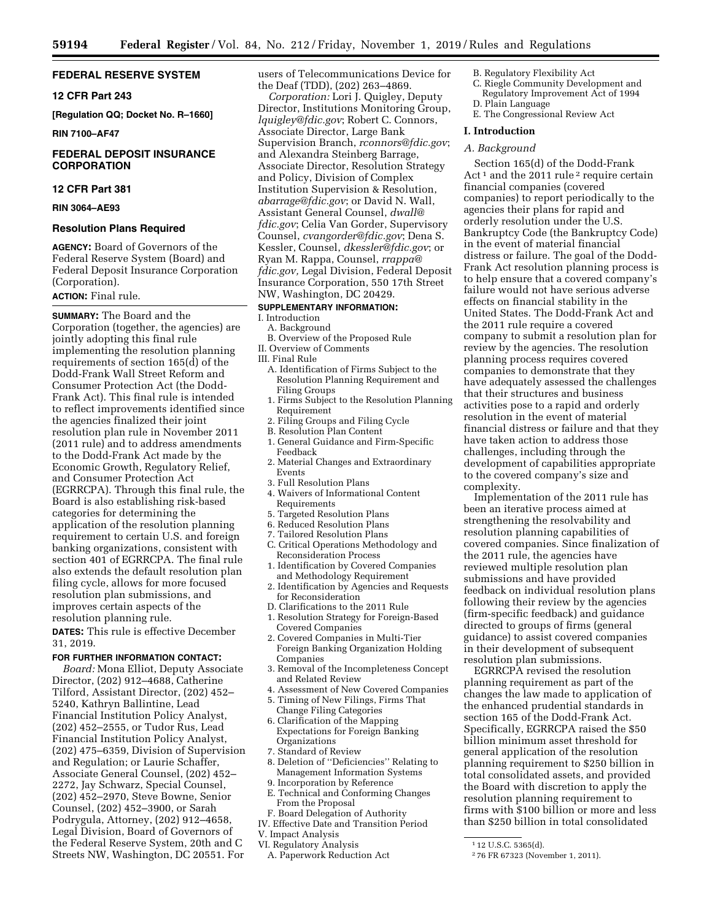## FEDERAL RESERVE SYSTEM

### 12 CFR Part 243

**[Regulation QQ; Docket No. R–1660]**

**RIN 7100–AF47**

## FEDERAL DEPOSIT INSURANCE CORPORATION

### 12 CFR Part 381

**RIN 3064–AE93**

### Resolution Plans Required

**AGENCY:** Board of Governors of the Federal Reserve System (Board) and Federal Deposit Insurance Corporation (Corporation).

**ACTION:** Final rule.

**SUMMARY:** The Board and the Corporation (together, the agencies) are jointly adopting this final rule implementing the resolution planning requirements of section 165(d) of the Dodd-Frank Wall Street Reform and Consumer Protection Act (the Dodd-Frank Act). This final rule is intended to reflect improvements identified since the agencies finalized their joint resolution plan rule in November 2011 (2011 rule) and to address amendments to the Dodd-Frank Act made by the Economic Growth, Regulatory Relief, and Consumer Protection Act (EGRRCPA). Through this final rule, the Board is also establishing risk-based categories for determining the application of the resolution planning requirement to certain U.S. and foreign banking organizations, consistent with section 401 of EGRRCPA. The final rule also extends the default resolution plan filing cycle, allows for more focused resolution plan submissions, and improves certain aspects of the resolution planning rule.

**DATES:** This rule is effective December 31, 2019.

**FOR FURTHER INFORMATION CONTACT:**

*Board:* Mona Elliot, Deputy Associate Director, (202) 912–4688, Catherine Tilford, Assistant Director, (202) 452–5240, Kathryn Ballintine, Lead Financial Institution Policy Analyst, (202) 452–2555, or Tudor Rus, Lead Financial Institution Policy Analyst, (202) 475–6359, Division of Supervision and Regulation; or Laurie Schaffer, Associate General Counsel, (202) 452–2272, Jay Schwarz, Special Counsel, (202) 452–2970, Steve Bowne, Senior Counsel, (202) 452–3900, or Sarah Podrygula, Attorney, (202) 912–4658, Legal Division, Board of Governors of the Federal Reserve System, 20th and C Streets NW, Washington, DC 20551. For users of Telecommunications Device for the Deaf (TDD), (202) 263–4869.

*Corporation:* Lori J. Quigley, Deputy Director, Institutions Monitoring Group, *lquigley@fdic.gov*; Robert C. Connors, Associate Director, Large Bank Supervision Branch, *rconnors@fdic.gov*; and Alexandra Steinberg Barrage, Associate Director, Resolution Strategy and Policy, Division of Complex Institution Supervision & Resolution, *abarrage@fdic.gov*; or David N. Wall, Assistant General Counsel, *dwall@fdic.gov*; Celia Van Gorder, Supervisory Counsel, *cvangorder@fdic.gov*; Dena S. Kessler, Counsel, *dkessler@fdic.gov*; or Ryan M. Rappa, Counsel, *rrappa@fdic.gov*, Legal Division, Federal Deposit Insurance Corporation, 550 17th Street NW, Washington, DC 20429.

**SUPPLEMENTARY INFORMATION:**

I. Introduction
  A. Background
  B. Overview of the Proposed Rule
II. Overview of Comments
III. Final Rule
  A. Identification of Firms Subject to the Resolution Planning Requirement and Filing Groups
  1. Firms Subject to the Resolution Planning Requirement
  2. Filing Groups and Filing Cycle
  B. Resolution Plan Content
  1. General Guidance and Firm-Specific Feedback
  2. Material Changes and Extraordinary Events
  3. Full Resolution Plans
  4. Waivers of Informational Content Requirements
  5. Targeted Resolution Plans
  6. Reduced Resolution Plans
  7. Tailored Resolution Plans
  C. Critical Operations Methodology and Reconsideration Process
  1. Identification by Covered Companies and Methodology Requirement
  2. Identification by Agencies and Requests for Reconsideration
  D. Clarifications to the 2011 Rule
  1. Resolution Strategy for Foreign-Based Covered Companies
  2. Covered Companies in Multi-Tier Foreign Banking Organization Holding Companies
  3. Removal of the Incompleteness Concept and Related Review
  4. Assessment of New Covered Companies
  5. Timing of New Filings, Firms That Change Filing Categories
  6. Clarification of the Mapping Expectations for Foreign Banking Organizations
  7. Standard of Review
  8. Deletion of "Deficiencies" Relating to Management Information Systems
  9. Incorporation by Reference
  E. Technical and Conforming Changes From the Proposal
  F. Board Delegation of Authority
IV. Effective Date and Transition Period
V. Impact Analysis
VI. Regulatory Analysis
  A. Paperwork Reduction Act
  B. Regulatory Flexibility Act
  C. Riegle Community Development and Regulatory Improvement Act of 1994
  D. Plain Language
  E. The Congressional Review Act

## I. Introduction

### *A. Background*

Section 165(d) of the Dodd-Frank Act[1] and the 2011 rule[2] require certain financial companies (covered companies) to report periodically to the agencies their plans for rapid and orderly resolution under the U.S. Bankruptcy Code (the Bankruptcy Code) in the event of material financial distress or failure. The goal of the Dodd-Frank Act resolution planning process is to help ensure that a covered company's failure would not have serious adverse effects on financial stability in the United States. The Dodd-Frank Act and the 2011 rule require a covered company to submit a resolution plan for review by the agencies. The resolution planning process requires covered companies to demonstrate that they have adequately assessed the challenges that their structures and business activities pose to a rapid and orderly resolution in the event of material financial distress or failure and that they have taken action to address those challenges, including through the development of capabilities appropriate to the covered company's size and complexity.

Implementation of the 2011 rule has been an iterative process aimed at strengthening the resolvability and resolution planning capabilities of covered companies. Since finalization of the 2011 rule, the agencies have reviewed multiple resolution plan submissions and have provided feedback on individual resolution plans following their review by the agencies (firm-specific feedback) and guidance directed to groups of firms (general guidance) to assist covered companies in their development of subsequent resolution plan submissions.

EGRRCPA revised the resolution planning requirement as part of the changes the law made to application of the enhanced prudential standards in section 165 of the Dodd-Frank Act. Specifically, EGRRCPA raised the $50 billion minimum asset threshold for general application of the resolution planning requirement to $250 billion in total consolidated assets, and provided the Board with discretion to apply the resolution planning requirement to firms with $100 billion or more and less than $250 billion in total consolidated

[1] 12 U.S.C. 5365(d).

[2] 76 FR 67323 (November 1, 2011).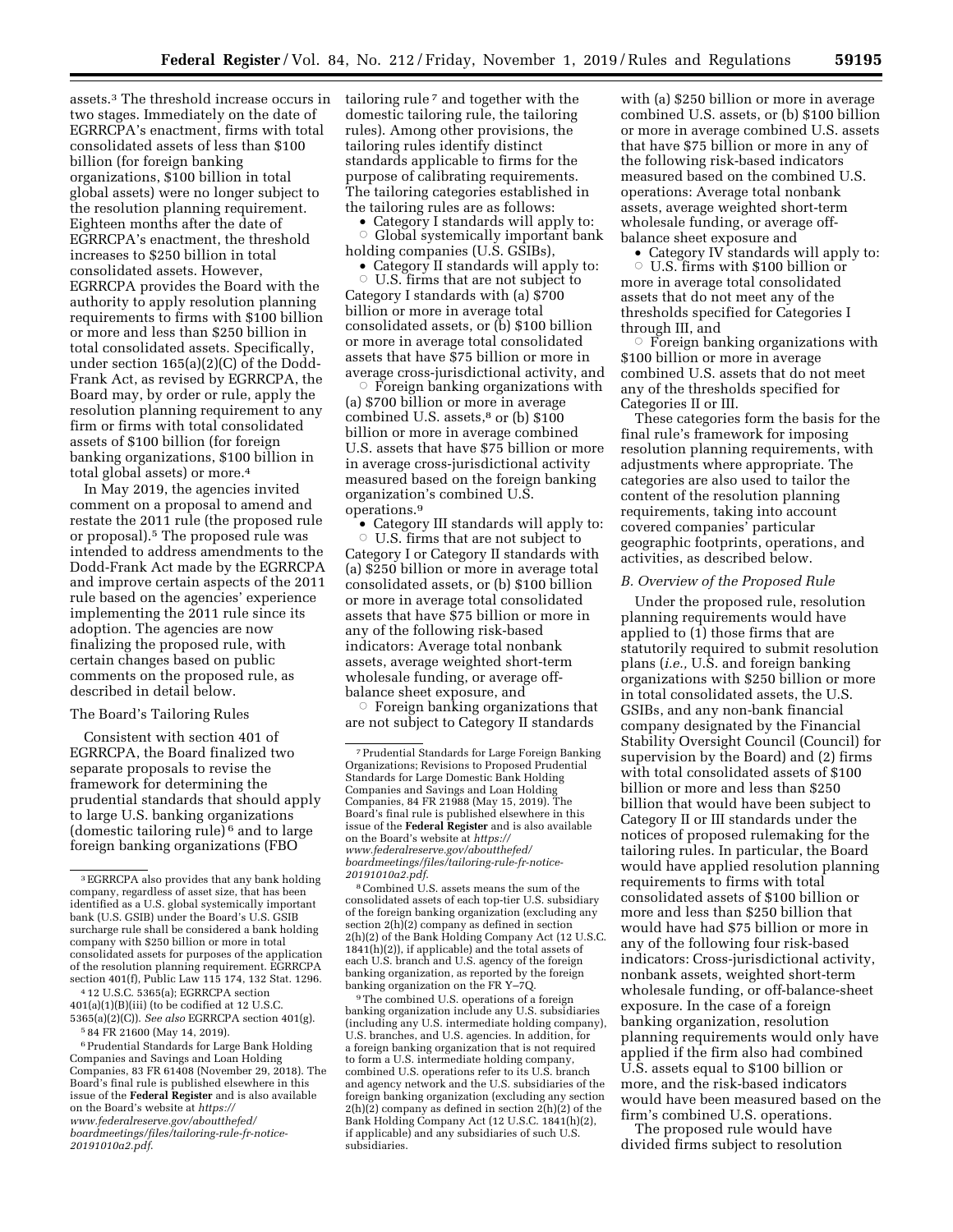assets.[3] The threshold increase occurs in two stages. Immediately on the date of EGRRCPA's enactment, firms with total consolidated assets of less than $100 billion (for foreign banking organizations, $100 billion in total global assets) were no longer subject to the resolution planning requirement. Eighteen months after the date of EGRRCPA's enactment, the threshold increases to $250 billion in total consolidated assets. However, EGRRCPA provides the Board with the authority to apply resolution planning requirements to firms with $100 billion or more and less than $250 billion in total consolidated assets. Specifically, under section 165(a)(2)(C) of the Dodd-Frank Act, as revised by EGRRCPA, the Board may, by order or rule, apply the resolution planning requirement to any firm or firms with total consolidated assets of $100 billion (for foreign banking organizations, $100 billion in total global assets) or more.[4]

In May 2019, the agencies invited comment on a proposal to amend and restate the 2011 rule (the proposed rule or proposal).[5] The proposed rule was intended to address amendments to the Dodd-Frank Act made by the EGRRCPA and improve certain aspects of the 2011 rule based on the agencies' experience implementing the 2011 rule since its adoption. The agencies are now finalizing the proposed rule, with certain changes based on public comments on the proposed rule, as described in detail below.

The Board's Tailoring Rules

Consistent with section 401 of EGRRCPA, the Board finalized two separate proposals to revise the framework for determining the prudential standards that should apply to large U.S. banking organizations (domestic tailoring rule)[6] and to large foreign banking organizations (FBO tailoring rule[7] and together with the domestic tailoring rule, the tailoring rules). Among other provisions, the tailoring rules identify distinct standards applicable to firms for the purpose of calibrating requirements. The tailoring categories established in the tailoring rules are as follows:

- Category I standards will apply to:
  - Global systemically important bank holding companies (U.S. GSIBs),
- Category II standards will apply to:
  - U.S. firms that are not subject to Category I standards with (a) $700 billion or more in average total consolidated assets, or (b) $100 billion or more in average total consolidated assets that have $75 billion or more in average cross-jurisdictional activity, and
  - Foreign banking organizations with (a) $700 billion or more in average combined U.S. assets,[8] or (b) $100 billion or more in average combined U.S. assets that have $75 billion or more in average cross-jurisdictional activity measured based on the foreign banking organization's combined U.S. operations.[9]
- Category III standards will apply to:
  - U.S. firms that are not subject to Category I or Category II standards with (a) $250 billion or more in average total consolidated assets, or (b) $100 billion or more in average total consolidated assets that have $75 billion or more in any of the following risk-based indicators: Average total nonbank assets, average weighted short-term wholesale funding, or average off-balance sheet exposure, and
  - Foreign banking organizations that are not subject to Category II standards with (a) $250 billion or more in average combined U.S. assets, or (b) $100 billion or more in average combined U.S. assets that have $75 billion or more in any of the following risk-based indicators measured based on the combined U.S. operations: Average total nonbank assets, average weighted short-term wholesale funding, or average off-balance sheet exposure and
- Category IV standards will apply to:
  - U.S. firms with $100 billion or more in average total consolidated assets that do not meet any of the thresholds specified for Categories I through III, and
  - Foreign banking organizations with $100 billion or more in average combined U.S. assets that do not meet any of the thresholds specified for Categories II or III.

These categories form the basis for the final rule's framework for imposing resolution planning requirements, with adjustments where appropriate. The categories are also used to tailor the content of the resolution planning requirements, taking into account covered companies' particular geographic footprints, operations, and activities, as described below.

### B. Overview of the Proposed Rule

Under the proposed rule, resolution planning requirements would have applied to (1) those firms that are statutorily required to submit resolution plans (*i.e.,* U.S. and foreign banking organizations with $250 billion or more in total consolidated assets, the U.S. GSIBs, and any non-bank financial company designated by the Financial Stability Oversight Council (Council) for supervision by the Board) and (2) firms with total consolidated assets of $100 billion or more and less than $250 billion that would have been subject to Category II or III standards under the notices of proposed rulemaking for the tailoring rules. In particular, the Board would have applied resolution planning requirements to firms with total consolidated assets of $100 billion or more and less than $250 billion that would have had $75 billion or more in any of the following four risk-based indicators: Cross-jurisdictional activity, nonbank assets, weighted short-term wholesale funding, or off-balance-sheet exposure. In the case of a foreign banking organization, resolution planning requirements would only have applied if the firm also had combined U.S. assets equal to $100 billion or more, and the risk-based indicators would have been measured based on the firm's combined U.S. operations.

The proposed rule would have divided firms subject to resolution

---

[3] EGRRCPA also provides that any bank holding company, regardless of asset size, that has been identified as a U.S. global systemically important bank (U.S. GSIB) under the Board's U.S. GSIB surcharge rule shall be considered a bank holding company with $250 billion or more in total consolidated assets for purposes of the application of the resolution planning requirement. EGRRCPA section 401(f), Public Law 115 174, 132 Stat. 1296.

[4] 12 U.S.C. 5365(a); EGRRCPA section 401(a)(1)(B)(iii) (to be codified at 12 U.S.C. 5365(a)(2)(C)). *See also* EGRRCPA section 401(g).

[5] 84 FR 21600 (May 14, 2019).

[6] Prudential Standards for Large Bank Holding Companies and Savings and Loan Holding Companies, 83 FR 61408 (November 29, 2018). The Board's final rule is published elsewhere in this issue of the **Federal Register** and is also available on the Board's website at *https://www.federalreserve.gov/aboutthefed/boardmeetings/files/tailoring-rule-fr-notice-20191010a2.pdf*.

[7] Prudential Standards for Large Foreign Banking Organizations; Revisions to Proposed Prudential Standards for Large Domestic Bank Holding Companies and Savings and Loan Holding Companies, 84 FR 21988 (May 15, 2019). The Board's final rule is published elsewhere in this issue of the **Federal Register** and is also available on the Board's website at *https://www.federalreserve.gov/aboutthefed/boardmeetings/files/tailoring-rule-fr-notice-20191010a2.pdf*.

[8] Combined U.S. assets means the sum of the consolidated assets of each top-tier U.S. subsidiary of the foreign banking organization (excluding any section 2(h)(2) company as defined in section 2(h)(2) of the Bank Holding Company Act (12 U.S.C. 1841(h)(2)), if applicable) and the total assets of each U.S. branch and U.S. agency of the foreign banking organization, as reported by the foreign banking organization on the FR Y–7Q.

[9] The combined U.S. operations of a foreign banking organization include any U.S. subsidiaries (including any U.S. intermediate holding company), U.S. branches, and U.S. agencies. In addition, for a foreign banking organization that is not required to form a U.S. intermediate holding company, combined U.S. operations refer to its U.S. branch and agency network and the U.S. subsidiaries of the foreign banking organization (excluding any section 2(h)(2) company as defined in section 2(h)(2) of the Bank Holding Company Act (12 U.S.C. 1841(h)(2), if applicable) and any subsidiaries of such U.S. subsidiaries.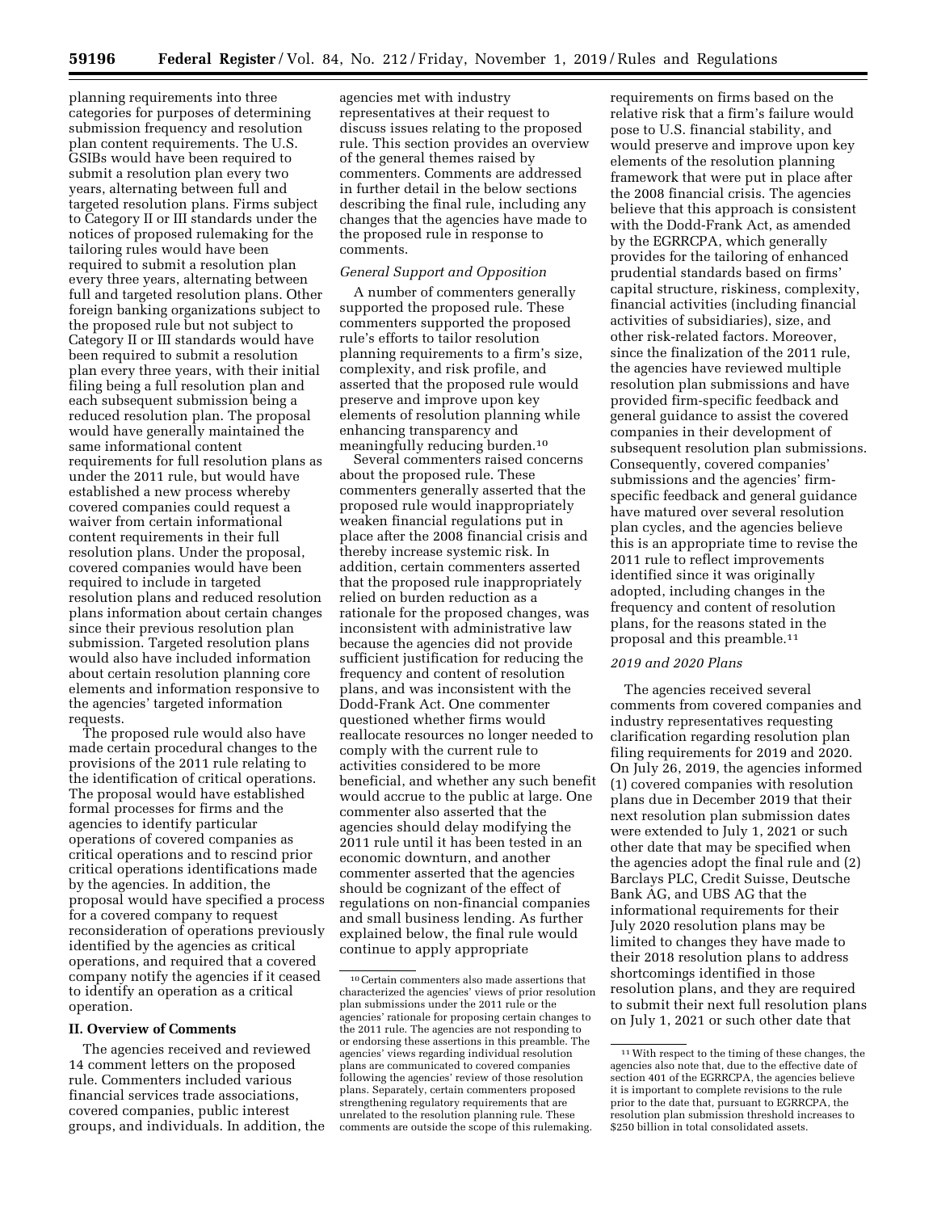planning requirements into three categories for purposes of determining submission frequency and resolution plan content requirements. The U.S. GSIBs would have been required to submit a resolution plan every two years, alternating between full and targeted resolution plans. Firms subject to Category II or III standards under the notices of proposed rulemaking for the tailoring rules would have been required to submit a resolution plan every three years, alternating between full and targeted resolution plans. Other foreign banking organizations subject to the proposed rule but not subject to Category II or III standards would have been required to submit a resolution plan every three years, with their initial filing being a full resolution plan and each subsequent submission being a reduced resolution plan. The proposal would have generally maintained the same informational content requirements for full resolution plans as under the 2011 rule, but would have established a new process whereby covered companies could request a waiver from certain informational content requirements in their full resolution plans. Under the proposal, covered companies would have been required to include in targeted resolution plans and reduced resolution plans information about certain changes since their previous resolution plan submission. Targeted resolution plans would also have included information about certain resolution planning core elements and information responsive to the agencies' targeted information requests.

The proposed rule would also have made certain procedural changes to the provisions of the 2011 rule relating to the identification of critical operations. The proposal would have established formal processes for firms and the agencies to identify particular operations of covered companies as critical operations and to rescind prior critical operations identifications made by the agencies. In addition, the proposal would have specified a process for a covered company to request reconsideration of operations previously identified by the agencies as critical operations, and required that a covered company notify the agencies if it ceased to identify an operation as a critical operation.

## II. Overview of Comments

The agencies received and reviewed 14 comment letters on the proposed rule. Commenters included various financial services trade associations, covered companies, public interest groups, and individuals. In addition, the agencies met with industry representatives at their request to discuss issues relating to the proposed rule. This section provides an overview of the general themes raised by commenters. Comments are addressed in further detail in the below sections describing the final rule, including any changes that the agencies have made to the proposed rule in response to comments.

### *General Support and Opposition*

A number of commenters generally supported the proposed rule. These commenters supported the proposed rule's efforts to tailor resolution planning requirements to a firm's size, complexity, and risk profile, and asserted that the proposed rule would preserve and improve upon key elements of resolution planning while enhancing transparency and meaningfully reducing burden.[10]

Several commenters raised concerns about the proposed rule. These commenters generally asserted that the proposed rule would inappropriately weaken financial regulations put in place after the 2008 financial crisis and thereby increase systemic risk. In addition, certain commenters asserted that the proposed rule inappropriately relied on burden reduction as a rationale for the proposed changes, was inconsistent with administrative law because the agencies did not provide sufficient justification for reducing the frequency and content of resolution plans, and was inconsistent with the Dodd-Frank Act. One commenter questioned whether firms would reallocate resources no longer needed to comply with the current rule to activities considered to be more beneficial, and whether any such benefit would accrue to the public at large. One commenter also asserted that the agencies should delay modifying the 2011 rule until it has been tested in an economic downturn, and another commenter asserted that the agencies should be cognizant of the effect of regulations on non-financial companies and small business lending. As further explained below, the final rule would continue to apply appropriate requirements on firms based on the relative risk that a firm's failure would pose to U.S. financial stability, and would preserve and improve upon key elements of the resolution planning framework that were put in place after the 2008 financial crisis. The agencies believe that this approach is consistent with the Dodd-Frank Act, as amended by the EGRRCPA, which generally provides for the tailoring of enhanced prudential standards based on firms' capital structure, riskiness, complexity, financial activities (including financial activities of subsidiaries), size, and other risk-related factors. Moreover, since the finalization of the 2011 rule, the agencies have reviewed multiple resolution plan submissions and have provided firm-specific feedback and general guidance to assist the covered companies in their development of subsequent resolution plan submissions. Consequently, covered companies' submissions and the agencies' firm-specific feedback and general guidance have matured over several resolution plan cycles, and the agencies believe this is an appropriate time to revise the 2011 rule to reflect improvements identified since it was originally adopted, including changes in the frequency and content of resolution plans, for the reasons stated in the proposal and this preamble.[11]

### *2019 and 2020 Plans*

The agencies received several comments from covered companies and industry representatives requesting clarification regarding resolution plan filing requirements for 2019 and 2020. On July 26, 2019, the agencies informed (1) covered companies with resolution plans due in December 2019 that their next resolution plan submission dates were extended to July 1, 2021 or such other date that may be specified when the agencies adopt the final rule and (2) Barclays PLC, Credit Suisse, Deutsche Bank AG, and UBS AG that the informational requirements for their July 2020 resolution plans may be limited to changes they have made to their 2018 resolution plans to address shortcomings identified in those resolution plans, and they are required to submit their next full resolution plans on July 1, 2021 or such other date that

---

[10] Certain commenters also made assertions that characterized the agencies' views of prior resolution plan submissions under the 2011 rule or the agencies' rationale for proposing certain changes to the 2011 rule. The agencies are not responding to or endorsing these assertions in this preamble. The agencies' views regarding individual resolution plans are communicated to covered companies following the agencies' review of those resolution plans. Separately, certain commenters proposed strengthening regulatory requirements that are unrelated to the resolution planning rule. These comments are outside the scope of this rulemaking.

[11] With respect to the timing of these changes, the agencies also note that, due to the effective date of section 401 of the EGRRCPA, the agencies believe it is important to complete revisions to the rule prior to the date that, pursuant to EGRRCPA, the resolution plan submission threshold increases to $250 billion in total consolidated assets.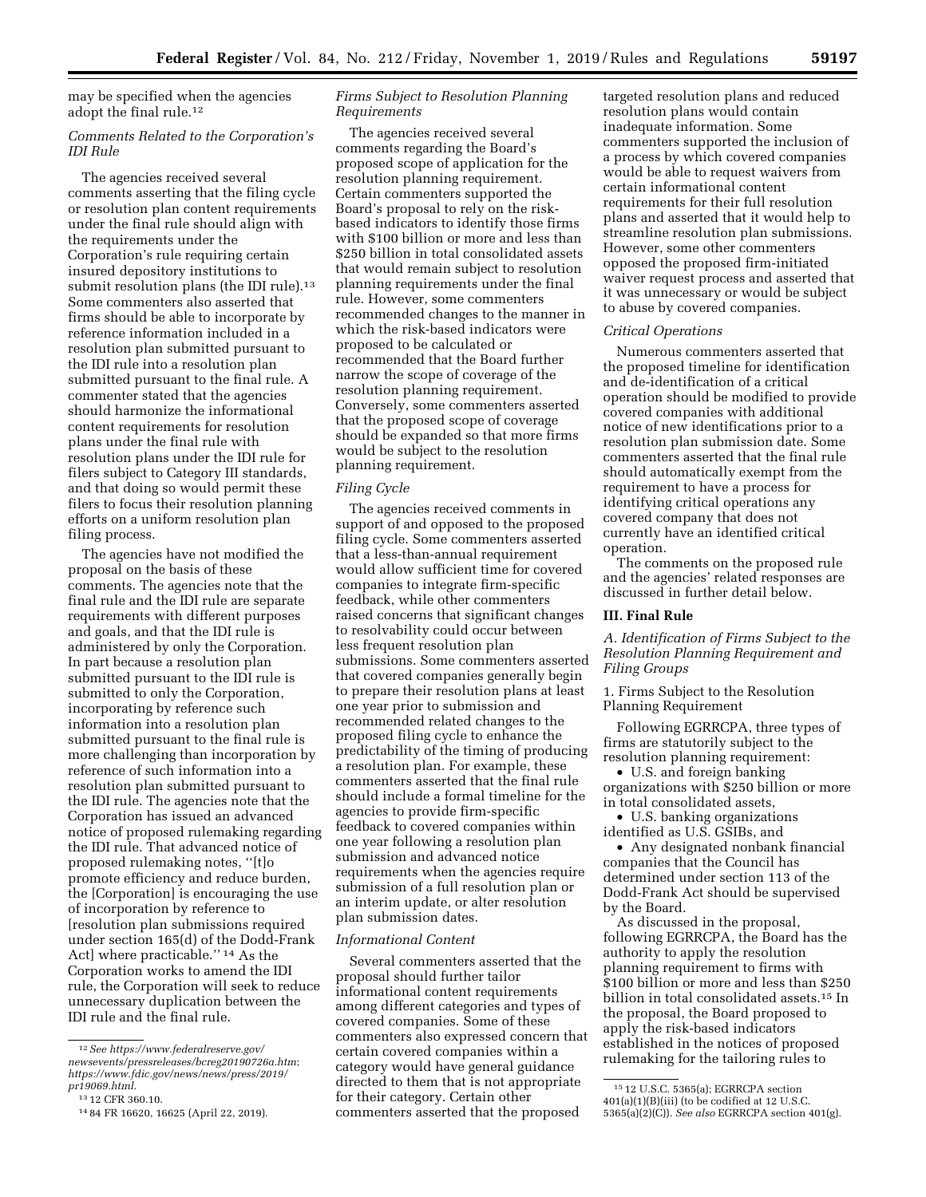may be specified when the agencies adopt the final rule.[12]

*Comments Related to the Corporation's IDI Rule*

The agencies received several comments asserting that the filing cycle or resolution plan content requirements under the final rule should align with the requirements under the Corporation's rule requiring certain insured depository institutions to submit resolution plans (the IDI rule).[13] Some commenters also asserted that firms should be able to incorporate by reference information included in a resolution plan submitted pursuant to the IDI rule into a resolution plan submitted pursuant to the final rule. A commenter stated that the agencies should harmonize the informational content requirements for resolution plans under the final rule with resolution plans under the IDI rule for filers subject to Category III standards, and that doing so would permit these filers to focus their resolution planning efforts on a uniform resolution plan filing process.

The agencies have not modified the proposal on the basis of these comments. The agencies note that the final rule and the IDI rule are separate requirements with different purposes and goals, and that the IDI rule is administered by only the Corporation. In part because a resolution plan submitted pursuant to the IDI rule is submitted to only the Corporation, incorporating by reference such information into a resolution plan submitted pursuant to the final rule is more challenging than incorporation by reference of such information into a resolution plan submitted pursuant to the IDI rule. The agencies note that the Corporation has issued an advanced notice of proposed rulemaking regarding the IDI rule. That advanced notice of proposed rulemaking notes, "[t]o promote efficiency and reduce burden, the [Corporation] is encouraging the use of incorporation by reference to [resolution plan submissions required under section 165(d) of the Dodd-Frank Act] where practicable." [14] As the Corporation works to amend the IDI rule, the Corporation will seek to reduce unnecessary duplication between the IDI rule and the final rule.

*Firms Subject to Resolution Planning Requirements*

The agencies received several comments regarding the Board's proposed scope of application for the resolution planning requirement. Certain commenters supported the Board's proposal to rely on the risk-based indicators to identify those firms with \$100 billion or more and less than \$250 billion in total consolidated assets that would remain subject to resolution planning requirements under the final rule. However, some commenters recommended changes to the manner in which the risk-based indicators were proposed to be calculated or recommended that the Board further narrow the scope of coverage of the resolution planning requirement. Conversely, some commenters asserted that the proposed scope of coverage should be expanded so that more firms would be subject to the resolution planning requirement.

*Filing Cycle*

The agencies received comments in support of and opposed to the proposed filing cycle. Some commenters asserted that a less-than-annual requirement would allow sufficient time for covered companies to integrate firm-specific feedback, while other commenters raised concerns that significant changes to resolvability could occur between less frequent resolution plan submissions. Some commenters asserted that covered companies generally begin to prepare their resolution plans at least one year prior to submission and recommended related changes to the proposed filing cycle to enhance the predictability of the timing of producing a resolution plan. For example, these commenters asserted that the final rule should include a formal timeline for the agencies to provide firm-specific feedback to covered companies within one year following a resolution plan submission and advanced notice requirements when the agencies require submission of a full resolution plan or an interim update, or alter resolution plan submission dates.

*Informational Content*

Several commenters asserted that the proposal should further tailor informational content requirements among different categories and types of covered companies. Some of these commenters also expressed concern that certain covered companies within a category would have general guidance directed to them that is not appropriate for their category. Certain other commenters asserted that the proposed targeted resolution plans and reduced resolution plans would contain inadequate information. Some commenters supported the inclusion of a process by which covered companies would be able to request waivers from certain informational content requirements for their full resolution plans and asserted that it would help to streamline resolution plan submissions. However, some other commenters opposed the proposed firm-initiated waiver request process and asserted that it was unnecessary or would be subject to abuse by covered companies.

*Critical Operations*

Numerous commenters asserted that the proposed timeline for identification and de-identification of a critical operation should be modified to provide covered companies with additional notice of new identifications prior to a resolution plan submission date. Some commenters asserted that the final rule should automatically exempt from the requirement to have a process for identifying critical operations any covered company that does not currently have an identified critical operation.

The comments on the proposed rule and the agencies' related responses are discussed in further detail below.

## III. Final Rule

### *A. Identification of Firms Subject to the Resolution Planning Requirement and Filing Groups*

#### 1. Firms Subject to the Resolution Planning Requirement

Following EGRRCPA, three types of firms are statutorily subject to the resolution planning requirement:

- U.S. and foreign banking organizations with \$250 billion or more in total consolidated assets,
- U.S. banking organizations identified as U.S. GSIBs, and
- Any designated nonbank financial companies that the Council has determined under section 113 of the Dodd-Frank Act should be supervised by the Board.

As discussed in the proposal, following EGRRCPA, the Board has the authority to apply the resolution planning requirement to firms with \$100 billion or more and less than \$250 billion in total consolidated assets.[15] In the proposal, the Board proposed to apply the risk-based indicators established in the notices of proposed rulemaking for the tailoring rules to

---

[12] *See https://www.federalreserve.gov/newsevents/pressreleases/bcreg20190726a.htm; https://www.fdic.gov/news/news/press/2019/pr19069.html.*

[13] 12 CFR 360.10.

[14] 84 FR 16620, 16625 (April 22, 2019).

[15] 12 U.S.C. 5365(a); EGRRCPA section 401(a)(1)(B)(iii) (to be codified at 12 U.S.C. 5365(a)(2)(C)). *See also* EGRRCPA section 401(g).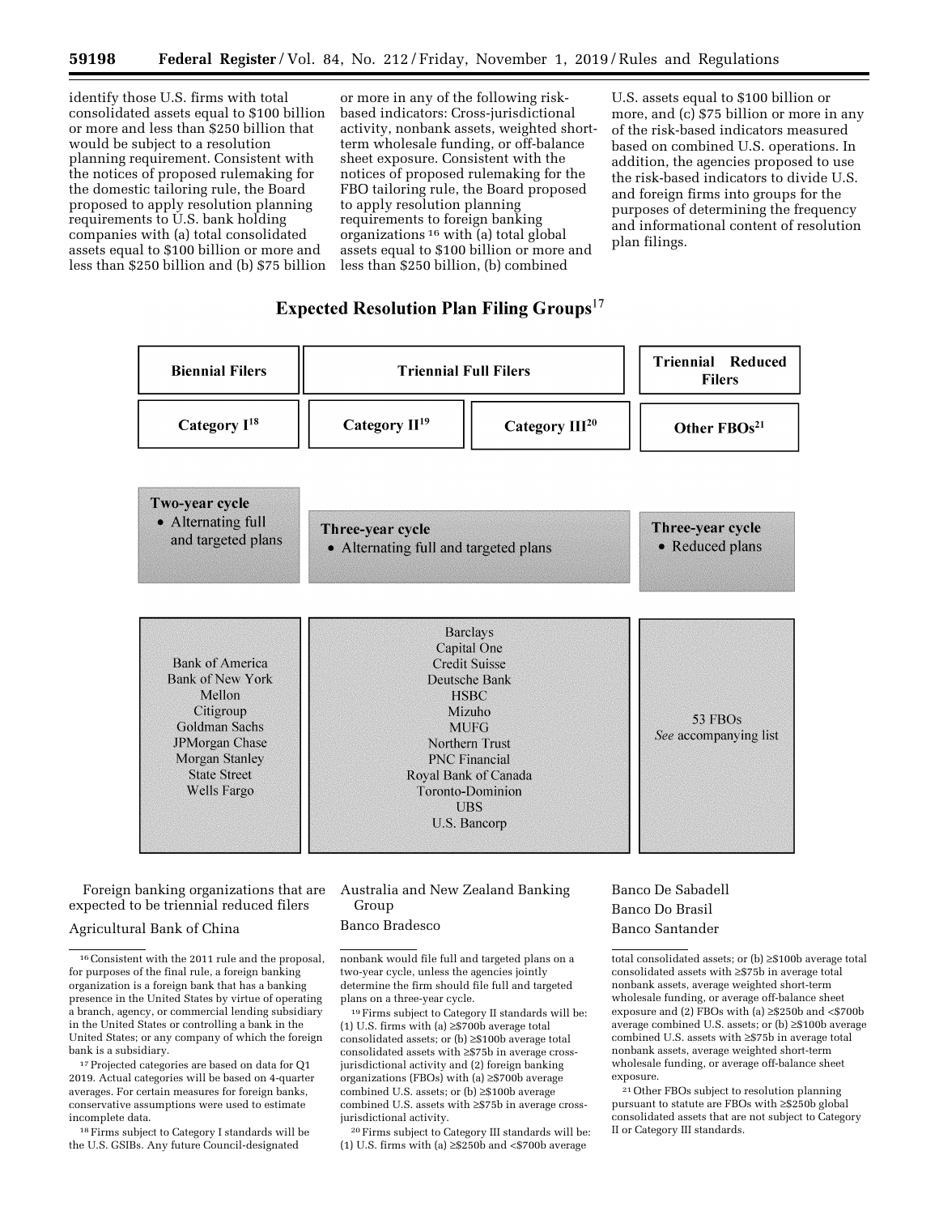identify those U.S. firms with total consolidated assets equal to $100 billion or more and less than $250 billion that would be subject to a resolution planning requirement. Consistent with the notices of proposed rulemaking for the domestic tailoring rule, the Board proposed to apply resolution planning requirements to U.S. bank holding companies with (a) total consolidated assets equal to $100 billion or more and less than $250 billion and (b) $75 billion or more in any of the following risk-based indicators: Cross-jurisdictional activity, nonbank assets, weighted short-term wholesale funding, or off-balance sheet exposure. Consistent with the notices of proposed rulemaking for the FBO tailoring rule, the Board proposed to apply resolution planning requirements to foreign banking organizations[16] with (a) total global assets equal to $100 billion or more and less than $250 billion, (b) combined U.S. assets equal to $100 billion or more, and (c) $75 billion or more in any of the risk-based indicators measured based on combined U.S. operations. In addition, the agencies proposed to use the risk-based indicators to divide U.S. and foreign firms into groups for the purposes of determining the frequency and informational content of resolution plan filings.

**Expected Resolution Plan Filing Groups**[17]

| Biennial Filers | Triennial Full Filers | | Triennial Reduced Filers |
|---|---|---|---|
| Category I[18] | Category II[19] | Category III[20] | Other FBOs[21] |
| Two-year cycle • Alternating full and targeted plans | Three-year cycle • Alternating full and targeted plans | | Three-year cycle • Reduced plans |
| Bank of America, Bank of New York Mellon, Citigroup, Goldman Sachs, JPMorgan Chase, Morgan Stanley, State Street, Wells Fargo | Barclays, Capital One, Credit Suisse, Deutsche Bank, HSBC, Mizuho, MUFG, Northern Trust, PNC Financial, Royal Bank of Canada, Toronto-Dominion, UBS, U.S. Bancorp | | 53 FBOs *See* accompanying list |

Foreign banking organizations that are expected to be triennial reduced filers

Agricultural Bank of China

Australia and New Zealand Banking Group

Banco Bradesco

Banco De Sabadell

Banco Do Brasil

Banco Santander

---

[16] Consistent with the 2011 rule and the proposal, for purposes of the final rule, a foreign banking organization is a foreign bank that has a banking presence in the United States by virtue of operating a branch, agency, or commercial lending subsidiary in the United States or controlling a bank in the United States; or any company of which the foreign bank is a subsidiary.

[17] Projected categories are based on data for Q1 2019. Actual categories will be based on 4-quarter averages. For certain measures for foreign banks, conservative assumptions were used to estimate incomplete data.

[18] Firms subject to Category I standards will be the U.S. GSIBs. Any future Council-designated nonbank would file full and targeted plans on a two-year cycle, unless the agencies jointly determine the firm should file full and targeted plans on a three-year cycle.

[19] Firms subject to Category II standards will be: (1) U.S. firms with (a) ≥$700b average total consolidated assets; or (b) ≥$100b average total consolidated assets with ≥$75b in average cross-jurisdictional activity and (2) foreign banking organizations (FBOs) with (a) ≥$700b average combined U.S. assets; or (b) ≥$100b average combined U.S. assets with ≥$75b in average cross-jurisdictional activity.

[20] Firms subject to Category III standards will be: (1) U.S. firms with (a) ≥$250b and <$700b average total consolidated assets; or (b) ≥$100b average total consolidated assets with ≥$75b in average total nonbank assets, average weighted short-term wholesale funding, or average off-balance sheet exposure and (2) FBOs with (a) ≥$250b and <$700b average combined U.S. assets; or (b) ≥$100b average combined U.S. assets with ≥$75b in average total nonbank assets, average weighted short-term wholesale funding, or average off-balance sheet exposure.

[21] Other FBOs subject to resolution planning pursuant to statute are FBOs with ≥$250b global consolidated assets that are not subject to Category II or Category III standards.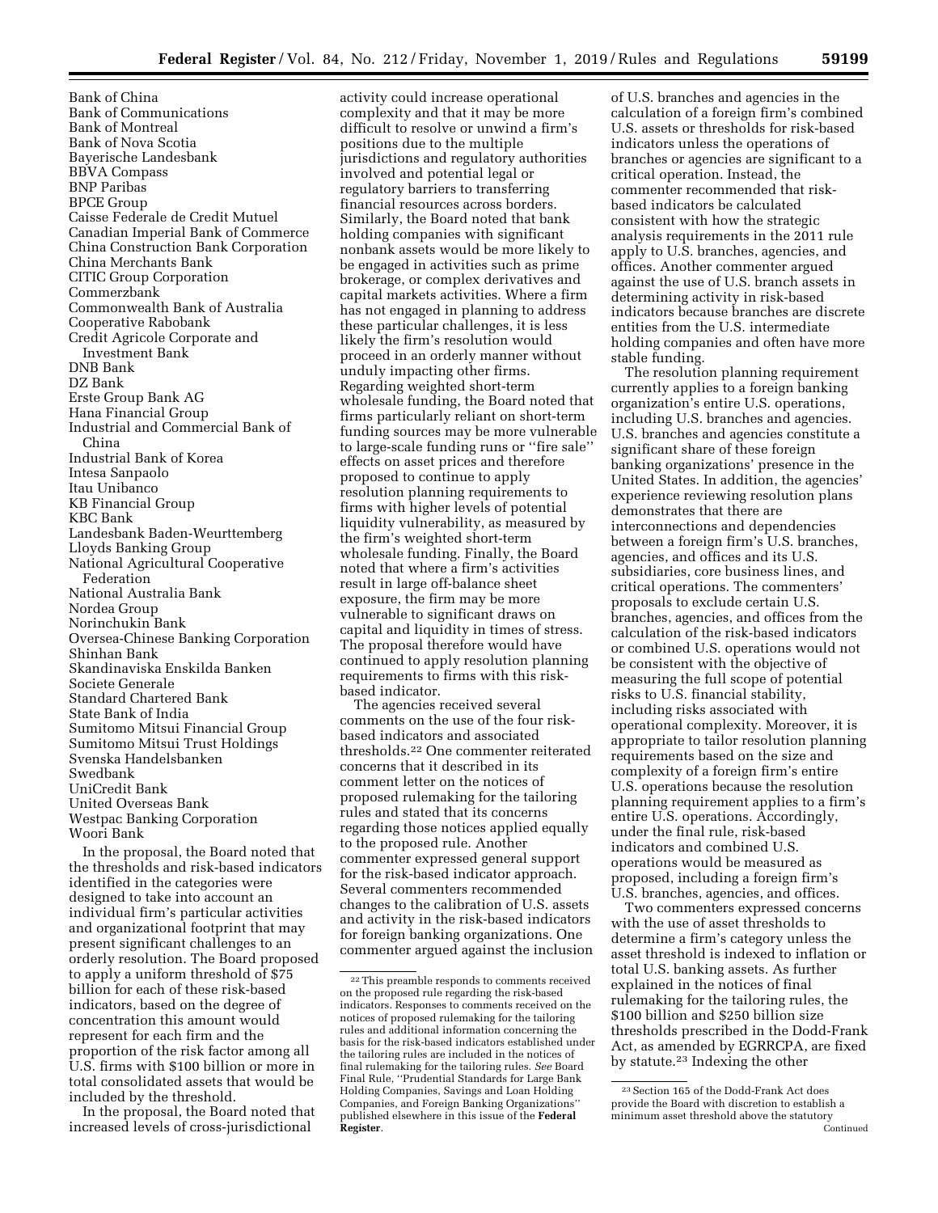Bank of China
Bank of Communications
Bank of Montreal
Bank of Nova Scotia
Bayerische Landesbank
BBVA Compass
BNP Paribas
BPCE Group
Caisse Federale de Credit Mutuel
Canadian Imperial Bank of Commerce
China Construction Bank Corporation
China Merchants Bank
CITIC Group Corporation
Commerzbank
Commonwealth Bank of Australia
Cooperative Rabobank
Credit Agricole Corporate and Investment Bank
DNB Bank
DZ Bank
Erste Group Bank AG
Hana Financial Group
Industrial and Commercial Bank of China
Industrial Bank of Korea
Intesa Sanpaolo
Itau Unibanco
KB Financial Group
KBC Bank
Landesbank Baden-Weurttemberg
Lloyds Banking Group
National Agricultural Cooperative Federation
National Australia Bank
Nordea Group
Norinchukin Bank
Oversea-Chinese Banking Corporation
Shinhan Bank
Skandinaviska Enskilda Banken
Societe Generale
Standard Chartered Bank
State Bank of India
Sumitomo Mitsui Financial Group
Sumitomo Mitsui Trust Holdings
Svenska Handelsbanken
Swedbank
UniCredit Bank
United Overseas Bank
Westpac Banking Corporation
Woori Bank

In the proposal, the Board noted that the thresholds and risk-based indicators identified in the categories were designed to take into account an individual firm's particular activities and organizational footprint that may present significant challenges to an orderly resolution. The Board proposed to apply a uniform threshold of $75 billion for each of these risk-based indicators, based on the degree of concentration this amount would represent for each firm and the proportion of the risk factor among all U.S. firms with $100 billion or more in total consolidated assets that would be included by the threshold.

In the proposal, the Board noted that increased levels of cross-jurisdictional activity could increase operational complexity and that it may be more difficult to resolve or unwind a firm's positions due to the multiple jurisdictions and regulatory authorities involved and potential legal or regulatory barriers to transferring financial resources across borders. Similarly, the Board noted that bank holding companies with significant nonbank assets would be more likely to be engaged in activities such as prime brokerage, or complex derivatives and capital markets activities. Where a firm has not engaged in planning to address these particular challenges, it is less likely the firm's resolution would proceed in an orderly manner without unduly impacting other firms. Regarding weighted short-term wholesale funding, the Board noted that firms particularly reliant on short-term funding sources may be more vulnerable to large-scale funding runs or "fire sale" effects on asset prices and therefore proposed to continue to apply resolution planning requirements to firms with higher levels of potential liquidity vulnerability, as measured by the firm's weighted short-term wholesale funding. Finally, the Board noted that where a firm's activities result in large off-balance sheet exposure, the firm may be more vulnerable to significant draws on capital and liquidity in times of stress. The proposal therefore would have continued to apply resolution planning requirements to firms with this risk-based indicator.

The agencies received several comments on the use of the four risk-based indicators and associated thresholds.[22] One commenter reiterated concerns that it described in its comment letter on the notices of proposed rulemaking for the tailoring rules and stated that its concerns regarding those notices applied equally to the proposed rule. Another commenter expressed general support for the risk-based indicator approach. Several commenters recommended changes to the calibration of U.S. assets and activity in the risk-based indicators for foreign banking organizations. One commenter argued against the inclusion of U.S. branches and agencies in the calculation of a foreign firm's combined U.S. assets or thresholds for risk-based indicators unless the operations of branches or agencies are significant to a critical operation. Instead, the commenter recommended that risk-based indicators be calculated consistent with how the strategic analysis requirements in the 2011 rule apply to U.S. branches, agencies, and offices. Another commenter argued against the use of U.S. branch assets in determining activity in risk-based indicators because branches are discrete entities from the U.S. intermediate holding companies and often have more stable funding.

The resolution planning requirement currently applies to a foreign banking organization's entire U.S. operations, including U.S. branches and agencies. U.S. branches and agencies constitute a significant share of these foreign banking organizations' presence in the United States. In addition, the agencies' experience reviewing resolution plans demonstrates that there are interconnections and dependencies between a foreign firm's U.S. branches, agencies, and offices and its U.S. subsidiaries, core business lines, and critical operations. The commenters' proposals to exclude certain U.S. branches, agencies, and offices from the calculation of the risk-based indicators or combined U.S. operations would not be consistent with the objective of measuring the full scope of potential risks to U.S. financial stability, including risks associated with operational complexity. Moreover, it is appropriate to tailor resolution planning requirements based on the size and complexity of a foreign firm's entire U.S. operations because the resolution planning requirement applies to a firm's entire U.S. operations. Accordingly, under the final rule, risk-based indicators and combined U.S. operations would be measured as proposed, including a foreign firm's U.S. branches, agencies, and offices.

Two commenters expressed concerns with the use of asset thresholds to determine a firm's category unless the asset threshold is indexed to inflation or total U.S. banking assets. As further explained in the notices of final rulemaking for the tailoring rules, the $100 billion and $250 billion size thresholds prescribed in the Dodd-Frank Act, as amended by EGRRCPA, are fixed by statute.[23] Indexing the other

[22] This preamble responds to comments received on the proposed rule regarding the risk-based indicators. Responses to comments received on the notices of proposed rulemaking for the tailoring rules and additional information concerning the basis for the risk-based indicators established under the tailoring rules are included in the notices of final rulemaking for the tailoring rules. *See* Board Final Rule, "Prudential Standards for Large Bank Holding Companies, Savings and Loan Holding Companies, and Foreign Banking Organizations" published elsewhere in this issue of the **Federal Register**.

[23] Section 165 of the Dodd-Frank Act does provide the Board with discretion to establish a minimum asset threshold above the statutory
Continued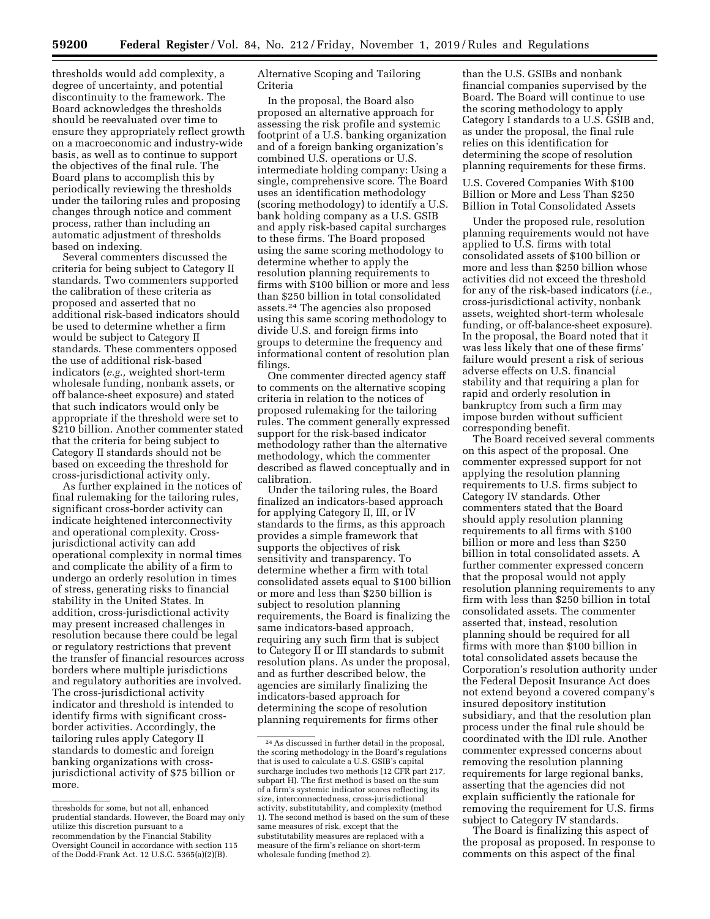thresholds would add complexity, a degree of uncertainty, and potential discontinuity to the framework. The Board acknowledges the thresholds should be reevaluated over time to ensure they appropriately reflect growth on a macroeconomic and industry-wide basis, as well as to continue to support the objectives of the final rule. The Board plans to accomplish this by periodically reviewing the thresholds under the tailoring rules and proposing changes through notice and comment process, rather than including an automatic adjustment of thresholds based on indexing.

Several commenters discussed the criteria for being subject to Category II standards. Two commenters supported the calibration of these criteria as proposed and asserted that no additional risk-based indicators should be used to determine whether a firm would be subject to Category II standards. These commenters opposed the use of additional risk-based indicators (*e.g.,* weighted short-term wholesale funding, nonbank assets, or off balance-sheet exposure) and stated that such indicators would only be appropriate if the threshold were set to $210 billion. Another commenter stated that the criteria for being subject to Category II standards should not be based on exceeding the threshold for cross-jurisdictional activity only.

As further explained in the notices of final rulemaking for the tailoring rules, significant cross-border activity can indicate heightened interconnectivity and operational complexity. Cross-jurisdictional activity can add operational complexity in normal times and complicate the ability of a firm to undergo an orderly resolution in times of stress, generating risks to financial stability in the United States. In addition, cross-jurisdictional activity may present increased challenges in resolution because there could be legal or regulatory restrictions that prevent the transfer of financial resources across borders where multiple jurisdictions and regulatory authorities are involved. The cross-jurisdictional activity indicator and threshold is intended to identify firms with significant cross-border activities. Accordingly, the tailoring rules apply Category II standards to domestic and foreign banking organizations with cross-jurisdictional activity of $75 billion or more.

Alternative Scoping and Tailoring Criteria

In the proposal, the Board also proposed an alternative approach for assessing the risk profile and systemic footprint of a U.S. banking organization and of a foreign banking organization's combined U.S. operations or U.S. intermediate holding company: Using a single, comprehensive score. The Board uses an identification methodology (scoring methodology) to identify a U.S. bank holding company as a U.S. GSIB and apply risk-based capital surcharges to these firms. The Board proposed using the same scoring methodology to determine whether to apply the resolution planning requirements to firms with $100 billion or more and less than $250 billion in total consolidated assets.[24] The agencies also proposed using this same scoring methodology to divide U.S. and foreign firms into groups to determine the frequency and informational content of resolution plan filings.

One commenter directed agency staff to comments on the alternative scoping criteria in relation to the notices of proposed rulemaking for the tailoring rules. The comment generally expressed support for the risk-based indicator methodology rather than the alternative methodology, which the commenter described as flawed conceptually and in calibration.

Under the tailoring rules, the Board finalized an indicators-based approach for applying Category II, III, or IV standards to the firms, as this approach provides a simple framework that supports the objectives of risk sensitivity and transparency. To determine whether a firm with total consolidated assets equal to $100 billion or more and less than $250 billion is subject to resolution planning requirements, the Board is finalizing the same indicators-based approach, requiring any such firm that is subject to Category II or III standards to submit resolution plans. As under the proposal, and as further described below, the agencies are similarly finalizing the indicators-based approach for determining the scope of resolution planning requirements for firms other than the U.S. GSIBs and nonbank financial companies supervised by the Board. The Board will continue to use the scoring methodology to apply Category I standards to a U.S. GSIB and, as under the proposal, the final rule relies on this identification for determining the scope of resolution planning requirements for these firms.

U.S. Covered Companies With $100 Billion or More and Less Than $250 Billion in Total Consolidated Assets

Under the proposed rule, resolution planning requirements would not have applied to U.S. firms with total consolidated assets of $100 billion or more and less than $250 billion whose activities did not exceed the threshold for any of the risk-based indicators (*i.e.,* cross-jurisdictional activity, nonbank assets, weighted short-term wholesale funding, or off-balance-sheet exposure). In the proposal, the Board noted that it was less likely that one of these firms' failure would present a risk of serious adverse effects on U.S. financial stability and that requiring a plan for rapid and orderly resolution in bankruptcy from such a firm may impose burden without sufficient corresponding benefit.

The Board received several comments on this aspect of the proposal. One commenter expressed support for not applying the resolution planning requirements to U.S. firms subject to Category IV standards. Other commenters stated that the Board should apply resolution planning requirements to all firms with $100 billion or more and less than $250 billion in total consolidated assets. A further commenter expressed concern that the proposal would not apply resolution planning requirements to any firm with less than $250 billion in total consolidated assets. The commenter asserted that, instead, resolution planning should be required for all firms with more than $100 billion in total consolidated assets because the Corporation's resolution authority under the Federal Deposit Insurance Act does not extend beyond a covered company's insured depository institution subsidiary, and that the resolution plan process under the final rule should be coordinated with the IDI rule. Another commenter expressed concerns about removing the resolution planning requirements for large regional banks, asserting that the agencies did not explain sufficiently the rationale for removing the requirement for U.S. firms subject to Category IV standards.

The Board is finalizing this aspect of the proposal as proposed. In response to comments on this aspect of the final

---

thresholds for some, but not all, enhanced prudential standards. However, the Board may only utilize this discretion pursuant to a recommendation by the Financial Stability Oversight Council in accordance with section 115 of the Dodd-Frank Act. 12 U.S.C. 5365(a)(2)(B).

[24] As discussed in further detail in the proposal, the scoring methodology in the Board's regulations that is used to calculate a U.S. GSIB's capital surcharge includes two methods (12 CFR part 217, subpart H). The first method is based on the sum of a firm's systemic indicator scores reflecting its size, interconnectedness, cross-jurisdictional activity, substitutability, and complexity (method 1). The second method is based on the sum of these same measures of risk, except that the substitutability measures are replaced with a measure of the firm's reliance on short-term wholesale funding (method 2).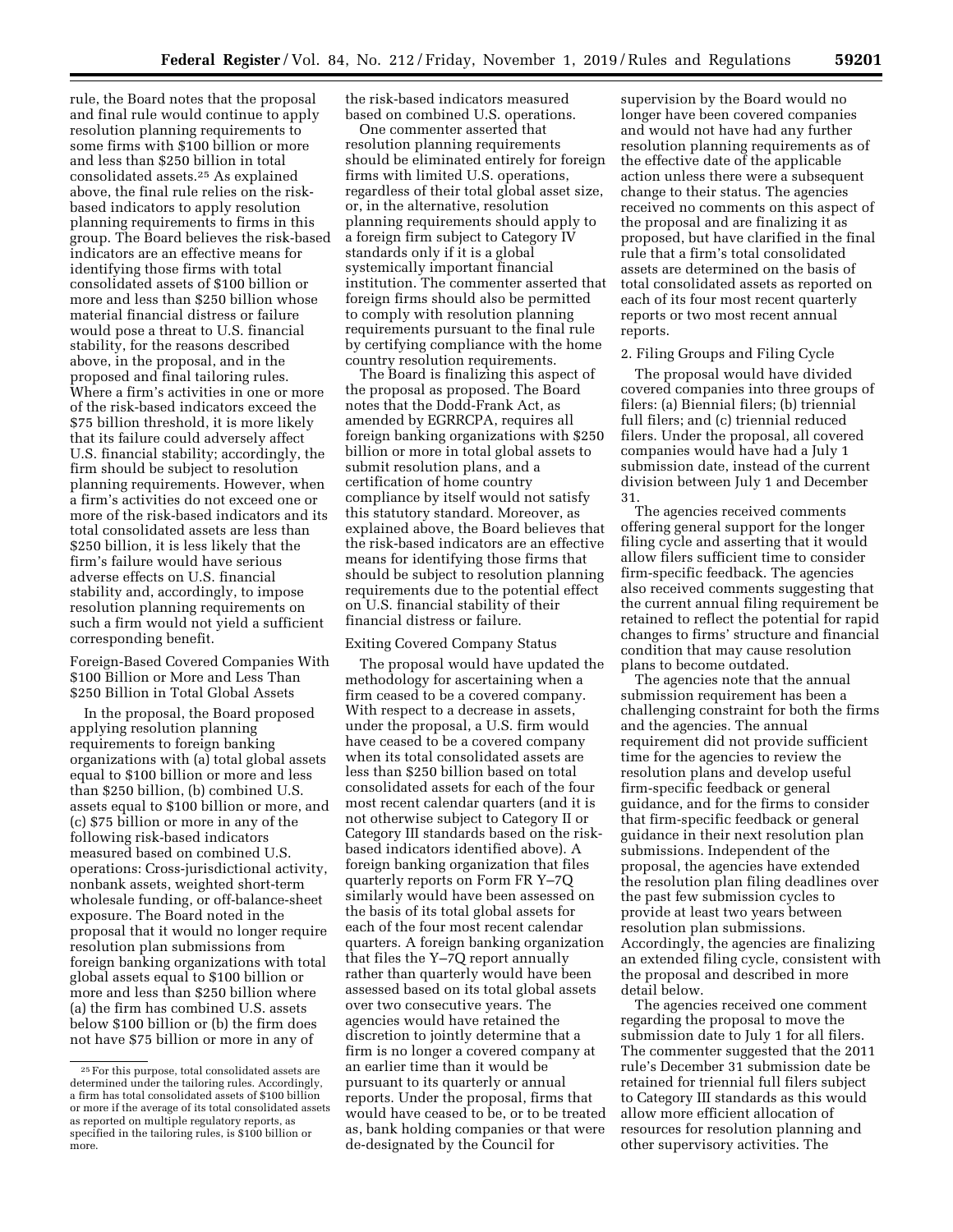rule, the Board notes that the proposal and final rule would continue to apply resolution planning requirements to some firms with $100 billion or more and less than $250 billion in total consolidated assets.[25] As explained above, the final rule relies on the risk-based indicators to apply resolution planning requirements to firms in this group. The Board believes the risk-based indicators are an effective means for identifying those firms with total consolidated assets of $100 billion or more and less than $250 billion whose material financial distress or failure would pose a threat to U.S. financial stability, for the reasons described above, in the proposal, and in the proposed and final tailoring rules. Where a firm's activities in one or more of the risk-based indicators exceed the $75 billion threshold, it is more likely that its failure could adversely affect U.S. financial stability; accordingly, the firm should be subject to resolution planning requirements. However, when a firm's activities do not exceed one or more of the risk-based indicators and its total consolidated assets are less than $250 billion, it is less likely that the firm's failure would have serious adverse effects on U.S. financial stability and, accordingly, to impose resolution planning requirements on such a firm would not yield a sufficient corresponding benefit.

Foreign-Based Covered Companies With $100 Billion or More and Less Than $250 Billion in Total Global Assets

In the proposal, the Board proposed applying resolution planning requirements to foreign banking organizations with (a) total global assets equal to $100 billion or more and less than $250 billion, (b) combined U.S. assets equal to $100 billion or more, and (c) $75 billion or more in any of the following risk-based indicators measured based on combined U.S. operations: Cross-jurisdictional activity, nonbank assets, weighted short-term wholesale funding, or off-balance-sheet exposure. The Board noted in the proposal that it would no longer require resolution plan submissions from foreign banking organizations with total global assets equal to $100 billion or more and less than $250 billion where (a) the firm has combined U.S. assets below $100 billion or (b) the firm does not have $75 billion or more in any of the risk-based indicators measured based on combined U.S. operations.

One commenter asserted that resolution planning requirements should be eliminated entirely for foreign firms with limited U.S. operations, regardless of their total global asset size, or, in the alternative, resolution planning requirements should apply to a foreign firm subject to Category IV standards only if it is a global systemically important financial institution. The commenter asserted that foreign firms should also be permitted to comply with resolution planning requirements pursuant to the final rule by certifying compliance with the home country resolution requirements.

The Board is finalizing this aspect of the proposal as proposed. The Board notes that the Dodd-Frank Act, as amended by EGRRCPA, requires all foreign banking organizations with $250 billion or more in total global assets to submit resolution plans, and a certification of home country compliance by itself would not satisfy this statutory standard. Moreover, as explained above, the Board believes that the risk-based indicators are an effective means for identifying those firms that should be subject to resolution planning requirements due to the potential effect on U.S. financial stability of their financial distress or failure.

Exiting Covered Company Status

The proposal would have updated the methodology for ascertaining when a firm ceased to be a covered company. With respect to a decrease in assets, under the proposal, a U.S. firm would have ceased to be a covered company when its total consolidated assets are less than $250 billion based on total consolidated assets for each of the four most recent calendar quarters (and it is not otherwise subject to Category II or Category III standards based on the risk-based indicators identified above). A foreign banking organization that files quarterly reports on Form FR Y–7Q similarly would have been assessed on the basis of its total global assets for each of the four most recent calendar quarters. A foreign banking organization that files the Y–7Q report annually rather than quarterly would have been assessed based on its total global assets over two consecutive years. The agencies would have retained the discretion to jointly determine that a firm is no longer a covered company at an earlier time than it would be pursuant to its quarterly or annual reports. Under the proposal, firms that would have ceased to be, or to be treated as, bank holding companies or that were de-designated by the Council for supervision by the Board would no longer have been covered companies and would not have had any further resolution planning requirements as of the effective date of the applicable action unless there were a subsequent change to their status. The agencies received no comments on this aspect of the proposal and are finalizing it as proposed, but have clarified in the final rule that a firm's total consolidated assets are determined on the basis of total consolidated assets as reported on each of its four most recent quarterly reports or two most recent annual reports.

2. Filing Groups and Filing Cycle

The proposal would have divided covered companies into three groups of filers: (a) Biennial filers; (b) triennial full filers; and (c) triennial reduced filers. Under the proposal, all covered companies would have had a July 1 submission date, instead of the current division between July 1 and December 31.

The agencies received comments offering general support for the longer filing cycle and asserting that it would allow filers sufficient time to consider firm-specific feedback. The agencies also received comments suggesting that the current annual filing requirement be retained to reflect the potential for rapid changes to firms' structure and financial condition that may cause resolution plans to become outdated.

The agencies note that the annual submission requirement has been a challenging constraint for both the firms and the agencies. The annual requirement did not provide sufficient time for the agencies to review the resolution plans and develop useful firm-specific feedback or general guidance, and for the firms to consider that firm-specific feedback or general guidance in their next resolution plan submissions. Independent of the proposal, the agencies have extended the resolution plan filing deadlines over the past few submission cycles to provide at least two years between resolution plan submissions. Accordingly, the agencies are finalizing an extended filing cycle, consistent with the proposal and described in more detail below.

The agencies received one comment regarding the proposal to move the submission date to July 1 for all filers. The commenter suggested that the 2011 rule's December 31 submission date be retained for triennial full filers subject to Category III standards as this would allow more efficient allocation of resources for resolution planning and other supervisory activities. The

---

[25] For this purpose, total consolidated assets are determined under the tailoring rules. Accordingly, a firm has total consolidated assets of $100 billion or more if the average of its total consolidated assets as reported on multiple regulatory reports, as specified in the tailoring rules, is $100 billion or more.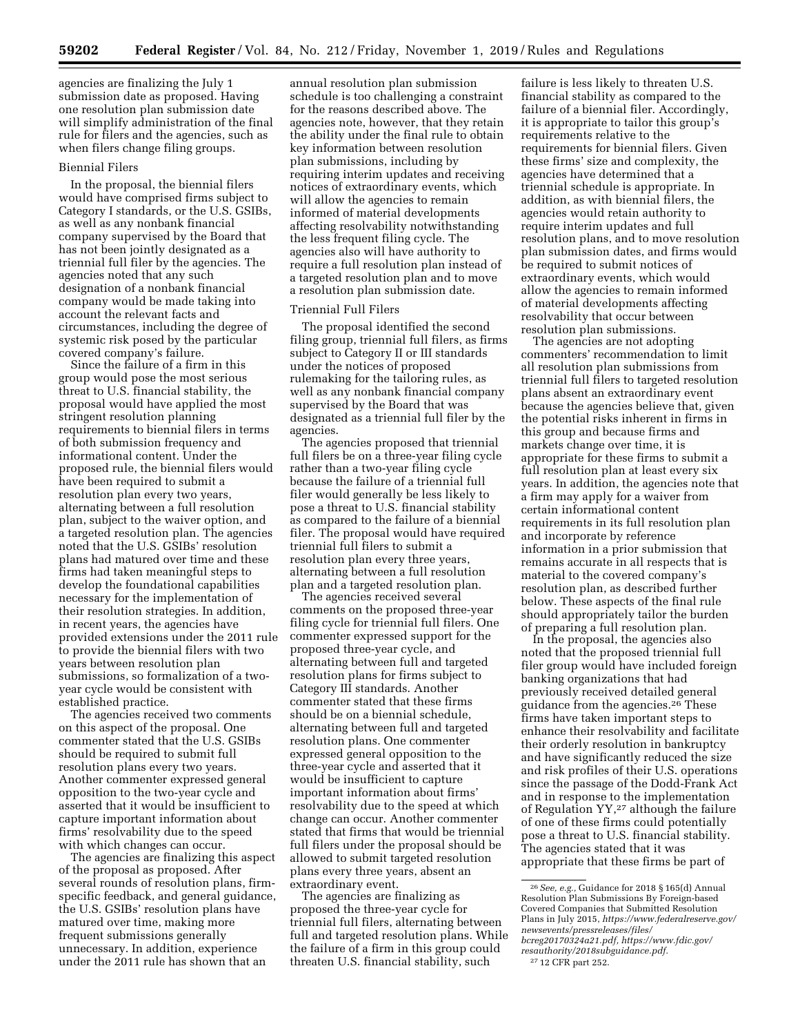agencies are finalizing the July 1 submission date as proposed. Having one resolution plan submission date will simplify administration of the final rule for filers and the agencies, such as when filers change filing groups.

### Biennial Filers

In the proposal, the biennial filers would have comprised firms subject to Category I standards, or the U.S. GSIBs, as well as any nonbank financial company supervised by the Board that has not been jointly designated as a triennial full filer by the agencies. The agencies noted that any such designation of a nonbank financial company would be made taking into account the relevant facts and circumstances, including the degree of systemic risk posed by the particular covered company's failure.

Since the failure of a firm in this group would pose the most serious threat to U.S. financial stability, the proposal would have applied the most stringent resolution planning requirements to biennial filers in terms of both submission frequency and informational content. Under the proposed rule, the biennial filers would have been required to submit a resolution plan every two years, alternating between a full resolution plan, subject to the waiver option, and a targeted resolution plan. The agencies noted that the U.S. GSIBs' resolution plans had matured over time and these firms had taken meaningful steps to develop the foundational capabilities necessary for the implementation of their resolution strategies. In addition, in recent years, the agencies have provided extensions under the 2011 rule to provide the biennial filers with two years between resolution plan submissions, so formalization of a two-year cycle would be consistent with established practice.

The agencies received two comments on this aspect of the proposal. One commenter stated that the U.S. GSIBs should be required to submit full resolution plans every two years. Another commenter expressed general opposition to the two-year cycle and asserted that it would be insufficient to capture important information about firms' resolvability due to the speed with which changes can occur.

The agencies are finalizing this aspect of the proposal as proposed. After several rounds of resolution plans, firm-specific feedback, and general guidance, the U.S. GSIBs' resolution plans have matured over time, making more frequent submissions generally unnecessary. In addition, experience under the 2011 rule has shown that an annual resolution plan submission schedule is too challenging a constraint for the reasons described above. The agencies note, however, that they retain the ability under the final rule to obtain key information between resolution plan submissions, including by requiring interim updates and receiving notices of extraordinary events, which will allow the agencies to remain informed of material developments affecting resolvability notwithstanding the less frequent filing cycle. The agencies also will have authority to require a full resolution plan instead of a targeted resolution plan and to move a resolution plan submission date.

### Triennial Full Filers

The proposal identified the second filing group, triennial full filers, as firms subject to Category II or III standards under the notices of proposed rulemaking for the tailoring rules, as well as any nonbank financial company supervised by the Board that was designated as a triennial full filer by the agencies.

The agencies proposed that triennial full filers be on a three-year filing cycle rather than a two-year filing cycle because the failure of a triennial full filer would generally be less likely to pose a threat to U.S. financial stability as compared to the failure of a biennial filer. The proposal would have required triennial full filers to submit a resolution plan every three years, alternating between a full resolution plan and a targeted resolution plan.

The agencies received several comments on the proposed three-year filing cycle for triennial full filers. One commenter expressed support for the proposed three-year cycle, and alternating between full and targeted resolution plans for firms subject to Category III standards. Another commenter stated that these firms should be on a biennial schedule, alternating between full and targeted resolution plans. One commenter expressed general opposition to the three-year cycle and asserted that it would be insufficient to capture important information about firms' resolvability due to the speed at which change can occur. Another commenter stated that firms that would be triennial full filers under the proposal should be allowed to submit targeted resolution plans every three years, absent an extraordinary event.

The agencies are finalizing as proposed the three-year cycle for triennial full filers, alternating between full and targeted resolution plans. While the failure of a firm in this group could threaten U.S. financial stability, such failure is less likely to threaten U.S. financial stability as compared to the failure of a biennial filer. Accordingly, it is appropriate to tailor this group's requirements relative to the requirements for biennial filers. Given these firms' size and complexity, the agencies have determined that a triennial schedule is appropriate. In addition, as with biennial filers, the agencies would retain authority to require interim updates and full resolution plans, and to move resolution plan submission dates, and firms would be required to submit notices of extraordinary events, which would allow the agencies to remain informed of material developments affecting resolvability that occur between resolution plan submissions.

The agencies are not adopting commenters' recommendation to limit all resolution plan submissions from triennial full filers to targeted resolution plans absent an extraordinary event because the agencies believe that, given the potential risks inherent in firms in this group and because firms and markets change over time, it is appropriate for these firms to submit a full resolution plan at least every six years. In addition, the agencies note that a firm may apply for a waiver from certain informational content requirements in its full resolution plan and incorporate by reference information in a prior submission that remains accurate in all respects that is material to the covered company's resolution plan, as described further below. These aspects of the final rule should appropriately tailor the burden of preparing a full resolution plan.

In the proposal, the agencies also noted that the proposed triennial full filer group would have included foreign banking organizations that had previously received detailed general guidance from the agencies.[26] These firms have taken important steps to enhance their resolvability and facilitate their orderly resolution in bankruptcy and have significantly reduced the size and risk profiles of their U.S. operations since the passage of the Dodd-Frank Act and in response to the implementation of Regulation YY,[27] although the failure of one of these firms could potentially pose a threat to U.S. financial stability. The agencies stated that it was appropriate that these firms be part of

---

[26] *See, e.g.,* Guidance for 2018 § 165(d) Annual Resolution Plan Submissions By Foreign-based Covered Companies that Submitted Resolution Plans in July 2015, *https://www.federalreserve.gov/newsevents/pressreleases/files/bcreg20170324a21.pdf, https://www.fdic.gov/resauthority/2018subguidance.pdf.*

[27] 12 CFR part 252.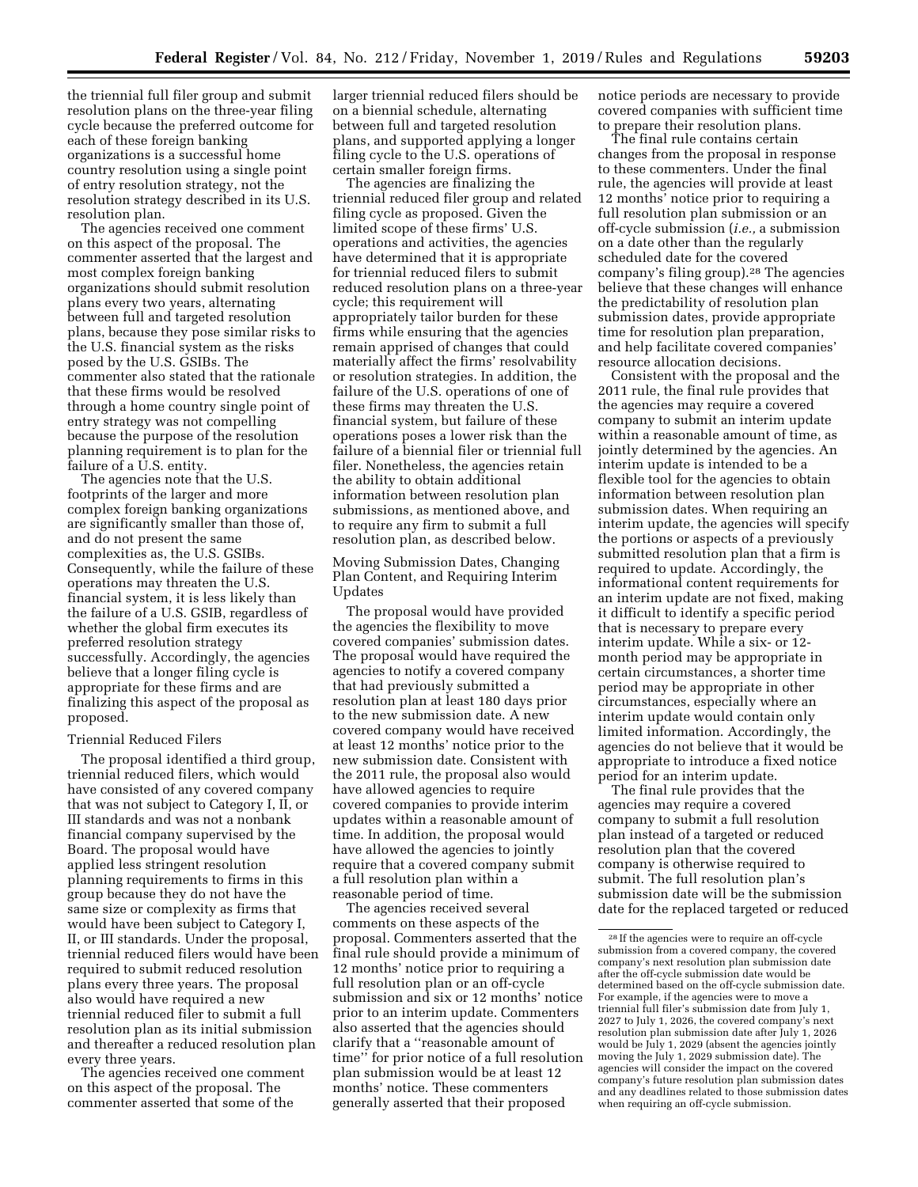the triennial full filer group and submit resolution plans on the three-year filing cycle because the preferred outcome for each of these foreign banking organizations is a successful home country resolution using a single point of entry resolution strategy, not the resolution strategy described in its U.S. resolution plan.

The agencies received one comment on this aspect of the proposal. The commenter asserted that the largest and most complex foreign banking organizations should submit resolution plans every two years, alternating between full and targeted resolution plans, because they pose similar risks to the U.S. financial system as the risks posed by the U.S. GSIBs. The commenter also stated that the rationale that these firms would be resolved through a home country single point of entry strategy was not compelling because the purpose of the resolution planning requirement is to plan for the failure of a U.S. entity.

The agencies note that the U.S. footprints of the larger and more complex foreign banking organizations are significantly smaller than those of, and do not present the same complexities as, the U.S. GSIBs. Consequently, while the failure of these operations may threaten the U.S. financial system, it is less likely than the failure of a U.S. GSIB, regardless of whether the global firm executes its preferred resolution strategy successfully. Accordingly, the agencies believe that a longer filing cycle is appropriate for these firms and are finalizing this aspect of the proposal as proposed.

#### Triennial Reduced Filers

The proposal identified a third group, triennial reduced filers, which would have consisted of any covered company that was not subject to Category I, II, or III standards and was not a nonbank financial company supervised by the Board. The proposal would have applied less stringent resolution planning requirements to firms in this group because they do not have the same size or complexity as firms that would have been subject to Category I, II, or III standards. Under the proposal, triennial reduced filers would have been required to submit reduced resolution plans every three years. The proposal also would have required a new triennial reduced filer to submit a full resolution plan as its initial submission and thereafter a reduced resolution plan every three years.

The agencies received one comment on this aspect of the proposal. The commenter asserted that some of the larger triennial reduced filers should be on a biennial schedule, alternating between full and targeted resolution plans, and supported applying a longer filing cycle to the U.S. operations of certain smaller foreign firms.

The agencies are finalizing the triennial reduced filer group and related filing cycle as proposed. Given the limited scope of these firms' U.S. operations and activities, the agencies have determined that it is appropriate for triennial reduced filers to submit reduced resolution plans on a three-year cycle; this requirement will appropriately tailor burden for these firms while ensuring that the agencies remain apprised of changes that could materially affect the firms' resolvability or resolution strategies. In addition, the failure of the U.S. operations of one of these firms may threaten the U.S. financial system, but failure of these operations poses a lower risk than the failure of a biennial filer or triennial full filer. Nonetheless, the agencies retain the ability to obtain additional information between resolution plan submissions, as mentioned above, and to require any firm to submit a full resolution plan, as described below.

#### Moving Submission Dates, Changing Plan Content, and Requiring Interim Updates

The proposal would have provided the agencies the flexibility to move covered companies' submission dates. The proposal would have required the agencies to notify a covered company that had previously submitted a resolution plan at least 180 days prior to the new submission date. A new covered company would have received at least 12 months' notice prior to the new submission date. Consistent with the 2011 rule, the proposal also would have allowed agencies to require covered companies to provide interim updates within a reasonable amount of time. In addition, the proposal would have allowed the agencies to jointly require that a covered company submit a full resolution plan within a reasonable period of time.

The agencies received several comments on these aspects of the proposal. Commenters asserted that the final rule should provide a minimum of 12 months' notice prior to requiring a full resolution plan or an off-cycle submission and six or 12 months' notice prior to an interim update. Commenters also asserted that the agencies should clarify that a ''reasonable amount of time'' for prior notice of a full resolution plan submission would be at least 12 months' notice. These commenters generally asserted that their proposed notice periods are necessary to provide covered companies with sufficient time to prepare their resolution plans.

The final rule contains certain changes from the proposal in response to these commenters. Under the final rule, the agencies will provide at least 12 months' notice prior to requiring a full resolution plan submission or an off-cycle submission (*i.e.,* a submission on a date other than the regularly scheduled date for the covered company's filing group).[28] The agencies believe that these changes will enhance the predictability of resolution plan submission dates, provide appropriate time for resolution plan preparation, and help facilitate covered companies' resource allocation decisions.

Consistent with the proposal and the 2011 rule, the final rule provides that the agencies may require a covered company to submit an interim update within a reasonable amount of time, as jointly determined by the agencies. An interim update is intended to be a flexible tool for the agencies to obtain information between resolution plan submission dates. When requiring an interim update, the agencies will specify the portions or aspects of a previously submitted resolution plan that a firm is required to update. Accordingly, the informational content requirements for an interim update are not fixed, making it difficult to identify a specific period that is necessary to prepare every interim update. While a six- or 12-month period may be appropriate in certain circumstances, a shorter time period may be appropriate in other circumstances, especially where an interim update would contain only limited information. Accordingly, the agencies do not believe that it would be appropriate to introduce a fixed notice period for an interim update.

The final rule provides that the agencies may require a covered company to submit a full resolution plan instead of a targeted or reduced resolution plan that the covered company is otherwise required to submit. The full resolution plan's submission date will be the submission date for the replaced targeted or reduced

[28] If the agencies were to require an off-cycle submission from a covered company, the covered company's next resolution plan submission date after the off-cycle submission date would be determined based on the off-cycle submission date. For example, if the agencies were to move a triennial full filer's submission date from July 1, 2027 to July 1, 2026, the covered company's next resolution plan submission date after July 1, 2026 would be July 1, 2029 (absent the agencies jointly moving the July 1, 2029 submission date). The agencies will consider the impact on the covered company's future resolution plan submission dates and any deadlines related to those submission dates when requiring an off-cycle submission.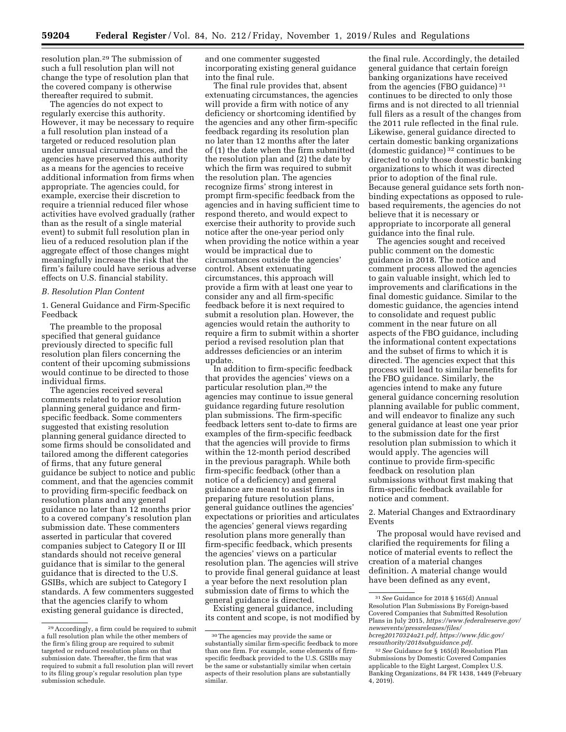resolution plan.[29] The submission of such a full resolution plan will not change the type of resolution plan that the covered company is otherwise thereafter required to submit.

The agencies do not expect to regularly exercise this authority. However, it may be necessary to require a full resolution plan instead of a targeted or reduced resolution plan under unusual circumstances, and the agencies have preserved this authority as a means for the agencies to receive additional information from firms when appropriate. The agencies could, for example, exercise their discretion to require a triennial reduced filer whose activities have evolved gradually (rather than as the result of a single material event) to submit full resolution plan in lieu of a reduced resolution plan if the aggregate effect of those changes might meaningfully increase the risk that the firm's failure could have serious adverse effects on U.S. financial stability.

### *B. Resolution Plan Content*

#### 1. General Guidance and Firm-Specific Feedback

The preamble to the proposal specified that general guidance previously directed to specific full resolution plan filers concerning the content of their upcoming submissions would continue to be directed to those individual firms.

The agencies received several comments related to prior resolution planning general guidance and firm-specific feedback. Some commenters suggested that existing resolution planning general guidance directed to some firms should be consolidated and tailored among the different categories of firms, that any future general guidance be subject to notice and public comment, and that the agencies commit to providing firm-specific feedback on resolution plans and any general guidance no later than 12 months prior to a covered company's resolution plan submission date. These commenters asserted in particular that covered companies subject to Category II or III standards should not receive general guidance that is similar to the general guidance that is directed to the U.S. GSIBs, which are subject to Category I standards. A few commenters suggested that the agencies clarify to whom existing general guidance is directed, and one commenter suggested incorporating existing general guidance into the final rule.

The final rule provides that, absent extenuating circumstances, the agencies will provide a firm with notice of any deficiency or shortcoming identified by the agencies and any other firm-specific feedback regarding its resolution plan no later than 12 months after the later of (1) the date when the firm submitted the resolution plan and (2) the date by which the firm was required to submit the resolution plan. The agencies recognize firms' strong interest in prompt firm-specific feedback from the agencies and in having sufficient time to respond thereto, and would expect to exercise their authority to provide such notice after the one-year period only when providing the notice within a year would be impractical due to circumstances outside the agencies' control. Absent extenuating circumstances, this approach will provide a firm with at least one year to consider any and all firm-specific feedback before it is next required to submit a resolution plan. However, the agencies would retain the authority to require a firm to submit within a shorter period a revised resolution plan that addresses deficiencies or an interim update.

In addition to firm-specific feedback that provides the agencies' views on a particular resolution plan,[30] the agencies may continue to issue general guidance regarding future resolution plan submissions. The firm-specific feedback letters sent to-date to firms are examples of the firm-specific feedback that the agencies will provide to firms within the 12-month period described in the previous paragraph. While both firm-specific feedback (other than a notice of a deficiency) and general guidance are meant to assist firms in preparing future resolution plans, general guidance outlines the agencies' expectations or priorities and articulates the agencies' general views regarding resolution plans more generally than firm-specific feedback, which presents the agencies' views on a particular resolution plan. The agencies will strive to provide final general guidance at least a year before the next resolution plan submission date of firms to which the general guidance is directed.

Existing general guidance, including its content and scope, is not modified by the final rule. Accordingly, the detailed general guidance that certain foreign banking organizations have received from the agencies (FBO guidance) [31] continues to be directed to only those firms and is not directed to all triennial full filers as a result of the changes from the 2011 rule reflected in the final rule. Likewise, general guidance directed to certain domestic banking organizations (domestic guidance) [32] continues to be directed to only those domestic banking organizations to which it was directed prior to adoption of the final rule. Because general guidance sets forth non-binding expectations as opposed to rule-based requirements, the agencies do not believe that it is necessary or appropriate to incorporate all general guidance into the final rule.

The agencies sought and received public comment on the domestic guidance in 2018. The notice and comment process allowed the agencies to gain valuable insight, which led to improvements and clarifications in the final domestic guidance. Similar to the domestic guidance, the agencies intend to consolidate and request public comment in the near future on all aspects of the FBO guidance, including the informational content expectations and the subset of firms to which it is directed. The agencies expect that this process will lead to similar benefits for the FBO guidance. Similarly, the agencies intend to make any future general guidance concerning resolution planning available for public comment, and will endeavor to finalize any such general guidance at least one year prior to the submission date for the first resolution plan submission to which it would apply. The agencies will continue to provide firm-specific feedback on resolution plan submissions without first making that firm-specific feedback available for notice and comment.

#### 2. Material Changes and Extraordinary Events

The proposal would have revised and clarified the requirements for filing a notice of material events to reflect the creation of a material changes definition. A material change would have been defined as any event,

---

[29] Accordingly, a firm could be required to submit a full resolution plan while the other members of the firm's filing group are required to submit targeted or reduced resolution plans on that submission date. Thereafter, the firm that was required to submit a full resolution plan will revert to its filing group's regular resolution plan type submission schedule.

[30] The agencies may provide the same or substantially similar firm-specific feedback to more than one firm. For example, some elements of firm-specific feedback provided to the U.S. GSIBs may be the same or substantially similar when certain aspects of their resolution plans are substantially similar.

[31] *See* Guidance for 2018 § 165(d) Annual Resolution Plan Submissions By Foreign-based Covered Companies that Submitted Resolution Plans in July 2015, *https://www.federalreserve.gov/newsevents/pressreleases/files/bcreg20170324a21.pdf, https://www.fdic.gov/resauthority/2018subguidance.pdf.*

[32] *See* Guidance for § 165(d) Resolution Plan Submissions by Domestic Covered Companies applicable to the Eight Largest, Complex U.S. Banking Organizations, 84 FR 1438, 1449 (February 4, 2019).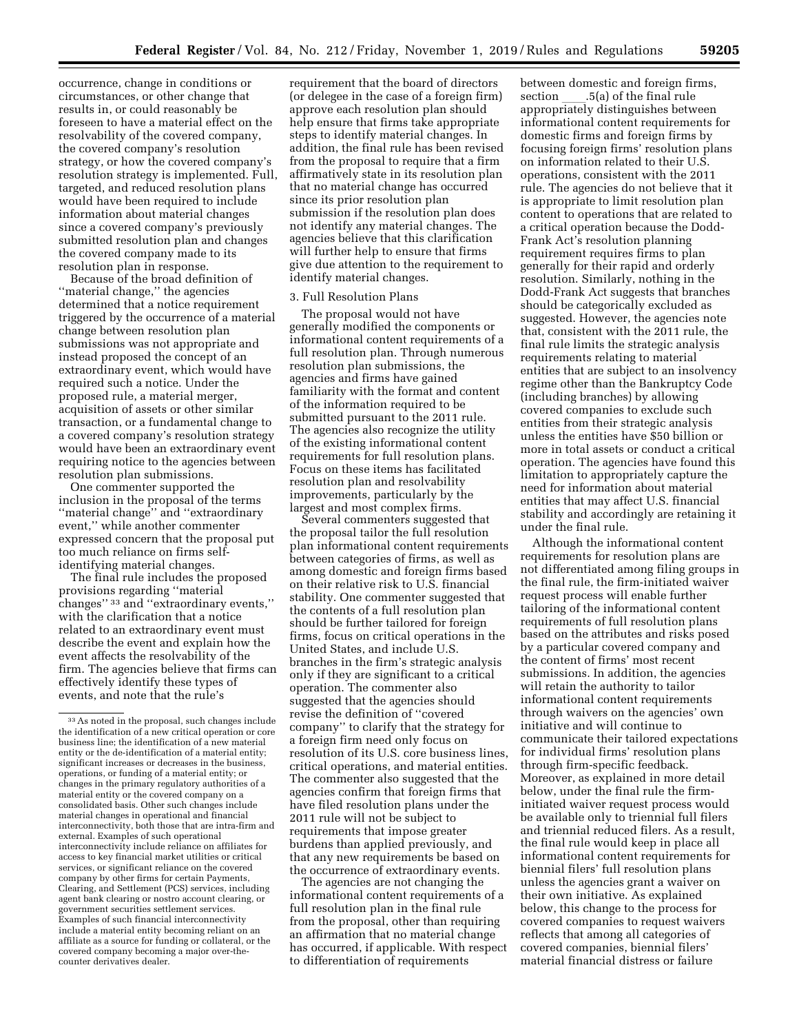occurrence, change in conditions or circumstances, or other change that results in, or could reasonably be foreseen to have a material effect on the resolvability of the covered company, the covered company's resolution strategy, or how the covered company's resolution strategy is implemented. Full, targeted, and reduced resolution plans would have been required to include information about material changes since a covered company's previously submitted resolution plan and changes the covered company made to its resolution plan in response.

Because of the broad definition of ''material change,'' the agencies determined that a notice requirement triggered by the occurrence of a material change between resolution plan submissions was not appropriate and instead proposed the concept of an extraordinary event, which would have required such a notice. Under the proposed rule, a material merger, acquisition of assets or other similar transaction, or a fundamental change to a covered company's resolution strategy would have been an extraordinary event requiring notice to the agencies between resolution plan submissions.

One commenter supported the inclusion in the proposal of the terms ''material change'' and ''extraordinary event,'' while another commenter expressed concern that the proposal put too much reliance on firms self-identifying material changes.

The final rule includes the proposed provisions regarding ''material changes'' [33] and ''extraordinary events,'' with the clarification that a notice related to an extraordinary event must describe the event and explain how the event affects the resolvability of the firm. The agencies believe that firms can effectively identify these types of events, and note that the rule's requirement that the board of directors (or delegee in the case of a foreign firm) approve each resolution plan should help ensure that firms take appropriate steps to identify material changes. In addition, the final rule has been revised from the proposal to require that a firm affirmatively state in its resolution plan that no material change has occurred since its prior resolution plan submission if the resolution plan does not identify any material changes. The agencies believe that this clarification will further help to ensure that firms give due attention to the requirement to identify material changes.

3. Full Resolution Plans

The proposal would not have generally modified the components or informational content requirements of a full resolution plan. Through numerous resolution plan submissions, the agencies and firms have gained familiarity with the format and content of the information required to be submitted pursuant to the 2011 rule. The agencies also recognize the utility of the existing informational content requirements for full resolution plans. Focus on these items has facilitated resolution plan and resolvability improvements, particularly by the largest and most complex firms.

Several commenters suggested that the proposal tailor the full resolution plan informational content requirements between categories of firms, as well as among domestic and foreign firms based on their relative risk to U.S. financial stability. One commenter suggested that the contents of a full resolution plan should be further tailored for foreign firms, focus on critical operations in the United States, and include U.S. branches in the firm's strategic analysis only if they are significant to a critical operation. The commenter also suggested that the agencies should revise the definition of ''covered company'' to clarify that the strategy for a foreign firm need only focus on resolution of its U.S. core business lines, critical operations, and material entities. The commenter also suggested that the agencies confirm that foreign firms that have filed resolution plans under the 2011 rule will not be subject to requirements that impose greater burdens than applied previously, and that any new requirements be based on the occurrence of extraordinary events.

The agencies are not changing the informational content requirements of a full resolution plan in the final rule from the proposal, other than requiring an affirmation that no material change has occurred, if applicable. With respect to differentiation of requirements between domestic and foreign firms, section ____.5(a) of the final rule appropriately distinguishes between informational content requirements for domestic firms and foreign firms by focusing foreign firms' resolution plans on information related to their U.S. operations, consistent with the 2011 rule. The agencies do not believe that it is appropriate to limit resolution plan content to operations that are related to a critical operation because the Dodd-Frank Act's resolution planning requirement requires firms to plan generally for their rapid and orderly resolution. Similarly, nothing in the Dodd-Frank Act suggests that branches should be categorically excluded as suggested. However, the agencies note that, consistent with the 2011 rule, the final rule limits the strategic analysis requirements relating to material entities that are subject to an insolvency regime other than the Bankruptcy Code (including branches) by allowing covered companies to exclude such entities from their strategic analysis unless the entities have $50 billion or more in total assets or conduct a critical operation. The agencies have found this limitation to appropriately capture the need for information about material entities that may affect U.S. financial stability and accordingly are retaining it under the final rule.

Although the informational content requirements for resolution plans are not differentiated among filing groups in the final rule, the firm-initiated waiver request process will enable further tailoring of the informational content requirements of full resolution plans based on the attributes and risks posed by a particular covered company and the content of firms' most recent submissions. In addition, the agencies will retain the authority to tailor informational content requirements through waivers on the agencies' own initiative and will continue to communicate their tailored expectations for individual firms' resolution plans through firm-specific feedback. Moreover, as explained in more detail below, under the final rule the firm-initiated waiver request process would be available only to triennial full filers and triennial reduced filers. As a result, the final rule would keep in place all informational content requirements for biennial filers' full resolution plans unless the agencies grant a waiver on their own initiative. As explained below, this change to the process for covered companies to request waivers reflects that among all categories of covered companies, biennial filers' material financial distress or failure

[33] As noted in the proposal, such changes include the identification of a new critical operation or core business line; the identification of a new material entity or the de-identification of a material entity; significant increases or decreases in the business, operations, or funding of a material entity; or changes in the primary regulatory authorities of a material entity or the covered company on a consolidated basis. Other such changes include material changes in operational and financial interconnectivity, both those that are intra-firm and external. Examples of such operational interconnectivity include reliance on affiliates for access to key financial market utilities or critical services, or significant reliance on the covered company by other firms for certain Payments, Clearing, and Settlement (PCS) services, including agent bank clearing or nostro account clearing, or government securities settlement services. Examples of such financial interconnectivity include a material entity becoming reliant on an affiliate as a source for funding or collateral, or the covered company becoming a major over-the-counter derivatives dealer.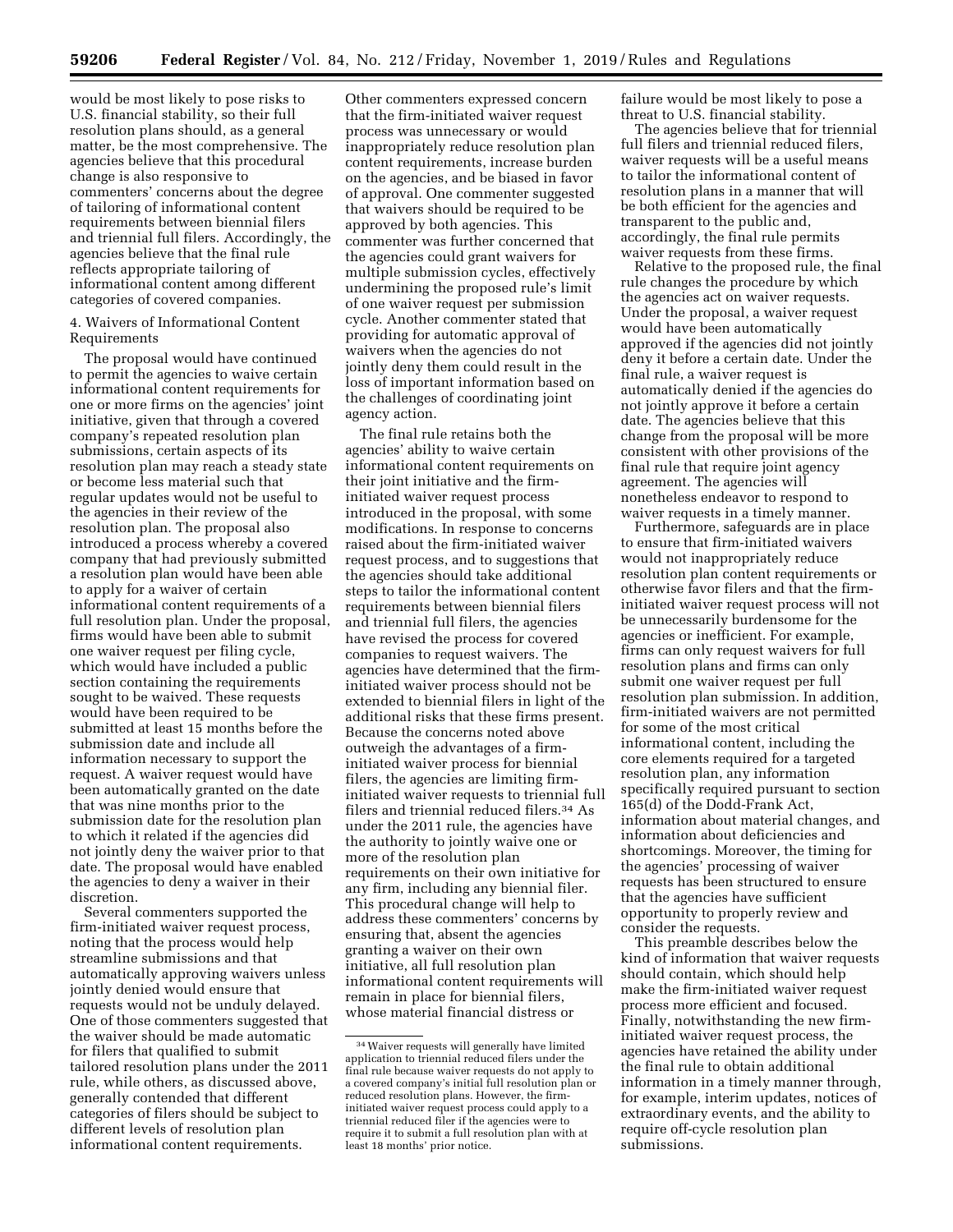would be most likely to pose risks to U.S. financial stability, so their full resolution plans should, as a general matter, be the most comprehensive. The agencies believe that this procedural change is also responsive to commenters' concerns about the degree of tailoring of informational content requirements between biennial filers and triennial full filers. Accordingly, the agencies believe that the final rule reflects appropriate tailoring of informational content among different categories of covered companies.

4. Waivers of Informational Content Requirements

The proposal would have continued to permit the agencies to waive certain informational content requirements for one or more firms on the agencies' joint initiative, given that through a covered company's repeated resolution plan submissions, certain aspects of its resolution plan may reach a steady state or become less material such that regular updates would not be useful to the agencies in their review of the resolution plan. The proposal also introduced a process whereby a covered company that had previously submitted a resolution plan would have been able to apply for a waiver of certain informational content requirements of a full resolution plan. Under the proposal, firms would have been able to submit one waiver request per filing cycle, which would have included a public section containing the requirements sought to be waived. These requests would have been required to be submitted at least 15 months before the submission date and include all information necessary to support the request. A waiver request would have been automatically granted on the date that was nine months prior to the submission date for the resolution plan to which it related if the agencies did not jointly deny the waiver prior to that date. The proposal would have enabled the agencies to deny a waiver in their discretion.

Several commenters supported the firm-initiated waiver request process, noting that the process would help streamline submissions and that automatically approving waivers unless jointly denied would ensure that requests would not be unduly delayed. One of those commenters suggested that the waiver should be made automatic for filers that qualified to submit tailored resolution plans under the 2011 rule, while others, as discussed above, generally contended that different categories of filers should be subject to different levels of resolution plan informational content requirements.

Other commenters expressed concern that the firm-initiated waiver request process was unnecessary or would inappropriately reduce resolution plan content requirements, increase burden on the agencies, and be biased in favor of approval. One commenter suggested that waivers should be required to be approved by both agencies. This commenter was further concerned that the agencies could grant waivers for multiple submission cycles, effectively undermining the proposed rule's limit of one waiver request per submission cycle. Another commenter stated that providing for automatic approval of waivers when the agencies do not jointly deny them could result in the loss of important information based on the challenges of coordinating joint agency action.

The final rule retains both the agencies' ability to waive certain informational content requirements on their joint initiative and the firm-initiated waiver request process introduced in the proposal, with some modifications. In response to concerns raised about the firm-initiated waiver request process, and to suggestions that the agencies should take additional steps to tailor the informational content requirements between biennial filers and triennial full filers, the agencies have revised the process for covered companies to request waivers. The agencies have determined that the firm-initiated waiver process should not be extended to biennial filers in light of the additional risks that these firms present. Because the concerns noted above outweigh the advantages of a firm-initiated waiver process for biennial filers, the agencies are limiting firm-initiated waiver requests to triennial full filers and triennial reduced filers.[34] As under the 2011 rule, the agencies have the authority to jointly waive one or more of the resolution plan requirements on their own initiative for any firm, including any biennial filer. This procedural change will help to address these commenters' concerns by ensuring that, absent the agencies granting a waiver on their own initiative, all full resolution plan informational content requirements will remain in place for biennial filers, whose material financial distress or failure would be most likely to pose a threat to U.S. financial stability.

The agencies believe that for triennial full filers and triennial reduced filers, waiver requests will be a useful means to tailor the informational content of resolution plans in a manner that will be both efficient for the agencies and transparent to the public and, accordingly, the final rule permits waiver requests from these firms.

Relative to the proposed rule, the final rule changes the procedure by which the agencies act on waiver requests. Under the proposal, a waiver request would have been automatically approved if the agencies did not jointly deny it before a certain date. Under the final rule, a waiver request is automatically denied if the agencies do not jointly approve it before a certain date. The agencies believe that this change from the proposal will be more consistent with other provisions of the final rule that require joint agency agreement. The agencies will nonetheless endeavor to respond to waiver requests in a timely manner.

Furthermore, safeguards are in place to ensure that firm-initiated waivers would not inappropriately reduce resolution plan content requirements or otherwise favor filers and that the firm-initiated waiver request process will not be unnecessarily burdensome for the agencies or inefficient. For example, firms can only request waivers for full resolution plans and firms can only submit one waiver request per full resolution plan submission. In addition, firm-initiated waivers are not permitted for some of the most critical informational content, including the core elements required for a targeted resolution plan, any information specifically required pursuant to section 165(d) of the Dodd-Frank Act, information about material changes, and information about deficiencies and shortcomings. Moreover, the timing for the agencies' processing of waiver requests has been structured to ensure that the agencies have sufficient opportunity to properly review and consider the requests.

This preamble describes below the kind of information that waiver requests should contain, which should help make the firm-initiated waiver request process more efficient and focused. Finally, notwithstanding the new firm-initiated waiver request process, the agencies have retained the ability under the final rule to obtain additional information in a timely manner through, for example, interim updates, notices of extraordinary events, and the ability to require off-cycle resolution plan submissions.

[34] Waiver requests will generally have limited application to triennial reduced filers under the final rule because waiver requests do not apply to a covered company's initial full resolution plan or reduced resolution plans. However, the firm-initiated waiver request process could apply to a triennial reduced filer if the agencies were to require it to submit a full resolution plan with at least 18 months' prior notice.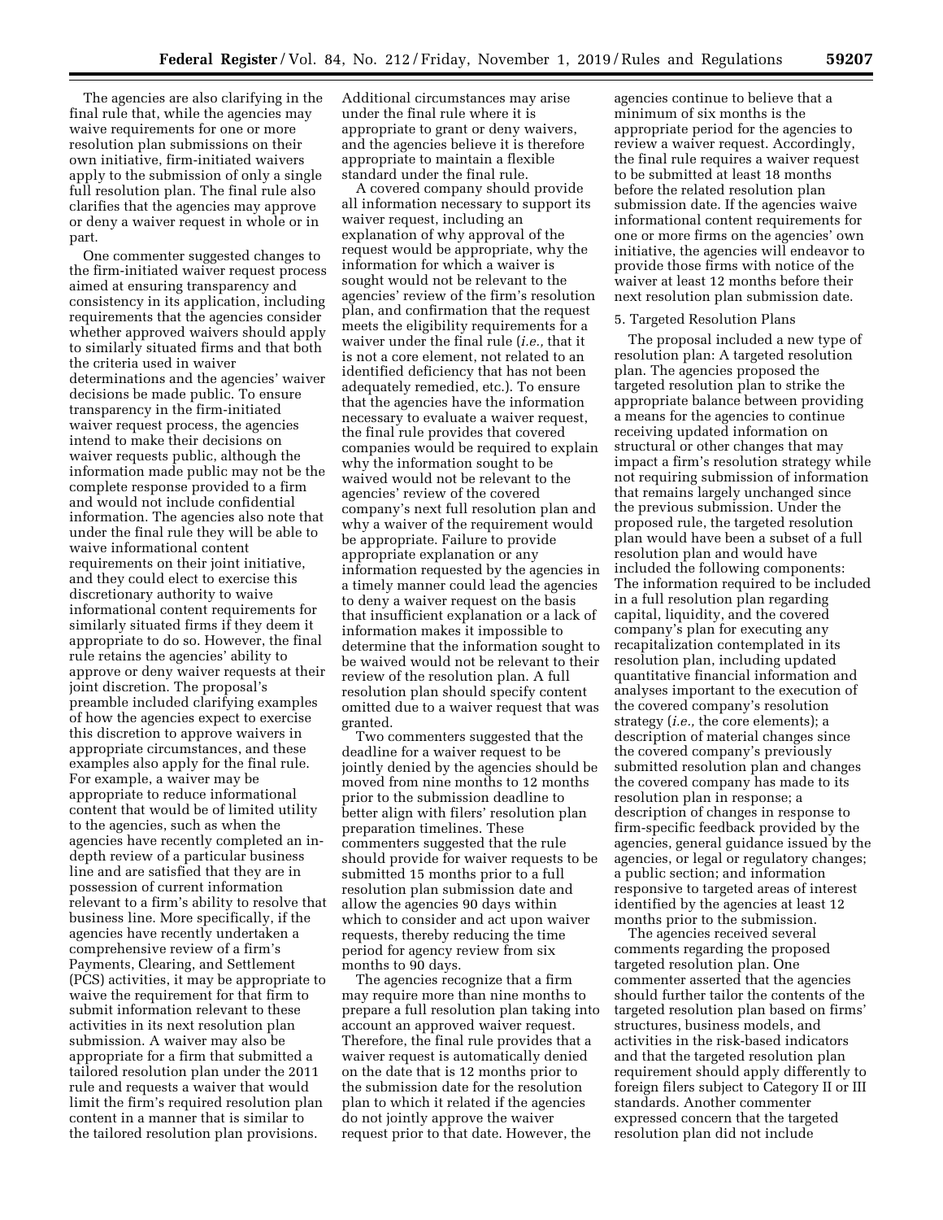The agencies are also clarifying in the final rule that, while the agencies may waive requirements for one or more resolution plan submissions on their own initiative, firm-initiated waivers apply to the submission of only a single full resolution plan. The final rule also clarifies that the agencies may approve or deny a waiver request in whole or in part.

One commenter suggested changes to the firm-initiated waiver request process aimed at ensuring transparency and consistency in its application, including requirements that the agencies consider whether approved waivers should apply to similarly situated firms and that both the criteria used in waiver determinations and the agencies' waiver decisions be made public. To ensure transparency in the firm-initiated waiver request process, the agencies intend to make their decisions on waiver requests public, although the information made public may not be the complete response provided to a firm and would not include confidential information. The agencies also note that under the final rule they will be able to waive informational content requirements on their joint initiative, and they could elect to exercise this discretionary authority to waive informational content requirements for similarly situated firms if they deem it appropriate to do so. However, the final rule retains the agencies' ability to approve or deny waiver requests at their joint discretion. The proposal's preamble included clarifying examples of how the agencies expect to exercise this discretion to approve waivers in appropriate circumstances, and these examples also apply for the final rule. For example, a waiver may be appropriate to reduce informational content that would be of limited utility to the agencies, such as when the agencies have recently completed an in-depth review of a particular business line and are satisfied that they are in possession of current information relevant to a firm's ability to resolve that business line. More specifically, if the agencies have recently undertaken a comprehensive review of a firm's Payments, Clearing, and Settlement (PCS) activities, it may be appropriate to waive the requirement for that firm to submit information relevant to these activities in its next resolution plan submission. A waiver may also be appropriate for a firm that submitted a tailored resolution plan under the 2011 rule and requests a waiver that would limit the firm's required resolution plan content in a manner that is similar to the tailored resolution plan provisions. Additional circumstances may arise under the final rule where it is appropriate to grant or deny waivers, and the agencies believe it is therefore appropriate to maintain a flexible standard under the final rule.

A covered company should provide all information necessary to support its waiver request, including an explanation of why approval of the request would be appropriate, why the information for which a waiver is sought would not be relevant to the agencies' review of the firm's resolution plan, and confirmation that the request meets the eligibility requirements for a waiver under the final rule (*i.e.,* that it is not a core element, not related to an identified deficiency that has not been adequately remedied, etc.). To ensure that the agencies have the information necessary to evaluate a waiver request, the final rule provides that covered companies would be required to explain why the information sought to be waived would not be relevant to the agencies' review of the covered company's next full resolution plan and why a waiver of the requirement would be appropriate. Failure to provide appropriate explanation or any information requested by the agencies in a timely manner could lead the agencies to deny a waiver request on the basis that insufficient explanation or a lack of information makes it impossible to determine that the information sought to be waived would not be relevant to their review of the resolution plan. A full resolution plan should specify content omitted due to a waiver request that was granted.

Two commenters suggested that the deadline for a waiver request to be jointly denied by the agencies should be moved from nine months to 12 months prior to the submission deadline to better align with filers' resolution plan preparation timelines. These commenters suggested that the rule should provide for waiver requests to be submitted 15 months prior to a full resolution plan submission date and allow the agencies 90 days within which to consider and act upon waiver requests, thereby reducing the time period for agency review from six months to 90 days.

The agencies recognize that a firm may require more than nine months to prepare a full resolution plan taking into account an approved waiver request. Therefore, the final rule provides that a waiver request is automatically denied on the date that is 12 months prior to the submission date for the resolution plan to which it related if the agencies do not jointly approve the waiver request prior to that date. However, the agencies continue to believe that a minimum of six months is the appropriate period for the agencies to review a waiver request. Accordingly, the final rule requires a waiver request to be submitted at least 18 months before the related resolution plan submission date. If the agencies waive informational content requirements for one or more firms on the agencies' own initiative, the agencies will endeavor to provide those firms with notice of the waiver at least 12 months before their next resolution plan submission date.

5. Targeted Resolution Plans

The proposal included a new type of resolution plan: A targeted resolution plan. The agencies proposed the targeted resolution plan to strike the appropriate balance between providing a means for the agencies to continue receiving updated information on structural or other changes that may impact a firm's resolution strategy while not requiring submission of information that remains largely unchanged since the previous submission. Under the proposed rule, the targeted resolution plan would have been a subset of a full resolution plan and would have included the following components: The information required to be included in a full resolution plan regarding capital, liquidity, and the covered company's plan for executing any recapitalization contemplated in its resolution plan, including updated quantitative financial information and analyses important to the execution of the covered company's resolution strategy (*i.e.,* the core elements); a description of material changes since the covered company's previously submitted resolution plan and changes the covered company has made to its resolution plan in response; a description of changes in response to firm-specific feedback provided by the agencies, general guidance issued by the agencies, or legal or regulatory changes; a public section; and information responsive to targeted areas of interest identified by the agencies at least 12 months prior to the submission.

The agencies received several comments regarding the proposed targeted resolution plan. One commenter asserted that the agencies should further tailor the contents of the targeted resolution plan based on firms' structures, business models, and activities in the risk-based indicators and that the targeted resolution plan requirement should apply differently to foreign filers subject to Category II or III standards. Another commenter expressed concern that the targeted resolution plan did not include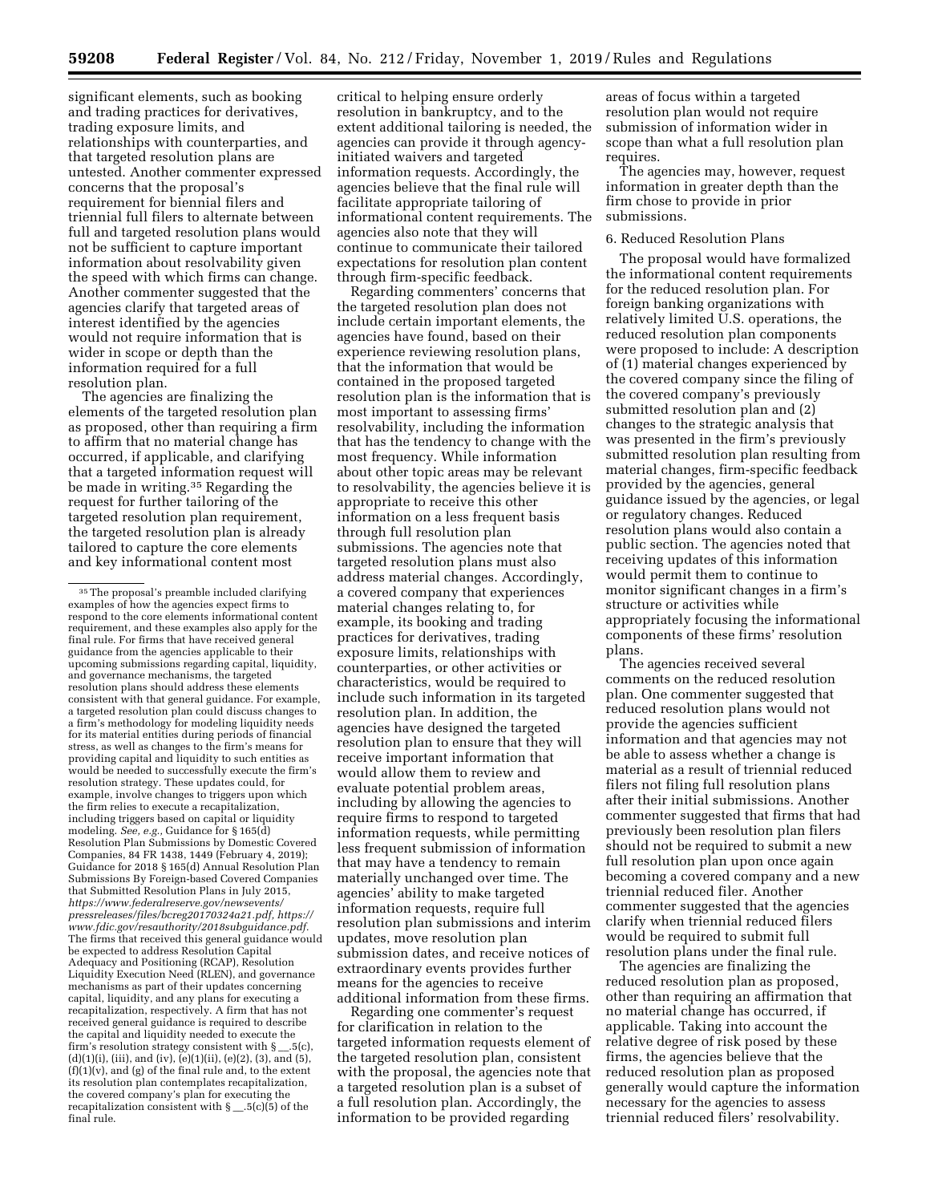significant elements, such as booking and trading practices for derivatives, trading exposure limits, and relationships with counterparties, and that targeted resolution plans are untested. Another commenter expressed concerns that the proposal's requirement for biennial filers and triennial full filers to alternate between full and targeted resolution plans would not be sufficient to capture important information about resolvability given the speed with which firms can change. Another commenter suggested that the agencies clarify that targeted areas of interest identified by the agencies would not require information that is wider in scope or depth than the information required for a full resolution plan.

The agencies are finalizing the elements of the targeted resolution plan as proposed, other than requiring a firm to affirm that no material change has occurred, if applicable, and clarifying that a targeted information request will be made in writing.[35] Regarding the request for further tailoring of the targeted resolution plan requirement, the targeted resolution plan is already tailored to capture the core elements and key informational content most critical to helping ensure orderly resolution in bankruptcy, and to the extent additional tailoring is needed, the agencies can provide it through agency-initiated waivers and targeted information requests. Accordingly, the agencies believe that the final rule will facilitate appropriate tailoring of informational content requirements. The agencies also note that they will continue to communicate their tailored expectations for resolution plan content through firm-specific feedback.

Regarding commenters' concerns that the targeted resolution plan does not include certain important elements, the agencies have found, based on their experience reviewing resolution plans, that the information that would be contained in the proposed targeted resolution plan is the information that is most important to assessing firms' resolvability, including the information that has the tendency to change with the most frequency. While information about other topic areas may be relevant to resolvability, the agencies believe it is appropriate to receive this other information on a less frequent basis through full resolution plan submissions. The agencies note that targeted resolution plans must also address material changes. Accordingly, a covered company that experiences material changes relating to, for example, its booking and trading practices for derivatives, trading exposure limits, relationships with counterparties, or other activities or characteristics, would be required to include such information in its targeted resolution plan. In addition, the agencies have designed the targeted resolution plan to ensure that they will receive important information that would allow them to review and evaluate potential problem areas, including by allowing the agencies to require firms to respond to targeted information requests, while permitting less frequent submission of information that may have a tendency to remain materially unchanged over time. The agencies' ability to make targeted information requests, require full resolution plan submissions and interim updates, move resolution plan submission dates, and receive notices of extraordinary events provides further means for the agencies to receive additional information from these firms.

Regarding one commenter's request for clarification in relation to the targeted information requests element of the targeted resolution plan, consistent with the proposal, the agencies note that a targeted resolution plan is a subset of a full resolution plan. Accordingly, the information to be provided regarding areas of focus within a targeted resolution plan would not require submission of information wider in scope than what a full resolution plan requires.

The agencies may, however, request information in greater depth than the firm chose to provide in prior submissions.

6. Reduced Resolution Plans

The proposal would have formalized the informational content requirements for the reduced resolution plan. For foreign banking organizations with relatively limited U.S. operations, the reduced resolution plan components were proposed to include: A description of (1) material changes experienced by the covered company since the filing of the covered company's previously submitted resolution plan and (2) changes to the strategic analysis that was presented in the firm's previously submitted resolution plan resulting from material changes, firm-specific feedback provided by the agencies, general guidance issued by the agencies, or legal or regulatory changes. Reduced resolution plans would also contain a public section. The agencies noted that receiving updates of this information would permit them to continue to monitor significant changes in a firm's structure or activities while appropriately focusing the informational components of these firms' resolution plans.

The agencies received several comments on the reduced resolution plan. One commenter suggested that reduced resolution plans would not provide the agencies sufficient information and that agencies may not be able to assess whether a change is material as a result of triennial reduced filers not filing full resolution plans after their initial submissions. Another commenter suggested that firms that had previously been resolution plan filers should not be required to submit a new full resolution plan upon once again becoming a covered company and a new triennial reduced filer. Another commenter suggested that the agencies clarify when triennial reduced filers would be required to submit full resolution plans under the final rule.

The agencies are finalizing the reduced resolution plan as proposed, other than requiring an affirmation that no material change has occurred, if applicable. Taking into account the relative degree of risk posed by these firms, the agencies believe that the reduced resolution plan as proposed generally would capture the information necessary for the agencies to assess triennial reduced filers' resolvability.

[35] The proposal's preamble included clarifying examples of how the agencies expect firms to respond to the core elements informational content requirement, and these examples also apply for the final rule. For firms that have received general guidance from the agencies applicable to their upcoming submissions regarding capital, liquidity, and governance mechanisms, the targeted resolution plans should address these elements consistent with that general guidance. For example, a targeted resolution plan could discuss changes to a firm's methodology for modeling liquidity needs for its material entities during periods of financial stress, as well as changes to the firm's means for providing capital and liquidity to such entities as would be needed to successfully execute the firm's resolution strategy. These updates could, for example, involve changes to triggers upon which the firm relies to execute a recapitalization, including triggers based on capital or liquidity modeling. *See, e.g.,* Guidance for § 165(d) Resolution Plan Submissions by Domestic Covered Companies, 84 FR 1438, 1449 (February 4, 2019); Guidance for 2018 § 165(d) Annual Resolution Plan Submissions By Foreign-based Covered Companies that Submitted Resolution Plans in July 2015, *https://www.federalreserve.gov/newsevents/pressreleases/files/bcreg20170324a21.pdf, https://www.fdic.gov/resauthority/2018subguidance.pdf.* The firms that received this general guidance would be expected to address Resolution Capital Adequacy and Positioning (RCAP), Resolution Liquidity Execution Need (RLEN), and governance mechanisms as part of their updates concerning capital, liquidity, and any plans for executing a recapitalization, respectively. A firm that has not received general guidance is required to describe the capital and liquidity needed to execute the firm's resolution strategy consistent with § __.5(c), (d)(1)(i), (iii), and (iv), (e)(1)(ii), (e)(2), (3), and (5), (f)(1)(v), and (g) of the final rule and, to the extent its resolution plan contemplates recapitalization, the covered company's plan for executing the recapitalization consistent with § __.5(c)(5) of the final rule.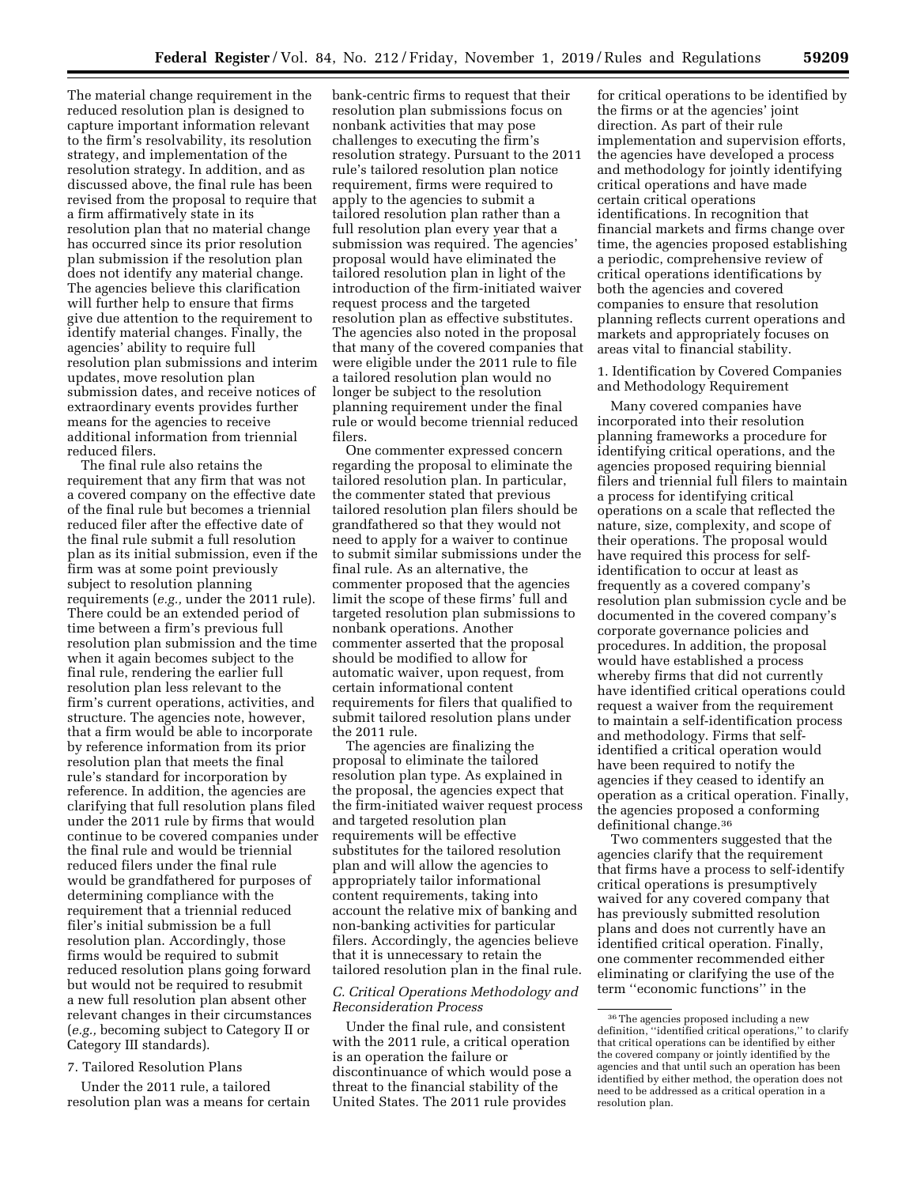The material change requirement in the reduced resolution plan is designed to capture important information relevant to the firm's resolvability, its resolution strategy, and implementation of the resolution strategy. In addition, and as discussed above, the final rule has been revised from the proposal to require that a firm affirmatively state in its resolution plan that no material change has occurred since its prior resolution plan submission if the resolution plan does not identify any material change. The agencies believe this clarification will further help to ensure that firms give due attention to the requirement to identify material changes. Finally, the agencies' ability to require full resolution plan submissions and interim updates, move resolution plan submission dates, and receive notices of extraordinary events provides further means for the agencies to receive additional information from triennial reduced filers.

The final rule also retains the requirement that any firm that was not a covered company on the effective date of the final rule but becomes a triennial reduced filer after the effective date of the final rule submit a full resolution plan as its initial submission, even if the firm was at some point previously subject to resolution planning requirements (*e.g.,* under the 2011 rule). There could be an extended period of time between a firm's previous full resolution plan submission and the time when it again becomes subject to the final rule, rendering the earlier full resolution plan less relevant to the firm's current operations, activities, and structure. The agencies note, however, that a firm would be able to incorporate by reference information from its prior resolution plan that meets the final rule's standard for incorporation by reference. In addition, the agencies are clarifying that full resolution plans filed under the 2011 rule by firms that would continue to be covered companies under the final rule and would be triennial reduced filers under the final rule would be grandfathered for purposes of determining compliance with the requirement that a triennial reduced filer's initial submission be a full resolution plan. Accordingly, those firms would be required to submit reduced resolution plans going forward but would not be required to resubmit a new full resolution plan absent other relevant changes in their circumstances (*e.g.,* becoming subject to Category II or Category III standards).

7. Tailored Resolution Plans

Under the 2011 rule, a tailored resolution plan was a means for certain bank-centric firms to request that their resolution plan submissions focus on nonbank activities that may pose challenges to executing the firm's resolution strategy. Pursuant to the 2011 rule's tailored resolution plan notice requirement, firms were required to apply to the agencies to submit a tailored resolution plan rather than a full resolution plan every year that a submission was required. The agencies' proposal would have eliminated the tailored resolution plan in light of the introduction of the firm-initiated waiver request process and the targeted resolution plan as effective substitutes. The agencies also noted in the proposal that many of the covered companies that were eligible under the 2011 rule to file a tailored resolution plan would no longer be subject to the resolution planning requirement under the final rule or would become triennial reduced filers.

One commenter expressed concern regarding the proposal to eliminate the tailored resolution plan. In particular, the commenter stated that previous tailored resolution plan filers should be grandfathered so that they would not need to apply for a waiver to continue to submit similar submissions under the final rule. As an alternative, the commenter proposed that the agencies limit the scope of these firms' full and targeted resolution plan submissions to nonbank operations. Another commenter asserted that the proposal should be modified to allow for automatic waiver, upon request, from certain informational content requirements for filers that qualified to submit tailored resolution plans under the 2011 rule.

The agencies are finalizing the proposal to eliminate the tailored resolution plan type. As explained in the proposal, the agencies expect that the firm-initiated waiver request process and targeted resolution plan requirements will be effective substitutes for the tailored resolution plan and will allow the agencies to appropriately tailor informational content requirements, taking into account the relative mix of banking and non-banking activities for particular filers. Accordingly, the agencies believe that it is unnecessary to retain the tailored resolution plan in the final rule.

### *C. Critical Operations Methodology and Reconsideration Process*

Under the final rule, and consistent with the 2011 rule, a critical operation is an operation the failure or discontinuance of which would pose a threat to the financial stability of the United States. The 2011 rule provides for critical operations to be identified by the firms or at the agencies' joint direction. As part of their rule implementation and supervision efforts, the agencies have developed a process and methodology for jointly identifying critical operations and have made certain critical operations identifications. In recognition that financial markets and firms change over time, the agencies proposed establishing a periodic, comprehensive review of critical operations identifications by both the agencies and covered companies to ensure that resolution planning reflects current operations and markets and appropriately focuses on areas vital to financial stability.

1. Identification by Covered Companies and Methodology Requirement

Many covered companies have incorporated into their resolution planning frameworks a procedure for identifying critical operations, and the agencies proposed requiring biennial filers and triennial full filers to maintain a process for identifying critical operations on a scale that reflected the nature, size, complexity, and scope of their operations. The proposal would have required this process for self-identification to occur at least as frequently as a covered company's resolution plan submission cycle and be documented in the covered company's corporate governance policies and procedures. In addition, the proposal would have established a process whereby firms that did not currently have identified critical operations could request a waiver from the requirement to maintain a self-identification process and methodology. Firms that self-identified a critical operation would have been required to notify the agencies if they ceased to identify an operation as a critical operation. Finally, the agencies proposed a conforming definitional change.[36]

Two commenters suggested that the agencies clarify that the requirement that firms have a process to self-identify critical operations is presumptively waived for any covered company that has previously submitted resolution plans and does not currently have an identified critical operation. Finally, one commenter recommended either eliminating or clarifying the use of the term "economic functions" in the

[36] The agencies proposed including a new definition, "identified critical operations," to clarify that critical operations can be identified by either the covered company or jointly identified by the agencies and that until such an operation has been identified by either method, the operation does not need to be addressed as a critical operation in a resolution plan.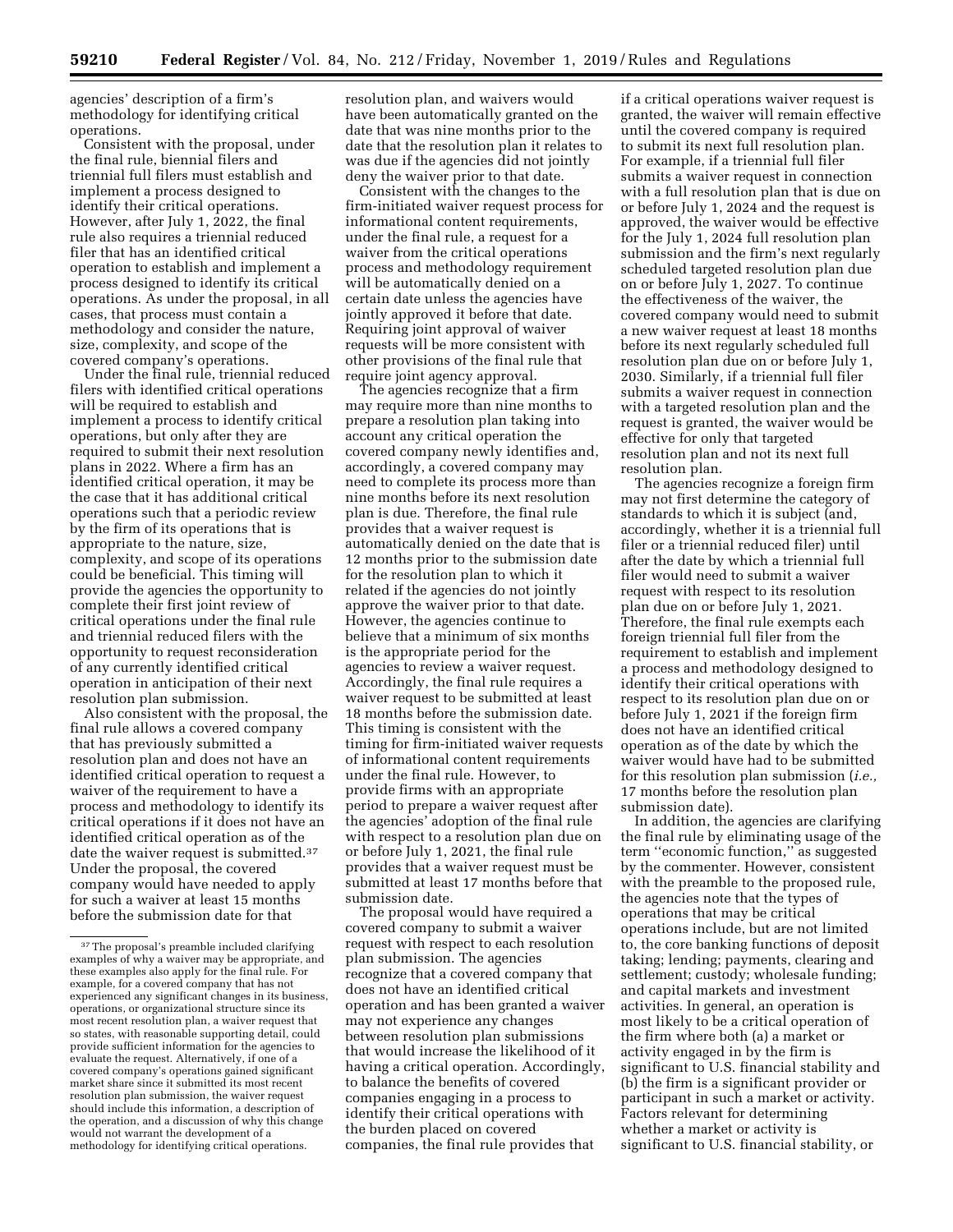agencies' description of a firm's methodology for identifying critical operations.

Consistent with the proposal, under the final rule, biennial filers and triennial full filers must establish and implement a process designed to identify their critical operations. However, after July 1, 2022, the final rule also requires a triennial reduced filer that has an identified critical operation to establish and implement a process designed to identify its critical operations. As under the proposal, in all cases, that process must contain a methodology and consider the nature, size, complexity, and scope of the covered company's operations.

Under the final rule, triennial reduced filers with identified critical operations will be required to establish and implement a process to identify critical operations, but only after they are required to submit their next resolution plans in 2022. Where a firm has an identified critical operation, it may be the case that it has additional critical operations such that a periodic review by the firm of its operations that is appropriate to the nature, size, complexity, and scope of its operations could be beneficial. This timing will provide the agencies the opportunity to complete their first joint review of critical operations under the final rule and triennial reduced filers with the opportunity to request reconsideration of any currently identified critical operation in anticipation of their next resolution plan submission.

Also consistent with the proposal, the final rule allows a covered company that has previously submitted a resolution plan and does not have an identified critical operation to request a waiver of the requirement to have a process and methodology to identify its critical operations if it does not have an identified critical operation as of the date the waiver request is submitted.[37] Under the proposal, the covered company would have needed to apply for such a waiver at least 15 months before the submission date for that resolution plan, and waivers would have been automatically granted on the date that was nine months prior to the date that the resolution plan it relates to was due if the agencies did not jointly deny the waiver prior to that date.

Consistent with the changes to the firm-initiated waiver request process for informational content requirements, under the final rule, a request for a waiver from the critical operations process and methodology requirement will be automatically denied on a certain date unless the agencies have jointly approved it before that date. Requiring joint approval of waiver requests will be more consistent with other provisions of the final rule that require joint agency approval.

The agencies recognize that a firm may require more than nine months to prepare a resolution plan taking into account any critical operation the covered company newly identifies and, accordingly, a covered company may need to complete its process more than nine months before its next resolution plan is due. Therefore, the final rule provides that a waiver request is automatically denied on the date that is 12 months prior to the submission date for the resolution plan to which it related if the agencies do not jointly approve the waiver prior to that date. However, the agencies continue to believe that a minimum of six months is the appropriate period for the agencies to review a waiver request. Accordingly, the final rule requires a waiver request to be submitted at least 18 months before the submission date. This timing is consistent with the timing for firm-initiated waiver requests of informational content requirements under the final rule. However, to provide firms with an appropriate period to prepare a waiver request after the agencies' adoption of the final rule with respect to a resolution plan due on or before July 1, 2021, the final rule provides that a waiver request must be submitted at least 17 months before that submission date.

The proposal would have required a covered company to submit a waiver request with respect to each resolution plan submission. The agencies recognize that a covered company that does not have an identified critical operation and has been granted a waiver may not experience any changes between resolution plan submissions that would increase the likelihood of it having a critical operation. Accordingly, to balance the benefits of covered companies engaging in a process to identify their critical operations with the burden placed on covered companies, the final rule provides that if a critical operations waiver request is granted, the waiver will remain effective until the covered company is required to submit its next full resolution plan. For example, if a triennial full filer submits a waiver request in connection with a full resolution plan that is due on or before July 1, 2024 and the request is approved, the waiver would be effective for the July 1, 2024 full resolution plan submission and the firm's next regularly scheduled targeted resolution plan due on or before July 1, 2027. To continue the effectiveness of the waiver, the covered company would need to submit a new waiver request at least 18 months before its next regularly scheduled full resolution plan due on or before July 1, 2030. Similarly, if a triennial full filer submits a waiver request in connection with a targeted resolution plan and the request is granted, the waiver would be effective for only that targeted resolution plan and not its next full resolution plan.

The agencies recognize a foreign firm may not first determine the category of standards to which it is subject (and, accordingly, whether it is a triennial full filer or a triennial reduced filer) until after the date by which a triennial full filer would need to submit a waiver request with respect to its resolution plan due on or before July 1, 2021. Therefore, the final rule exempts each foreign triennial full filer from the requirement to establish and implement a process and methodology designed to identify their critical operations with respect to its resolution plan due on or before July 1, 2021 if the foreign firm does not have an identified critical operation as of the date by which the waiver would have had to be submitted for this resolution plan submission (*i.e.,* 17 months before the resolution plan submission date).

In addition, the agencies are clarifying the final rule by eliminating usage of the term "economic function," as suggested by the commenter. However, consistent with the preamble to the proposed rule, the agencies note that the types of operations that may be critical operations include, but are not limited to, the core banking functions of deposit taking; lending; payments, clearing and settlement; custody; wholesale funding; and capital markets and investment activities. In general, an operation is most likely to be a critical operation of the firm where both (a) a market or activity engaged in by the firm is significant to U.S. financial stability and (b) the firm is a significant provider or participant in such a market or activity. Factors relevant for determining whether a market or activity is significant to U.S. financial stability, or

[37] The proposal's preamble included clarifying examples of why a waiver may be appropriate, and these examples also apply for the final rule. For example, for a covered company that has not experienced any significant changes in its business, operations, or organizational structure since its most recent resolution plan, a waiver request that so states, with reasonable supporting detail, could provide sufficient information for the agencies to evaluate the request. Alternatively, if one of a covered company's operations gained significant market share since it submitted its most recent resolution plan submission, the waiver request should include this information, a description of the operation, and a discussion of why this change would not warrant the development of a methodology for identifying critical operations.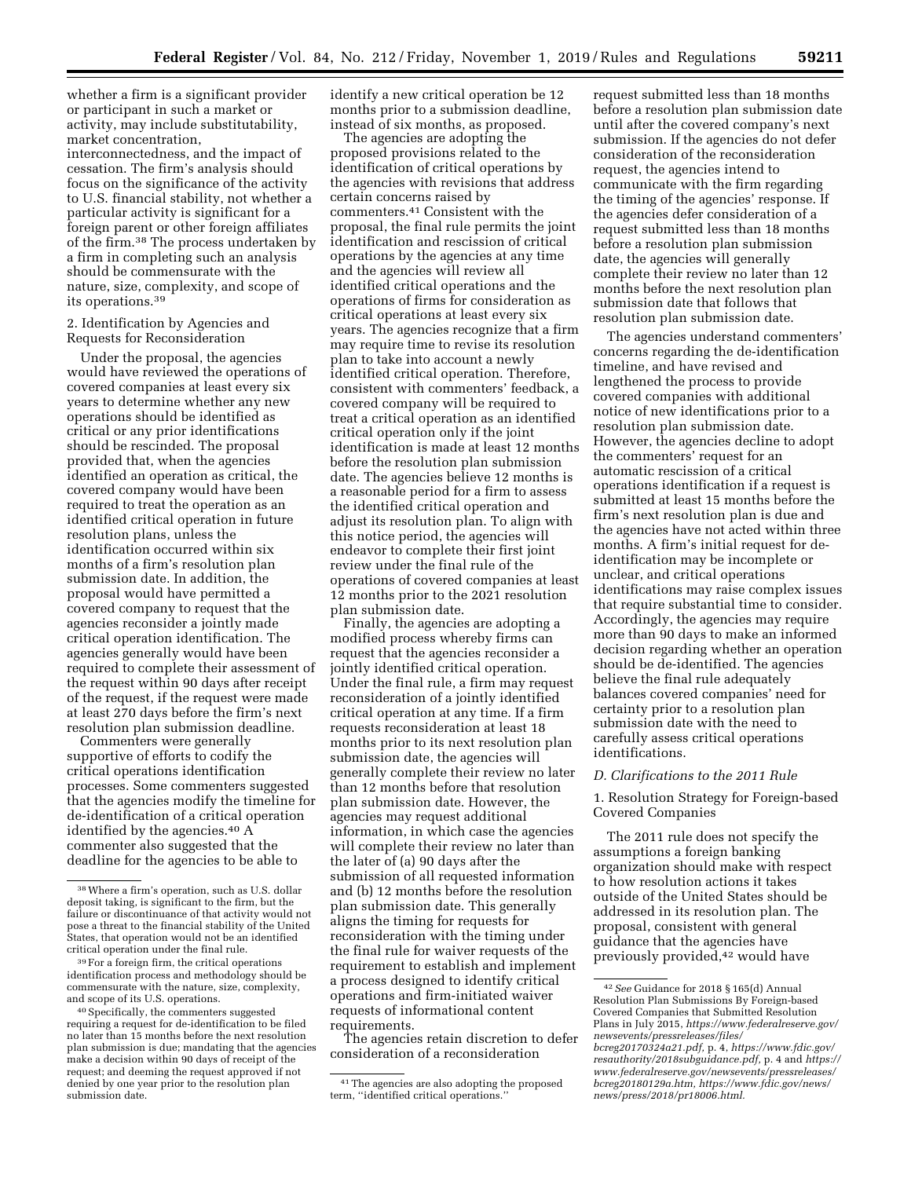whether a firm is a significant provider or participant in such a market or activity, may include substitutability, market concentration, interconnectedness, and the impact of cessation. The firm's analysis should focus on the significance of the activity to U.S. financial stability, not whether a particular activity is significant for a foreign parent or other foreign affiliates of the firm.[38] The process undertaken by a firm in completing such an analysis should be commensurate with the nature, size, complexity, and scope of its operations.[39]

2. Identification by Agencies and Requests for Reconsideration

Under the proposal, the agencies would have reviewed the operations of covered companies at least every six years to determine whether any new operations should be identified as critical or any prior identifications should be rescinded. The proposal provided that, when the agencies identified an operation as critical, the covered company would have been required to treat the operation as an identified critical operation in future resolution plans, unless the identification occurred within six months of a firm's resolution plan submission date. In addition, the proposal would have permitted a covered company to request that the agencies reconsider a jointly made critical operation identification. The agencies generally would have been required to complete their assessment of the request within 90 days after receipt of the request, if the request were made at least 270 days before the firm's next resolution plan submission deadline.

Commenters were generally supportive of efforts to codify the critical operations identification processes. Some commenters suggested that the agencies modify the timeline for de-identification of a critical operation identified by the agencies.[40] A commenter also suggested that the deadline for the agencies to be able to identify a new critical operation be 12 months prior to a submission deadline, instead of six months, as proposed.

The agencies are adopting the proposed provisions related to the identification of critical operations by the agencies with revisions that address certain concerns raised by commenters.[41] Consistent with the proposal, the final rule permits the joint identification and rescission of critical operations by the agencies at any time and the agencies will review all identified critical operations and the operations of firms for consideration as critical operations at least every six years. The agencies recognize that a firm may require time to revise its resolution plan to take into account a newly identified critical operation. Therefore, consistent with commenters' feedback, a covered company will be required to treat a critical operation as an identified critical operation only if the joint identification is made at least 12 months before the resolution plan submission date. The agencies believe 12 months is a reasonable period for a firm to assess the identified critical operation and adjust its resolution plan. To align with this notice period, the agencies will endeavor to complete their first joint review under the final rule of the operations of covered companies at least 12 months prior to the 2021 resolution plan submission date.

Finally, the agencies are adopting a modified process whereby firms can request that the agencies reconsider a jointly identified critical operation. Under the final rule, a firm may request reconsideration of a jointly identified critical operation at any time. If a firm requests reconsideration at least 18 months prior to its next resolution plan submission date, the agencies will generally complete their review no later than 12 months before that resolution plan submission date. However, the agencies may request additional information, in which case the agencies will complete their review no later than the later of (a) 90 days after the submission of all requested information and (b) 12 months before the resolution plan submission date. This generally aligns the timing for requests for reconsideration with the timing under the final rule for waiver requests of the requirement to establish and implement a process designed to identify critical operations and firm-initiated waiver requests of informational content requirements.

The agencies retain discretion to defer consideration of a reconsideration request submitted less than 18 months before a resolution plan submission date until after the covered company's next submission. If the agencies do not defer consideration of the reconsideration request, the agencies intend to communicate with the firm regarding the timing of the agencies' response. If the agencies defer consideration of a request submitted less than 18 months before a resolution plan submission date, the agencies will generally complete their review no later than 12 months before the next resolution plan submission date that follows that resolution plan submission date.

The agencies understand commenters' concerns regarding the de-identification timeline, and have revised and lengthened the process to provide covered companies with additional notice of new identifications prior to a resolution plan submission date. However, the agencies decline to adopt the commenters' request for an automatic rescission of a critical operations identification if a request is submitted at least 15 months before the firm's next resolution plan is due and the agencies have not acted within three months. A firm's initial request for de-identification may be incomplete or unclear, and critical operations identifications may raise complex issues that require substantial time to consider. Accordingly, the agencies may require more than 90 days to make an informed decision regarding whether an operation should be de-identified. The agencies believe the final rule adequately balances covered companies' need for certainty prior to a resolution plan submission date with the need to carefully assess critical operations identifications.

### *D. Clarifications to the 2011 Rule*

1. Resolution Strategy for Foreign-based Covered Companies

The 2011 rule does not specify the assumptions a foreign banking organization should make with respect to how resolution actions it takes outside of the United States should be addressed in its resolution plan. The proposal, consistent with general guidance that the agencies have previously provided,[42] would have

---

[38] Where a firm's operation, such as U.S. dollar deposit taking, is significant to the firm, but the failure or discontinuance of that activity would not pose a threat to the financial stability of the United States, that operation would not be an identified critical operation under the final rule.

[39] For a foreign firm, the critical operations identification process and methodology should be commensurate with the nature, size, complexity, and scope of its U.S. operations.

[40] Specifically, the commenters suggested requiring a request for de-identification to be filed no later than 15 months before the next resolution plan submission is due; mandating that the agencies make a decision within 90 days of receipt of the request; and deeming the request approved if not denied by one year prior to the resolution plan submission date.

[41] The agencies are also adopting the proposed term, "identified critical operations."

[42] *See* Guidance for 2018 § 165(d) Annual Resolution Plan Submissions By Foreign-based Covered Companies that Submitted Resolution Plans in July 2015, *https://www.federalreserve.gov/newsevents/pressreleases/files/bcreg20170324a21.pdf,* p. 4, *https://www.fdic.gov/resauthority/2018subguidance.pdf,* p. 4 and *https://www.federalreserve.gov/newsevents/pressreleases/bcreg20180129a.htm, https://www.fdic.gov/news/news/press/2018/pr18006.html.*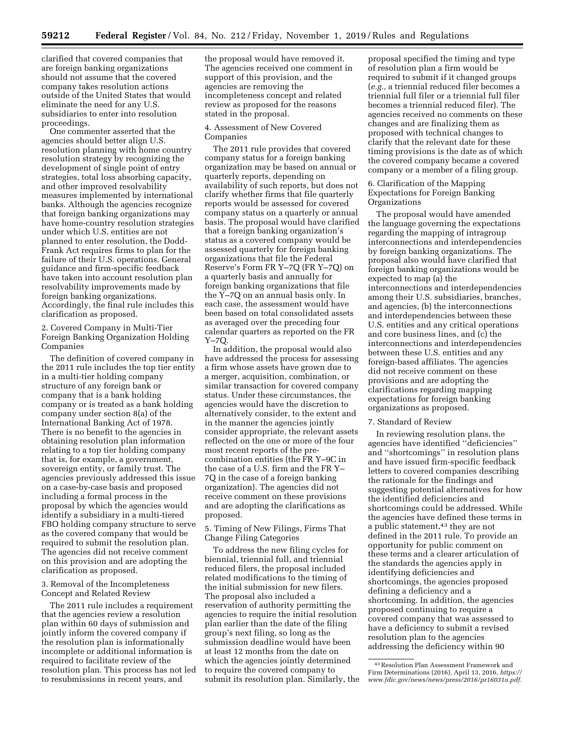clarified that covered companies that are foreign banking organizations should not assume that the covered company takes resolution actions outside of the United States that would eliminate the need for any U.S. subsidiaries to enter into resolution proceedings.

One commenter asserted that the agencies should better align U.S. resolution planning with home country resolution strategy by recognizing the development of single point of entry strategies, total loss absorbing capacity, and other improved resolvability measures implemented by international banks. Although the agencies recognize that foreign banking organizations may have home-country resolution strategies under which U.S. entities are not planned to enter resolution, the Dodd-Frank Act requires firms to plan for the failure of their U.S. operations. General guidance and firm-specific feedback have taken into account resolution plan resolvability improvements made by foreign banking organizations. Accordingly, the final rule includes this clarification as proposed.

2. Covered Company in Multi-Tier Foreign Banking Organization Holding Companies

The definition of covered company in the 2011 rule includes the top tier entity in a multi-tier holding company structure of any foreign bank or company that is a bank holding company or is treated as a bank holding company under section 8(a) of the International Banking Act of 1978. There is no benefit to the agencies in obtaining resolution plan information relating to a top tier holding company that is, for example, a government, sovereign entity, or family trust. The agencies previously addressed this issue on a case-by-case basis and proposed including a formal process in the proposal by which the agencies would identify a subsidiary in a multi-tiered FBO holding company structure to serve as the covered company that would be required to submit the resolution plan. The agencies did not receive comment on this provision and are adopting the clarification as proposed.

3. Removal of the Incompleteness Concept and Related Review

The 2011 rule includes a requirement that the agencies review a resolution plan within 60 days of submission and jointly inform the covered company if the resolution plan is informationally incomplete or additional information is required to facilitate review of the resolution plan. This process has not led to resubmissions in recent years, and the proposal would have removed it. The agencies received one comment in support of this provision, and the agencies are removing the incompleteness concept and related review as proposed for the reasons stated in the proposal.

4. Assessment of New Covered Companies

The 2011 rule provides that covered company status for a foreign banking organization may be based on annual or quarterly reports, depending on availability of such reports, but does not clarify whether firms that file quarterly reports would be assessed for covered company status on a quarterly or annual basis. The proposal would have clarified that a foreign banking organization's status as a covered company would be assessed quarterly for foreign banking organizations that file the Federal Reserve's Form FR Y–7Q (FR Y–7Q) on a quarterly basis and annually for foreign banking organizations that file the Y–7Q on an annual basis only. In each case, the assessment would have been based on total consolidated assets as averaged over the preceding four calendar quarters as reported on the FR Y–7Q.

In addition, the proposal would also have addressed the process for assessing a firm whose assets have grown due to a merger, acquisition, combination, or similar transaction for covered company status. Under these circumstances, the agencies would have the discretion to alternatively consider, to the extent and in the manner the agencies jointly consider appropriate, the relevant assets reflected on the one or more of the four most recent reports of the pre-combination entities (the FR Y–9C in the case of a U.S. firm and the FR Y–7Q in the case of a foreign banking organization). The agencies did not receive comment on these provisions and are adopting the clarifications as proposed.

5. Timing of New Filings, Firms That Change Filing Categories

To address the new filing cycles for biennial, triennial full, and triennial reduced filers, the proposal included related modifications to the timing of the initial submission for new filers. The proposal also included a reservation of authority permitting the agencies to require the initial resolution plan earlier than the date of the filing group's next filing, so long as the submission deadline would have been at least 12 months from the date on which the agencies jointly determined to require the covered company to submit its resolution plan. Similarly, the proposal specified the timing and type of resolution plan a firm would be required to submit if it changed groups (*e.g.,* a triennial reduced filer becomes a triennial full filer or a triennial full filer becomes a triennial reduced filer). The agencies received no comments on these changes and are finalizing them as proposed with technical changes to clarify that the relevant date for these timing provisions is the date as of which the covered company became a covered company or a member of a filing group.

6. Clarification of the Mapping Expectations for Foreign Banking Organizations

The proposal would have amended the language governing the expectations regarding the mapping of intragroup interconnections and interdependencies by foreign banking organizations. The proposal also would have clarified that foreign banking organizations would be expected to map (a) the interconnections and interdependencies among their U.S. subsidiaries, branches, and agencies, (b) the interconnections and interdependencies between these U.S. entities and any critical operations and core business lines, and (c) the interconnections and interdependencies between these U.S. entities and any foreign-based affiliates. The agencies did not receive comment on these provisions and are adopting the clarifications regarding mapping expectations for foreign banking organizations as proposed.

7. Standard of Review

In reviewing resolution plans, the agencies have identified "deficiencies" and "shortcomings" in resolution plans and have issued firm-specific feedback letters to covered companies describing the rationale for the findings and suggesting potential alternatives for how the identified deficiencies and shortcomings could be addressed. While the agencies have defined these terms in a public statement,[43] they are not defined in the 2011 rule. To provide an opportunity for public comment on these terms and a clearer articulation of the standards the agencies apply in identifying deficiencies and shortcomings, the agencies proposed defining a deficiency and a shortcoming. In addition, the agencies proposed continuing to require a covered company that was assessed to have a deficiency to submit a revised resolution plan to the agencies addressing the deficiency within 90

[43] Resolution Plan Assessment Framework and Firm Determinations (2016), April 13, 2016, *https://www.fdic.gov/news/news/press/2016/pr16031a.pdf.*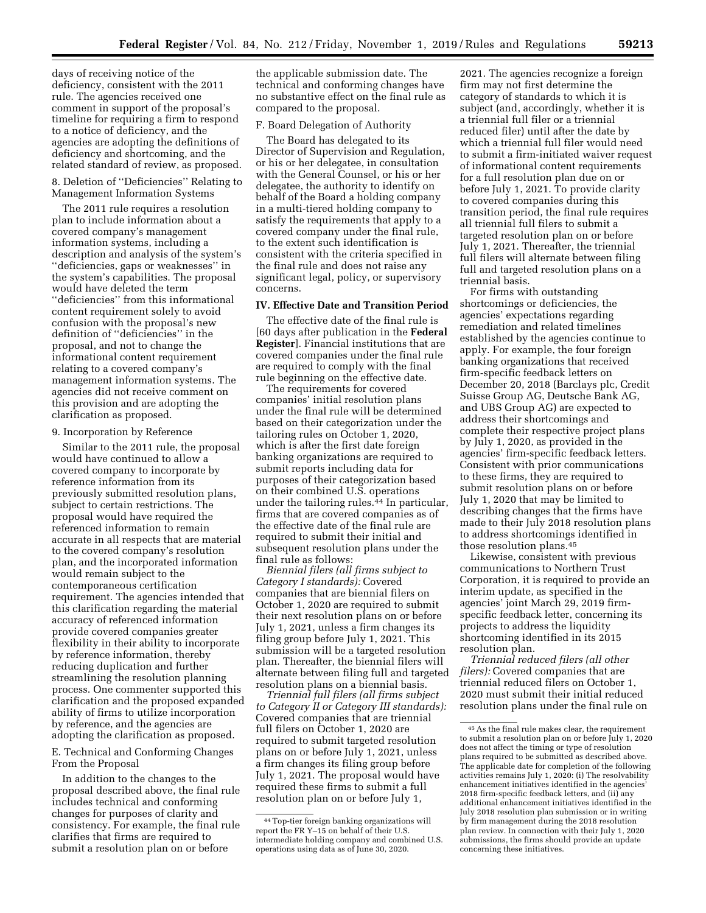days of receiving notice of the deficiency, consistent with the 2011 rule. The agencies received one comment in support of the proposal's timeline for requiring a firm to respond to a notice of deficiency, and the agencies are adopting the definitions of deficiency and shortcoming, and the related standard of review, as proposed.

8. Deletion of ''Deficiencies'' Relating to Management Information Systems

The 2011 rule requires a resolution plan to include information about a covered company's management information systems, including a description and analysis of the system's ''deficiencies, gaps or weaknesses'' in the system's capabilities. The proposal would have deleted the term ''deficiencies'' from this informational content requirement solely to avoid confusion with the proposal's new definition of ''deficiencies'' in the proposal, and not to change the informational content requirement relating to a covered company's management information systems. The agencies did not receive comment on this provision and are adopting the clarification as proposed.

9. Incorporation by Reference

Similar to the 2011 rule, the proposal would have continued to allow a covered company to incorporate by reference information from its previously submitted resolution plans, subject to certain restrictions. The proposal would have required the referenced information to remain accurate in all respects that are material to the covered company's resolution plan, and the incorporated information would remain subject to the contemporaneous certification requirement. The agencies intended that this clarification regarding the material accuracy of referenced information provide covered companies greater flexibility in their ability to incorporate by reference information, thereby reducing duplication and further streamlining the resolution planning process. One commenter supported this clarification and the proposed expanded ability of firms to utilize incorporation by reference, and the agencies are adopting the clarification as proposed.

E. Technical and Conforming Changes From the Proposal

In addition to the changes to the proposal described above, the final rule includes technical and conforming changes for purposes of clarity and consistency. For example, the final rule clarifies that firms are required to submit a resolution plan on or before the applicable submission date. The technical and conforming changes have no substantive effect on the final rule as compared to the proposal.

F. Board Delegation of Authority

The Board has delegated to its Director of Supervision and Regulation, or his or her delegatee, in consultation with the General Counsel, or his or her delegatee, the authority to identify on behalf of the Board a holding company in a multi-tiered holding company to satisfy the requirements that apply to a covered company under the final rule, to the extent such identification is consistent with the criteria specified in the final rule and does not raise any significant legal, policy, or supervisory concerns.

## IV. Effective Date and Transition Period

The effective date of the final rule is [60 days after publication in the **Federal Register**]. Financial institutions that are covered companies under the final rule are required to comply with the final rule beginning on the effective date.

The requirements for covered companies' initial resolution plans under the final rule will be determined based on their categorization under the tailoring rules on October 1, 2020, which is after the first date foreign banking organizations are required to submit reports including data for purposes of their categorization based on their combined U.S. operations under the tailoring rules.[44] In particular, firms that are covered companies as of the effective date of the final rule are required to submit their initial and subsequent resolution plans under the final rule as follows:

*Biennial filers (all firms subject to Category I standards):* Covered companies that are biennial filers on October 1, 2020 are required to submit their next resolution plans on or before July 1, 2021, unless a firm changes its filing group before July 1, 2021. This submission will be a targeted resolution plan. Thereafter, the biennial filers will alternate between filing full and targeted resolution plans on a biennial basis.

*Triennial full filers (all firms subject to Category II or Category III standards):* Covered companies that are triennial full filers on October 1, 2020 are required to submit targeted resolution plans on or before July 1, 2021, unless a firm changes its filing group before July 1, 2021. The proposal would have required these firms to submit a full resolution plan on or before July 1, 2021. The agencies recognize a foreign firm may not first determine the category of standards to which it is subject (and, accordingly, whether it is a triennial full filer or a triennial reduced filer) until after the date by which a triennial full filer would need to submit a firm-initiated waiver request of informational content requirements for a full resolution plan due on or before July 1, 2021. To provide clarity to covered companies during this transition period, the final rule requires all triennial full filers to submit a targeted resolution plan on or before July 1, 2021. Thereafter, the triennial full filers will alternate between filing full and targeted resolution plans on a triennial basis.

For firms with outstanding shortcomings or deficiencies, the agencies' expectations regarding remediation and related timelines established by the agencies continue to apply. For example, the four foreign banking organizations that received firm-specific feedback letters on December 20, 2018 (Barclays plc, Credit Suisse Group AG, Deutsche Bank AG, and UBS Group AG) are expected to address their shortcomings and complete their respective project plans by July 1, 2020, as provided in the agencies' firm-specific feedback letters. Consistent with prior communications to these firms, they are required to submit resolution plans on or before July 1, 2020 that may be limited to describing changes that the firms have made to their July 2018 resolution plans to address shortcomings identified in those resolution plans.[45]

Likewise, consistent with previous communications to Northern Trust Corporation, it is required to provide an interim update, as specified in the agencies' joint March 29, 2019 firm-specific feedback letter, concerning its projects to address the liquidity shortcoming identified in its 2015 resolution plan.

*Triennial reduced filers (all other filers):* Covered companies that are triennial reduced filers on October 1, 2020 must submit their initial reduced resolution plans under the final rule on

---

[44] Top-tier foreign banking organizations will report the FR Y–15 on behalf of their U.S. intermediate holding company and combined U.S. operations using data as of June 30, 2020.

[45] As the final rule makes clear, the requirement to submit a resolution plan on or before July 1, 2020 does not affect the timing or type of resolution plans required to be submitted as described above. The applicable date for completion of the following activities remains July 1, 2020: (i) The resolvability enhancement initiatives identified in the agencies' 2018 firm-specific feedback letters, and (ii) any additional enhancement initiatives identified in the July 2018 resolution plan submission or in writing by firm management during the 2018 resolution plan review. In connection with their July 1, 2020 submissions, the firms should provide an update concerning these initiatives.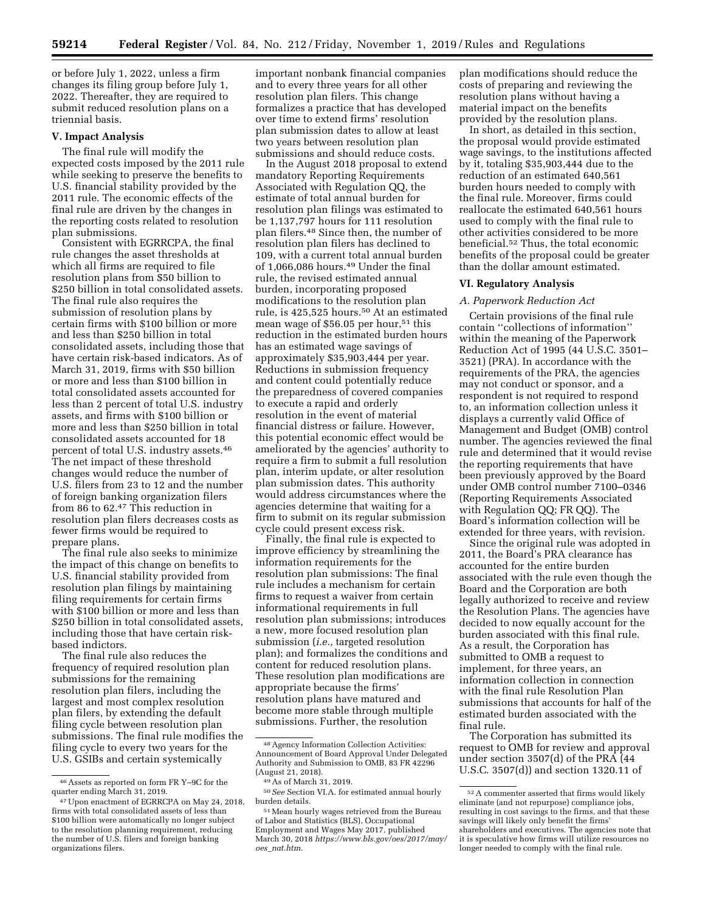or before July 1, 2022, unless a firm changes its filing group before July 1, 2022. Thereafter, they are required to submit reduced resolution plans on a triennial basis.

### V. Impact Analysis

The final rule will modify the expected costs imposed by the 2011 rule while seeking to preserve the benefits to U.S. financial stability provided by the 2011 rule. The economic effects of the final rule are driven by the changes in the reporting costs related to resolution plan submissions.

Consistent with EGRRCPA, the final rule changes the asset thresholds at which all firms are required to file resolution plans from $50 billion to $250 billion in total consolidated assets. The final rule also requires the submission of resolution plans by certain firms with $100 billion or more and less than $250 billion in total consolidated assets, including those that have certain risk-based indicators. As of March 31, 2019, firms with $50 billion or more and less than $100 billion in total consolidated assets accounted for less than 2 percent of total U.S. industry assets, and firms with $100 billion or more and less than $250 billion in total consolidated assets accounted for 18 percent of total U.S. industry assets.[46] The net impact of these threshold changes would reduce the number of U.S. filers from 23 to 12 and the number of foreign banking organization filers from 86 to 62.[47] This reduction in resolution plan filers decreases costs as fewer firms would be required to prepare plans.

The final rule also seeks to minimize the impact of this change on benefits to U.S. financial stability provided from resolution plan filings by maintaining filing requirements for certain firms with $100 billion or more and less than $250 billion in total consolidated assets, including those that have certain risk-based indictors.

The final rule also reduces the frequency of required resolution plan submissions for the remaining resolution plan filers, including the largest and most complex resolution plan filers, by extending the default filing cycle between resolution plan submissions. The final rule modifies the filing cycle to every two years for the U.S. GSIBs and certain systemically important nonbank financial companies and to every three years for all other resolution plan filers. This change formalizes a practice that has developed over time to extend firms' resolution plan submission dates to allow at least two years between resolution plan submissions and should reduce costs.

In the August 2018 proposal to extend mandatory Reporting Requirements Associated with Regulation QQ, the estimate of total annual burden for resolution plan filings was estimated to be 1,137,797 hours for 111 resolution plan filers.[48] Since then, the number of resolution plan filers has declined to 109, with a current total annual burden of 1,066,086 hours.[49] Under the final rule, the revised estimated annual burden, incorporating proposed modifications to the resolution plan rule, is 425,525 hours.[50] At an estimated mean wage of $56.05 per hour,[51] this reduction in the estimated burden hours has an estimated wage savings of approximately $35,903,444 per year. Reductions in submission frequency and content could potentially reduce the preparedness of covered companies to execute a rapid and orderly resolution in the event of material financial distress or failure. However, this potential economic effect would be ameliorated by the agencies' authority to require a firm to submit a full resolution plan, interim update, or alter resolution plan submission dates. This authority would address circumstances where the agencies determine that waiting for a firm to submit on its regular submission cycle could present excess risk.

Finally, the final rule is expected to improve efficiency by streamlining the information requirements for the resolution plan submissions: The final rule includes a mechanism for certain firms to request a waiver from certain informational requirements in full resolution plan submissions; introduces a new, more focused resolution plan submission (*i.e.,* targeted resolution plan); and formalizes the conditions and content for reduced resolution plans. These resolution plan modifications are appropriate because the firms' resolution plans have matured and become more stable through multiple submissions. Further, the resolution plan modifications should reduce the costs of preparing and reviewing the resolution plans without having a material impact on the benefits provided by the resolution plans.

In short, as detailed in this section, the proposal would provide estimated wage savings, to the institutions affected by it, totaling $35,903,444 due to the reduction of an estimated 640,561 burden hours needed to comply with the final rule. Moreover, firms could reallocate the estimated 640,561 hours used to comply with the final rule to other activities considered to be more beneficial.[52] Thus, the total economic benefits of the proposal could be greater than the dollar amount estimated.

### VI. Regulatory Analysis

#### *A. Paperwork Reduction Act*

Certain provisions of the final rule contain "collections of information" within the meaning of the Paperwork Reduction Act of 1995 (44 U.S.C. 3501–3521) (PRA). In accordance with the requirements of the PRA, the agencies may not conduct or sponsor, and a respondent is not required to respond to, an information collection unless it displays a currently valid Office of Management and Budget (OMB) control number. The agencies reviewed the final rule and determined that it would revise the reporting requirements that have been previously approved by the Board under OMB control number 7100–0346 (Reporting Requirements Associated with Regulation QQ; FR QQ). The Board's information collection will be extended for three years, with revision.

Since the original rule was adopted in 2011, the Board's PRA clearance has accounted for the entire burden associated with the rule even though the Board and the Corporation are both legally authorized to receive and review the Resolution Plans. The agencies have decided to now equally account for the burden associated with this final rule. As a result, the Corporation has submitted to OMB a request to implement, for three years, an information collection in connection with the final rule Resolution Plan submissions that accounts for half of the estimated burden associated with the final rule.

The Corporation has submitted its request to OMB for review and approval under section 3507(d) of the PRA (44 U.S.C. 3507(d)) and section 1320.11 of

---

[46] Assets as reported on form FR Y–9C for the quarter ending March 31, 2019.

[47] Upon enactment of EGRRCPA on May 24, 2018, firms with total consolidated assets of less than $100 billion were automatically no longer subject to the resolution planning requirement, reducing the number of U.S. filers and foreign banking organizations filers.

[48] Agency Information Collection Activities: Announcement of Board Approval Under Delegated Authority and Submission to OMB, 83 FR 42296 (August 21, 2018).

[49] As of March 31, 2019.

[50] *See* Section VI.A. for estimated annual hourly burden details.

[51] Mean hourly wages retrieved from the Bureau of Labor and Statistics (BLS), Occupational Employment and Wages May 2017, published March 30, 2018 *https://www.bls.gov/oes/2017/may/oes_nat.htm.*

[52] A commenter asserted that firms would likely eliminate (and not repurpose) compliance jobs, resulting in cost savings to the firms, and that these savings will likely only benefit the firms' shareholders and executives. The agencies note that it is speculative how firms will utilize resources no longer needed to comply with the final rule.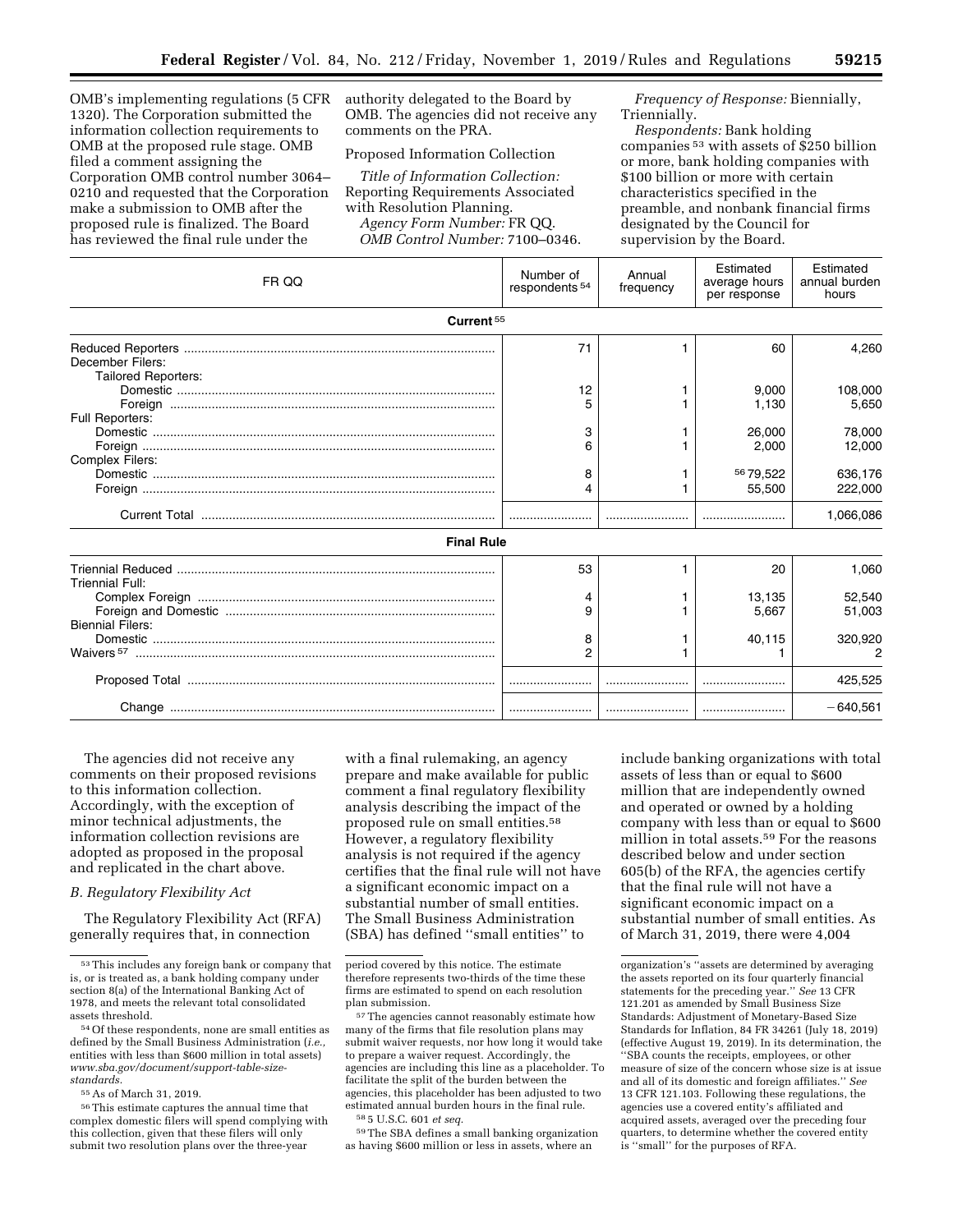OMB's implementing regulations (5 CFR 1320). The Corporation submitted the information collection requirements to OMB at the proposed rule stage. OMB filed a comment assigning the Corporation OMB control number 3064–0210 and requested that the Corporation make a submission to OMB after the proposed rule is finalized. The Board has reviewed the final rule under the authority delegated to the Board by OMB. The agencies did not receive any comments on the PRA.

Proposed Information Collection

*Title of Information Collection:* Reporting Requirements Associated with Resolution Planning.

*Agency Form Number:* FR QQ.

*OMB Control Number:* 7100–0346.

*Frequency of Response:* Biennially, Triennially.

*Respondents:* Bank holding companies [53] with assets of $250 billion or more, bank holding companies with $100 billion or more with certain characteristics specified in the preamble, and nonbank financial firms designated by the Council for supervision by the Board.

| FR QQ | Number of respondents [54] | Annual frequency | Estimated average hours per response | Estimated annual burden hours |
|---|---|---|---|---|
| **Current [55]** | | | | |
| Reduced Reporters | 71 | 1 | 60 | 4,260 |
| December Filers: | | | | |
| Tailored Reporters: | | | | |
| Domestic | 12 | 1 | 9,000 | 108,000 |
| Foreign | 5 | 1 | 1,130 | 5,650 |
| Full Reporters: | | | | |
| Domestic | 3 | 1 | 26,000 | 78,000 |
| Foreign | 6 | 1 | 2,000 | 12,000 |
| Complex Filers: | | | | |
| Domestic | 8 | 1 | [56] 79,522 | 636,176 |
| Foreign | 4 | 1 | 55,500 | 222,000 |
| Current Total | | | | 1,066,086 |
| **Final Rule** | | | | |
| Triennial Reduced | 53 | 1 | 20 | 1,060 |
| Triennial Full: | | | | |
| Complex Foreign | 4 | 1 | 13,135 | 52,540 |
| Foreign and Domestic | 9 | 1 | 5,667 | 51,003 |
| Biennial Filers: | | | | |
| Domestic | 8 | 1 | 40,115 | 320,920 |
| Waivers [57] | 2 | 1 | 1 | 2 |
| Proposed Total | | | | 425,525 |
| Change | | | | −640,561 |

The agencies did not receive any comments on their proposed revisions to this information collection. Accordingly, with the exception of minor technical adjustments, the information collection revisions are adopted as proposed in the proposal and replicated in the chart above.

### *B. Regulatory Flexibility Act*

The Regulatory Flexibility Act (RFA) generally requires that, in connection with a final rulemaking, an agency prepare and make available for public comment a final regulatory flexibility analysis describing the impact of the proposed rule on small entities.[58] However, a regulatory flexibility analysis is not required if the agency certifies that the final rule will not have a significant economic impact on a substantial number of small entities. The Small Business Administration (SBA) has defined "small entities" to include banking organizations with total assets of less than or equal to $600 million that are independently owned and operated or owned by a holding company with less than or equal to $600 million in total assets.[59] For the reasons described below and under section 605(b) of the RFA, the agencies certify that the final rule will not have a significant economic impact on a substantial number of small entities. As of March 31, 2019, there were 4,004

---

[53] This includes any foreign bank or company that is, or is treated as, a bank holding company under section 8(a) of the International Banking Act of 1978, and meets the relevant total consolidated assets threshold.

[54] Of these respondents, none are small entities as defined by the Small Business Administration (*i.e.,* entities with less than $600 million in total assets) *www.sba.gov/document/support-table-size-standards.*

[55] As of March 31, 2019.

[56] This estimate captures the annual time that complex domestic filers will spend complying with this collection, given that these filers will only submit two resolution plans over the three-year period covered by this notice. The estimate therefore represents two-thirds of the time these firms are estimated to spend on each resolution plan submission.

[57] The agencies cannot reasonably estimate how many of the firms that file resolution plans may submit waiver requests, nor how long it would take to prepare a waiver request. Accordingly, the agencies are including this line as a placeholder. To facilitate the split of the burden between the agencies, this placeholder has been adjusted to two estimated annual burden hours in the final rule.

[58] 5 U.S.C. 601 *et seq.*

[59] The SBA defines a small banking organization as having $600 million or less in assets, where an organization's "assets are determined by averaging the assets reported on its four quarterly financial statements for the preceding year." *See* 13 CFR 121.201 as amended by Small Business Size Standards: Adjustment of Monetary-Based Size Standards for Inflation, 84 FR 34261 (July 18, 2019) (effective August 19, 2019). In its determination, the "SBA counts the receipts, employees, or other measure of size of the concern whose size is at issue and all of its domestic and foreign affiliates." *See* 13 CFR 121.103. Following these regulations, the agencies use a covered entity's affiliated and acquired assets, averaged over the preceding four quarters, to determine whether the covered entity is "small" for the purposes of RFA.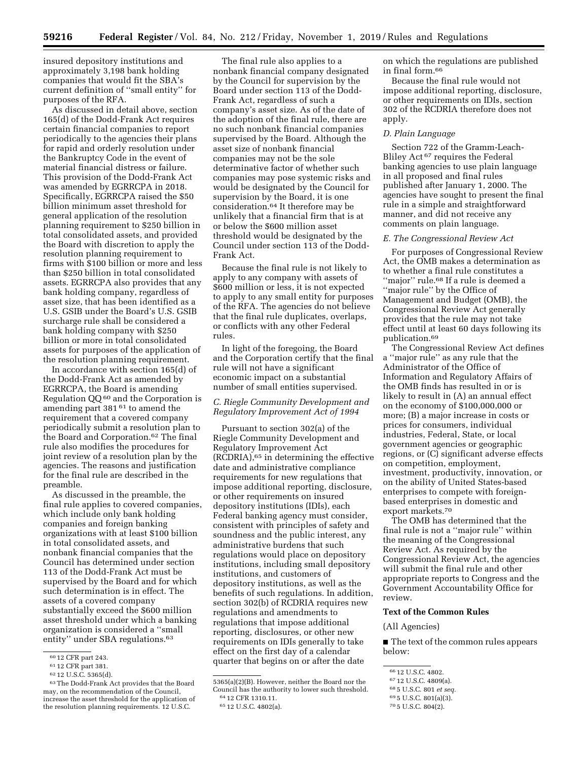insured depository institutions and approximately 3,198 bank holding companies that would fit the SBA's current definition of ''small entity'' for purposes of the RFA.

As discussed in detail above, section 165(d) of the Dodd-Frank Act requires certain financial companies to report periodically to the agencies their plans for rapid and orderly resolution under the Bankruptcy Code in the event of material financial distress or failure. This provision of the Dodd-Frank Act was amended by EGRRCPA in 2018. Specifically, EGRRCPA raised the $50 billion minimum asset threshold for general application of the resolution planning requirement to $250 billion in total consolidated assets, and provided the Board with discretion to apply the resolution planning requirement to firms with $100 billion or more and less than $250 billion in total consolidated assets. EGRRCPA also provides that any bank holding company, regardless of asset size, that has been identified as a U.S. GSIB under the Board's U.S. GSIB surcharge rule shall be considered a bank holding company with $250 billion or more in total consolidated assets for purposes of the application of the resolution planning requirement.

In accordance with section 165(d) of the Dodd-Frank Act as amended by EGRRCPA, the Board is amending Regulation QQ [60] and the Corporation is amending part 381 [61] to amend the requirement that a covered company periodically submit a resolution plan to the Board and Corporation.[62] The final rule also modifies the procedures for joint review of a resolution plan by the agencies. The reasons and justification for the final rule are described in the preamble.

As discussed in the preamble, the final rule applies to covered companies, which include only bank holding companies and foreign banking organizations with at least $100 billion in total consolidated assets, and nonbank financial companies that the Council has determined under section 113 of the Dodd-Frank Act must be supervised by the Board and for which such determination is in effect. The assets of a covered company substantially exceed the $600 million asset threshold under which a banking organization is considered a ''small entity'' under SBA regulations.[63]

The final rule also applies to a nonbank financial company designated by the Council for supervision by the Board under section 113 of the Dodd-Frank Act, regardless of such a company's asset size. As of the date of the adoption of the final rule, there are no such nonbank financial companies supervised by the Board. Although the asset size of nonbank financial companies may not be the sole determinative factor of whether such companies may pose systemic risks and would be designated by the Council for supervision by the Board, it is one consideration.[64] It therefore may be unlikely that a financial firm that is at or below the $600 million asset threshold would be designated by the Council under section 113 of the Dodd-Frank Act.

Because the final rule is not likely to apply to any company with assets of $600 million or less, it is not expected to apply to any small entity for purposes of the RFA. The agencies do not believe that the final rule duplicates, overlaps, or conflicts with any other Federal rules.

In light of the foregoing, the Board and the Corporation certify that the final rule will not have a significant economic impact on a substantial number of small entities supervised.

### *C. Riegle Community Development and Regulatory Improvement Act of 1994*

Pursuant to section 302(a) of the Riegle Community Development and Regulatory Improvement Act (RCDRIA),[65] in determining the effective date and administrative compliance requirements for new regulations that impose additional reporting, disclosure, or other requirements on insured depository institutions (IDIs), each Federal banking agency must consider, consistent with principles of safety and soundness and the public interest, any administrative burdens that such regulations would place on depository institutions, including small depository institutions, and customers of depository institutions, as well as the benefits of such regulations. In addition, section 302(b) of RCDRIA requires new regulations and amendments to regulations that impose additional reporting, disclosures, or other new requirements on IDIs generally to take effect on the first day of a calendar quarter that begins on or after the date on which the regulations are published in final form.[66]

Because the final rule would not impose additional reporting, disclosure, or other requirements on IDIs, section 302 of the RCDRIA therefore does not apply.

### *D. Plain Language*

Section 722 of the Gramm-Leach-Bliley Act [67] requires the Federal banking agencies to use plain language in all proposed and final rules published after January 1, 2000. The agencies have sought to present the final rule in a simple and straightforward manner, and did not receive any comments on plain language.

### *E. The Congressional Review Act*

For purposes of Congressional Review Act, the OMB makes a determination as to whether a final rule constitutes a ''major'' rule.[68] If a rule is deemed a ''major rule'' by the Office of Management and Budget (OMB), the Congressional Review Act generally provides that the rule may not take effect until at least 60 days following its publication.[69]

The Congressional Review Act defines a ''major rule'' as any rule that the Administrator of the Office of Information and Regulatory Affairs of the OMB finds has resulted in or is likely to result in (A) an annual effect on the economy of $100,000,000 or more; (B) a major increase in costs or prices for consumers, individual industries, Federal, State, or local government agencies or geographic regions, or (C) significant adverse effects on competition, employment, investment, productivity, innovation, or on the ability of United States-based enterprises to compete with foreign-based enterprises in domestic and export markets.[70]

The OMB has determined that the final rule is not a ''major rule'' within the meaning of the Congressional Review Act. As required by the Congressional Review Act, the agencies will submit the final rule and other appropriate reports to Congress and the Government Accountability Office for review.

**Text of the Common Rules**

(All Agencies)

■ The text of the common rules appears below:

---

[60] 12 CFR part 243.

[61] 12 CFR part 381.

[62] 12 U.S.C. 5365(d).

[63] The Dodd-Frank Act provides that the Board may, on the recommendation of the Council, increase the asset threshold for the application of the resolution planning requirements. 12 U.S.C. 5365(a)(2)(B). However, neither the Board nor the Council has the authority to lower such threshold.

[64] 12 CFR 1310.11.

[65] 12 U.S.C. 4802(a).

[66] 12 U.S.C. 4802.

[67] 12 U.S.C. 4809(a).

[68] 5 U.S.C. 801 *et seq.*

[69] 5 U.S.C. 801(a)(3).

[70] 5 U.S.C. 804(2).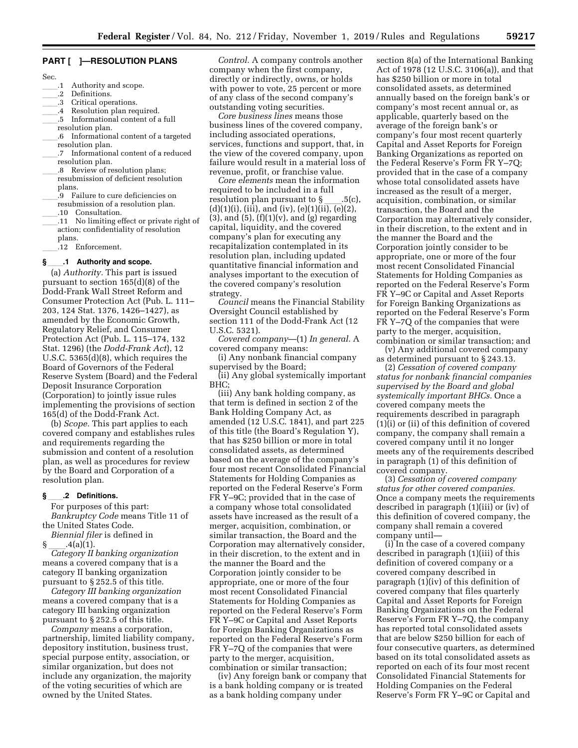## PART [ ]—RESOLUTION PLANS

Sec.

____.1 Authority and scope.
____.2 Definitions.
____.3 Critical operations.
____.4 Resolution plan required.
____.5 Informational content of a full resolution plan.
____.6 Informational content of a targeted resolution plan.
____.7 Informational content of a reduced resolution plan.
____.8 Review of resolution plans; resubmission of deficient resolution plans.
____.9 Failure to cure deficiencies on resubmission of a resolution plan.
____.10 Consultation.
____.11 No limiting effect or private right of action; confidentiality of resolution plans.
____.12 Enforcement.

### § ____.1 Authority and scope.

(a) *Authority.* This part is issued pursuant to section 165(d)(8) of the Dodd-Frank Wall Street Reform and Consumer Protection Act (Pub. L. 111–203, 124 Stat. 1376, 1426–1427), as amended by the Economic Growth, Regulatory Relief, and Consumer Protection Act (Pub. L. 115–174, 132 Stat. 1296) (the *Dodd-Frank Act*), 12 U.S.C. 5365(d)(8), which requires the Board of Governors of the Federal Reserve System (Board) and the Federal Deposit Insurance Corporation (Corporation) to jointly issue rules implementing the provisions of section 165(d) of the Dodd-Frank Act.

(b) *Scope.* This part applies to each covered company and establishes rules and requirements regarding the submission and content of a resolution plan, as well as procedures for review by the Board and Corporation of a resolution plan.

### § ____.2 Definitions.

For purposes of this part:

*Bankruptcy Code* means Title 11 of the United States Code.

*Biennial filer* is defined in § ____.4(a)(1).

*Category II banking organization* means a covered company that is a category II banking organization pursuant to § 252.5 of this title.

*Category III banking organization* means a covered company that is a category III banking organization pursuant to § 252.5 of this title.

*Company* means a corporation, partnership, limited liability company, depository institution, business trust, special purpose entity, association, or similar organization, but does not include any organization, the majority of the voting securities of which are owned by the United States.

*Control.* A company controls another company when the first company, directly or indirectly, owns, or holds with power to vote, 25 percent or more of any class of the second company's outstanding voting securities.

*Core business lines* means those business lines of the covered company, including associated operations, services, functions and support, that, in the view of the covered company, upon failure would result in a material loss of revenue, profit, or franchise value.

*Core elements* mean the information required to be included in a full resolution plan pursuant to § ____.5(c), (d)(1)(i), (iii), and (iv), (e)(1)(ii), (e)(2), (3), and (5), (f)(1)(v), and (g) regarding capital, liquidity, and the covered company's plan for executing any recapitalization contemplated in its resolution plan, including updated quantitative financial information and analyses important to the execution of the covered company's resolution strategy.

*Council* means the Financial Stability Oversight Council established by section 111 of the Dodd-Frank Act (12 U.S.C. 5321).

*Covered company*—(1) *In general.* A covered company means:

(i) Any nonbank financial company supervised by the Board;

(ii) Any global systemically important BHC;

(iii) Any bank holding company, as that term is defined in section 2 of the Bank Holding Company Act, as amended (12 U.S.C. 1841), and part 225 of this title (the Board's Regulation Y), that has $250 billion or more in total consolidated assets, as determined based on the average of the company's four most recent Consolidated Financial Statements for Holding Companies as reported on the Federal Reserve's Form FR Y–9C; provided that in the case of a company whose total consolidated assets have increased as the result of a merger, acquisition, combination, or similar transaction, the Board and the Corporation may alternatively consider, in their discretion, to the extent and in the manner the Board and the Corporation jointly consider to be appropriate, one or more of the four most recent Consolidated Financial Statements for Holding Companies as reported on the Federal Reserve's Form FR Y–9C or Capital and Asset Reports for Foreign Banking Organizations as reported on the Federal Reserve's Form FR Y–7Q of the companies that were party to the merger, acquisition, combination or similar transaction;

(iv) Any foreign bank or company that is a bank holding company or is treated as a bank holding company under section 8(a) of the International Banking Act of 1978 (12 U.S.C. 3106(a)), and that has $250 billion or more in total consolidated assets, as determined annually based on the foreign bank's or company's most recent annual or, as applicable, quarterly based on the average of the foreign bank's or company's four most recent quarterly Capital and Asset Reports for Foreign Banking Organizations as reported on the Federal Reserve's Form FR Y–7Q; provided that in the case of a company whose total consolidated assets have increased as the result of a merger, acquisition, combination, or similar transaction, the Board and the Corporation may alternatively consider, in their discretion, to the extent and in the manner the Board and the Corporation jointly consider to be appropriate, one or more of the four most recent Consolidated Financial Statements for Holding Companies as reported on the Federal Reserve's Form FR Y–9C or Capital and Asset Reports for Foreign Banking Organizations as reported on the Federal Reserve's Form FR Y–7Q of the companies that were party to the merger, acquisition, combination or similar transaction; and

(v) Any additional covered company as determined pursuant to § 243.13.

(2) *Cessation of covered company status for nonbank financial companies supervised by the Board and global systemically important BHCs.* Once a covered company meets the requirements described in paragraph (1)(i) or (ii) of this definition of covered company, the company shall remain a covered company until it no longer meets any of the requirements described in paragraph (1) of this definition of covered company.

(3) *Cessation of covered company status for other covered companies.* Once a company meets the requirements described in paragraph (1)(iii) or (iv) of this definition of covered company, the company shall remain a covered company until—

(i) In the case of a covered company described in paragraph (1)(iii) of this definition of covered company or a covered company described in paragraph (1)(iv) of this definition of covered company that files quarterly Capital and Asset Reports for Foreign Banking Organizations on the Federal Reserve's Form FR Y–7Q, the company has reported total consolidated assets that are below $250 billion for each of four consecutive quarters, as determined based on its total consolidated assets as reported on each of its four most recent Consolidated Financial Statements for Holding Companies on the Federal Reserve's Form FR Y–9C or Capital and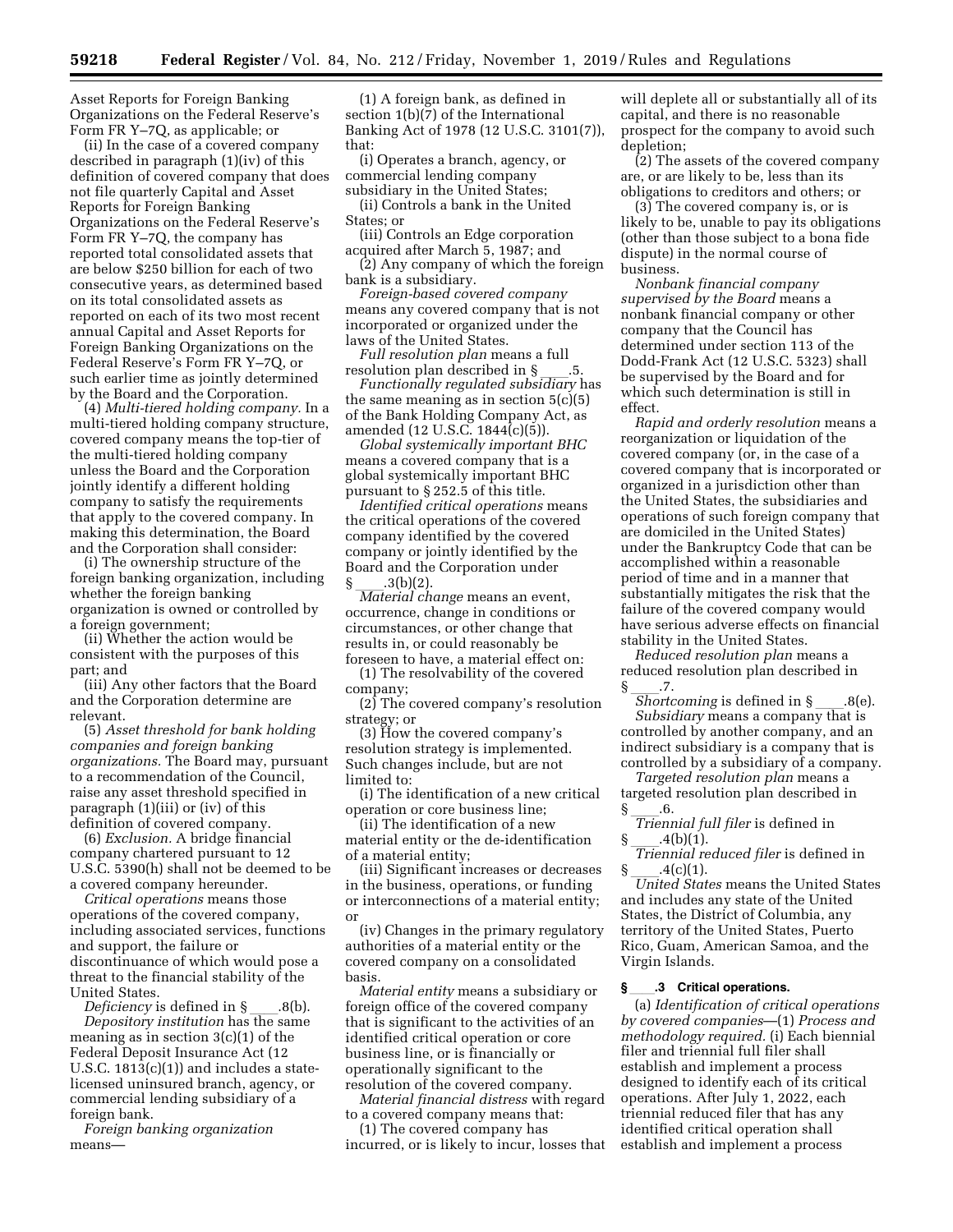Asset Reports for Foreign Banking Organizations on the Federal Reserve's Form FR Y–7Q, as applicable; or

(ii) In the case of a covered company described in paragraph (1)(iv) of this definition of covered company that does not file quarterly Capital and Asset Reports for Foreign Banking Organizations on the Federal Reserve's Form FR Y–7Q, the company has reported total consolidated assets that are below $250 billion for each of two consecutive years, as determined based on its total consolidated assets as reported on each of its two most recent annual Capital and Asset Reports for Foreign Banking Organizations on the Federal Reserve's Form FR Y–7Q, or such earlier time as jointly determined by the Board and the Corporation.

(4) *Multi-tiered holding company.* In a multi-tiered holding company structure, covered company means the top-tier of the multi-tiered holding company unless the Board and the Corporation jointly identify a different holding company to satisfy the requirements that apply to the covered company. In making this determination, the Board and the Corporation shall consider:

(i) The ownership structure of the foreign banking organization, including whether the foreign banking organization is owned or controlled by a foreign government;

(ii) Whether the action would be consistent with the purposes of this part; and

(iii) Any other factors that the Board and the Corporation determine are relevant.

(5) *Asset threshold for bank holding companies and foreign banking organizations.* The Board may, pursuant to a recommendation of the Council, raise any asset threshold specified in paragraph (1)(iii) or (iv) of this definition of covered company.

(6) *Exclusion.* A bridge financial company chartered pursuant to 12 U.S.C. 5390(h) shall not be deemed to be a covered company hereunder.

*Critical operations* means those operations of the covered company, including associated services, functions and support, the failure or discontinuance of which would pose a threat to the financial stability of the United States.

*Deficiency* is defined in § ___.8(b).

*Depository institution* has the same meaning as in section 3(c)(1) of the Federal Deposit Insurance Act (12 U.S.C. 1813(c)(1)) and includes a state-licensed uninsured branch, agency, or commercial lending subsidiary of a foreign bank.

*Foreign banking organization* means—

(1) A foreign bank, as defined in section 1(b)(7) of the International Banking Act of 1978 (12 U.S.C. 3101(7)), that:

(i) Operates a branch, agency, or commercial lending company subsidiary in the United States;

(ii) Controls a bank in the United States; or

(iii) Controls an Edge corporation acquired after March 5, 1987; and

(2) Any company of which the foreign bank is a subsidiary.

*Foreign-based covered company* means any covered company that is not incorporated or organized under the laws of the United States.

*Full resolution plan* means a full resolution plan described in § ___.5.

*Functionally regulated subsidiary* has the same meaning as in section 5(c)(5) of the Bank Holding Company Act, as amended (12 U.S.C. 1844(c)(5)).

*Global systemically important BHC* means a covered company that is a global systemically important BHC pursuant to § 252.5 of this title.

*Identified critical operations* means the critical operations of the covered company identified by the covered company or jointly identified by the Board and the Corporation under § ___.3(b)(2).

*Material change* means an event, occurrence, change in conditions or circumstances, or other change that results in, or could reasonably be foreseen to have, a material effect on:

(1) The resolvability of the covered company;

(2) The covered company's resolution strategy; or

(3) How the covered company's resolution strategy is implemented. Such changes include, but are not limited to:

(i) The identification of a new critical operation or core business line;

(ii) The identification of a new material entity or the de-identification of a material entity;

(iii) Significant increases or decreases in the business, operations, or funding or interconnections of a material entity; or

(iv) Changes in the primary regulatory authorities of a material entity or the covered company on a consolidated basis.

*Material entity* means a subsidiary or foreign office of the covered company that is significant to the activities of an identified critical operation or core business line, or is financially or operationally significant to the resolution of the covered company.

*Material financial distress* with regard to a covered company means that:

(1) The covered company has incurred, or is likely to incur, losses that will deplete all or substantially all of its capital, and there is no reasonable prospect for the company to avoid such depletion;

(2) The assets of the covered company are, or are likely to be, less than its obligations to creditors and others; or

(3) The covered company is, or is likely to be, unable to pay its obligations (other than those subject to a bona fide dispute) in the normal course of business.

*Nonbank financial company supervised by the Board* means a nonbank financial company or other company that the Council has determined under section 113 of the Dodd-Frank Act (12 U.S.C. 5323) shall be supervised by the Board and for which such determination is still in effect.

*Rapid and orderly resolution* means a reorganization or liquidation of the covered company (or, in the case of a covered company that is incorporated or organized in a jurisdiction other than the United States, the subsidiaries and operations of such foreign company that are domiciled in the United States) under the Bankruptcy Code that can be accomplished within a reasonable period of time and in a manner that substantially mitigates the risk that the failure of the covered company would have serious adverse effects on financial stability in the United States.

*Reduced resolution plan* means a reduced resolution plan described in § ___.7.

*Shortcoming* is defined in § ___.8(e).

*Subsidiary* means a company that is controlled by another company, and an indirect subsidiary is a company that is controlled by a subsidiary of a company.

*Targeted resolution plan* means a targeted resolution plan described in § ___.6.

*Triennial full filer* is defined in § ___.4(b)(1).

*Triennial reduced filer* is defined in § ___.4(c)(1).

*United States* means the United States and includes any state of the United States, the District of Columbia, any territory of the United States, Puerto Rico, Guam, American Samoa, and the Virgin Islands.

### § ___.3 Critical operations.

(a) *Identification of critical operations by covered companies*—(1) *Process and methodology required.* (i) Each biennial filer and triennial full filer shall establish and implement a process designed to identify each of its critical operations. After July 1, 2022, each triennial reduced filer that has any identified critical operation shall establish and implement a process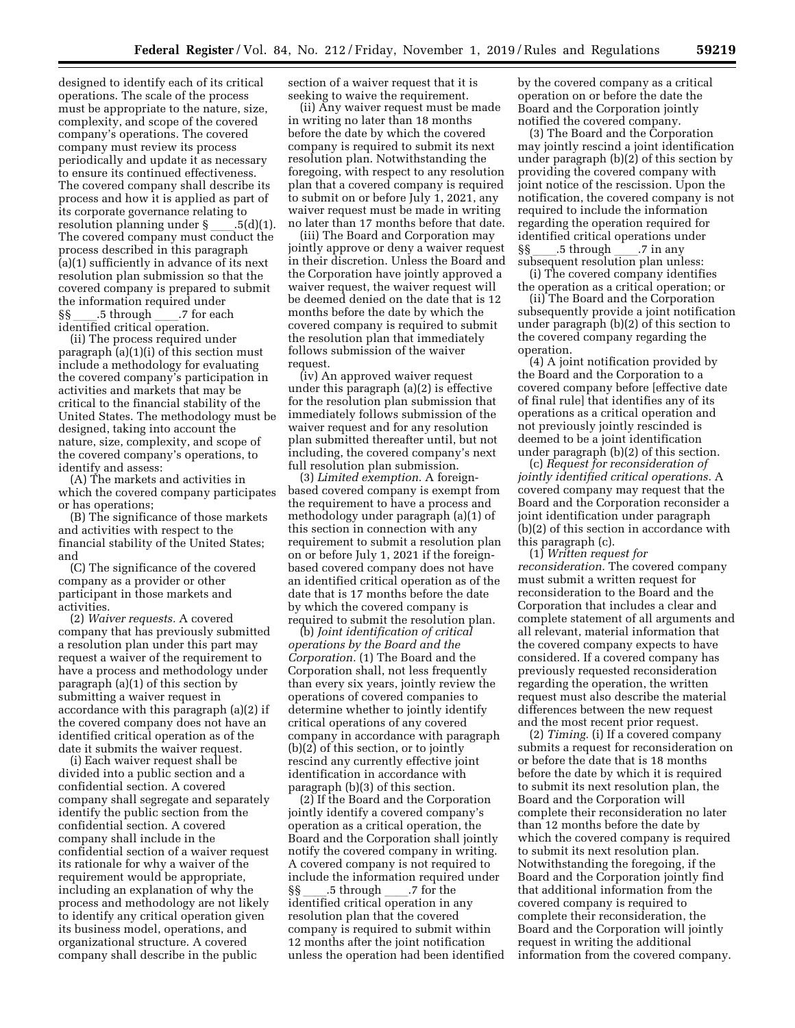designed to identify each of its critical operations. The scale of the process must be appropriate to the nature, size, complexity, and scope of the covered company's operations. The covered company must review its process periodically and update it as necessary to ensure its continued effectiveness. The covered company shall describe its process and how it is applied as part of its corporate governance relating to resolution planning under § ____.5(d)(1). The covered company must conduct the process described in this paragraph (a)(1) sufficiently in advance of its next resolution plan submission so that the covered company is prepared to submit the information required under §§ ____.5 through ____.7 for each identified critical operation.

(ii) The process required under paragraph (a)(1)(i) of this section must include a methodology for evaluating the covered company's participation in activities and markets that may be critical to the financial stability of the United States. The methodology must be designed, taking into account the nature, size, complexity, and scope of the covered company's operations, to identify and assess:

(A) The markets and activities in which the covered company participates or has operations;

(B) The significance of those markets and activities with respect to the financial stability of the United States; and

(C) The significance of the covered company as a provider or other participant in those markets and activities.

(2) *Waiver requests.* A covered company that has previously submitted a resolution plan under this part may request a waiver of the requirement to have a process and methodology under paragraph (a)(1) of this section by submitting a waiver request in accordance with this paragraph (a)(2) if the covered company does not have an identified critical operation as of the date it submits the waiver request.

(i) Each waiver request shall be divided into a public section and a confidential section. A covered company shall segregate and separately identify the public section from the confidential section. A covered company shall include in the confidential section of a waiver request its rationale for why a waiver of the requirement would be appropriate, including an explanation of why the process and methodology are not likely to identify any critical operation given its business model, operations, and organizational structure. A covered company shall describe in the public section of a waiver request that it is seeking to waive the requirement.

(ii) Any waiver request must be made in writing no later than 18 months before the date by which the covered company is required to submit its next resolution plan. Notwithstanding the foregoing, with respect to any resolution plan that a covered company is required to submit on or before July 1, 2021, any waiver request must be made in writing no later than 17 months before that date.

(iii) The Board and Corporation may jointly approve or deny a waiver request in their discretion. Unless the Board and the Corporation have jointly approved a waiver request, the waiver request will be deemed denied on the date that is 12 months before the date by which the covered company is required to submit the resolution plan that immediately follows submission of the waiver request.

(iv) An approved waiver request under this paragraph (a)(2) is effective for the resolution plan submission that immediately follows submission of the waiver request and for any resolution plan submitted thereafter until, but not including, the covered company's next full resolution plan submission.

(3) *Limited exemption.* A foreign-based covered company is exempt from the requirement to have a process and methodology under paragraph (a)(1) of this section in connection with any requirement to submit a resolution plan on or before July 1, 2021 if the foreign-based covered company does not have an identified critical operation as of the date that is 17 months before the date by which the covered company is required to submit the resolution plan.

(b) *Joint identification of critical operations by the Board and the Corporation.* (1) The Board and the Corporation shall, not less frequently than every six years, jointly review the operations of covered companies to determine whether to jointly identify critical operations of any covered company in accordance with paragraph (b)(2) of this section, or to jointly rescind any currently effective joint identification in accordance with paragraph (b)(3) of this section.

(2) If the Board and the Corporation jointly identify a covered company's operation as a critical operation, the Board and the Corporation shall jointly notify the covered company in writing. A covered company is not required to include the information required under §§ ____.5 through ____.7 for the identified critical operation in any resolution plan that the covered company is required to submit within 12 months after the joint notification unless the operation had been identified by the covered company as a critical operation on or before the date the Board and the Corporation jointly notified the covered company.

(3) The Board and the Corporation may jointly rescind a joint identification under paragraph (b)(2) of this section by providing the covered company with joint notice of the rescission. Upon the notification, the covered company is not required to include the information regarding the operation required for identified critical operations under §§ ____.5 through ____.7 in any subsequent resolution plan unless:

(i) The covered company identifies the operation as a critical operation; or

(ii) The Board and the Corporation subsequently provide a joint notification under paragraph (b)(2) of this section to the covered company regarding the operation.

(4) A joint notification provided by the Board and the Corporation to a covered company before [effective date of final rule] that identifies any of its operations as a critical operation and not previously jointly rescinded is deemed to be a joint identification under paragraph (b)(2) of this section.

(c) *Request for reconsideration of jointly identified critical operations.* A covered company may request that the Board and the Corporation reconsider a joint identification under paragraph (b)(2) of this section in accordance with this paragraph (c).

(1) *Written request for reconsideration.* The covered company must submit a written request for reconsideration to the Board and the Corporation that includes a clear and complete statement of all arguments and all relevant, material information that the covered company expects to have considered. If a covered company has previously requested reconsideration regarding the operation, the written request must also describe the material differences between the new request and the most recent prior request.

(2) *Timing.* (i) If a covered company submits a request for reconsideration on or before the date that is 18 months before the date by which it is required to submit its next resolution plan, the Board and the Corporation will complete their reconsideration no later than 12 months before the date by which the covered company is required to submit its next resolution plan. Notwithstanding the foregoing, if the Board and the Corporation jointly find that additional information from the covered company is required to complete their reconsideration, the Board and the Corporation will jointly request in writing the additional information from the covered company.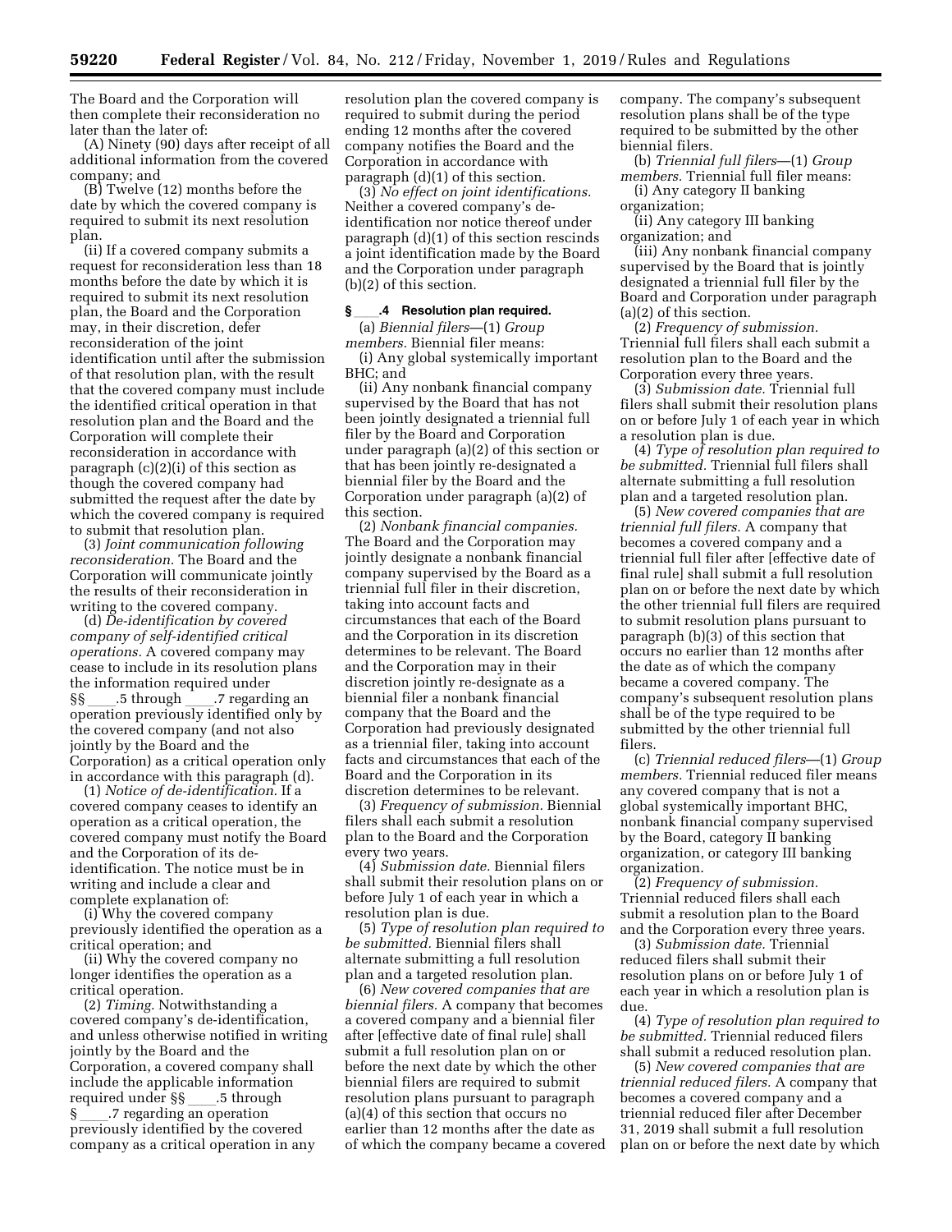The Board and the Corporation will then complete their reconsideration no later than the later of:

(A) Ninety (90) days after receipt of all additional information from the covered company; and

(B) Twelve (12) months before the date by which the covered company is required to submit its next resolution plan.

(ii) If a covered company submits a request for reconsideration less than 18 months before the date by which it is required to submit its next resolution plan, the Board and the Corporation may, in their discretion, defer reconsideration of the joint identification until after the submission of that resolution plan, with the result that the covered company must include the identified critical operation in that resolution plan and the Board and the Corporation will complete their reconsideration in accordance with paragraph (c)(2)(i) of this section as though the covered company had submitted the request after the date by which the covered company is required to submit that resolution plan.

(3) *Joint communication following reconsideration.* The Board and the Corporation will communicate jointly the results of their reconsideration in writing to the covered company.

(d) *De-identification by covered company of self-identified critical operations.* A covered company may cease to include in its resolution plans the information required under §§ ____.5 through ____.7 regarding an operation previously identified only by the covered company (and not also jointly by the Board and the Corporation) as a critical operation only in accordance with this paragraph (d).

(1) *Notice of de-identification.* If a covered company ceases to identify an operation as a critical operation, the covered company must notify the Board and the Corporation of its de-identification. The notice must be in writing and include a clear and complete explanation of:

(i) Why the covered company previously identified the operation as a critical operation; and

(ii) Why the covered company no longer identifies the operation as a critical operation.

(2) *Timing.* Notwithstanding a covered company's de-identification, and unless otherwise notified in writing jointly by the Board and the Corporation, a covered company shall include the applicable information required under §§ ____.5 through § ____.7 regarding an operation previously identified by the covered company as a critical operation in any resolution plan the covered company is required to submit during the period ending 12 months after the covered company notifies the Board and the Corporation in accordance with paragraph (d)(1) of this section.

(3) *No effect on joint identifications.* Neither a covered company's de-identification nor notice thereof under paragraph (d)(1) of this section rescinds a joint identification made by the Board and the Corporation under paragraph (b)(2) of this section.

**§ ____.4 Resolution plan required.**

(a) *Biennial filers*—(1) *Group members.* Biennial filer means:

(i) Any global systemically important BHC; and

(ii) Any nonbank financial company supervised by the Board that has not been jointly designated a triennial full filer by the Board and Corporation under paragraph (a)(2) of this section or that has been jointly re-designated a biennial filer by the Board and the Corporation under paragraph (a)(2) of this section.

(2) *Nonbank financial companies.* The Board and the Corporation may jointly designate a nonbank financial company supervised by the Board as a triennial full filer in their discretion, taking into account facts and circumstances that each of the Board and the Corporation in its discretion determines to be relevant. The Board and the Corporation may in their discretion jointly re-designate as a biennial filer a nonbank financial company that the Board and the Corporation had previously designated as a triennial filer, taking into account facts and circumstances that each of the Board and the Corporation in its discretion determines to be relevant.

(3) *Frequency of submission.* Biennial filers shall each submit a resolution plan to the Board and the Corporation every two years.

(4) *Submission date.* Biennial filers shall submit their resolution plans on or before July 1 of each year in which a resolution plan is due.

(5) *Type of resolution plan required to be submitted.* Biennial filers shall alternate submitting a full resolution plan and a targeted resolution plan.

(6) *New covered companies that are biennial filers.* A company that becomes a covered company and a biennial filer after [effective date of final rule] shall submit a full resolution plan on or before the next date by which the other biennial filers are required to submit resolution plans pursuant to paragraph (a)(4) of this section that occurs no earlier than 12 months after the date as of which the company became a covered company. The company's subsequent resolution plans shall be of the type required to be submitted by the other biennial filers.

(b) *Triennial full filers*—(1) *Group members.* Triennial full filer means:

(i) Any category II banking organization;

(ii) Any category III banking organization; and

(iii) Any nonbank financial company supervised by the Board that is jointly designated a triennial full filer by the Board and Corporation under paragraph (a)(2) of this section.

(2) *Frequency of submission.* Triennial full filers shall each submit a resolution plan to the Board and the Corporation every three years.

(3) *Submission date.* Triennial full filers shall submit their resolution plans on or before July 1 of each year in which a resolution plan is due.

(4) *Type of resolution plan required to be submitted.* Triennial full filers shall alternate submitting a full resolution plan and a targeted resolution plan.

(5) *New covered companies that are triennial full filers.* A company that becomes a covered company and a triennial full filer after [effective date of final rule] shall submit a full resolution plan on or before the next date by which the other triennial full filers are required to submit resolution plans pursuant to paragraph (b)(3) of this section that occurs no earlier than 12 months after the date as of which the company became a covered company. The company's subsequent resolution plans shall be of the type required to be submitted by the other triennial full filers.

(c) *Triennial reduced filers*—(1) *Group members.* Triennial reduced filer means any covered company that is not a global systemically important BHC, nonbank financial company supervised by the Board, category II banking organization, or category III banking organization.

(2) *Frequency of submission.* Triennial reduced filers shall each submit a resolution plan to the Board and the Corporation every three years.

(3) *Submission date.* Triennial reduced filers shall submit their resolution plans on or before July 1 of each year in which a resolution plan is due.

(4) *Type of resolution plan required to be submitted.* Triennial reduced filers shall submit a reduced resolution plan.

(5) *New covered companies that are triennial reduced filers.* A company that becomes a covered company and a triennial reduced filer after December 31, 2019 shall submit a full resolution plan on or before the next date by which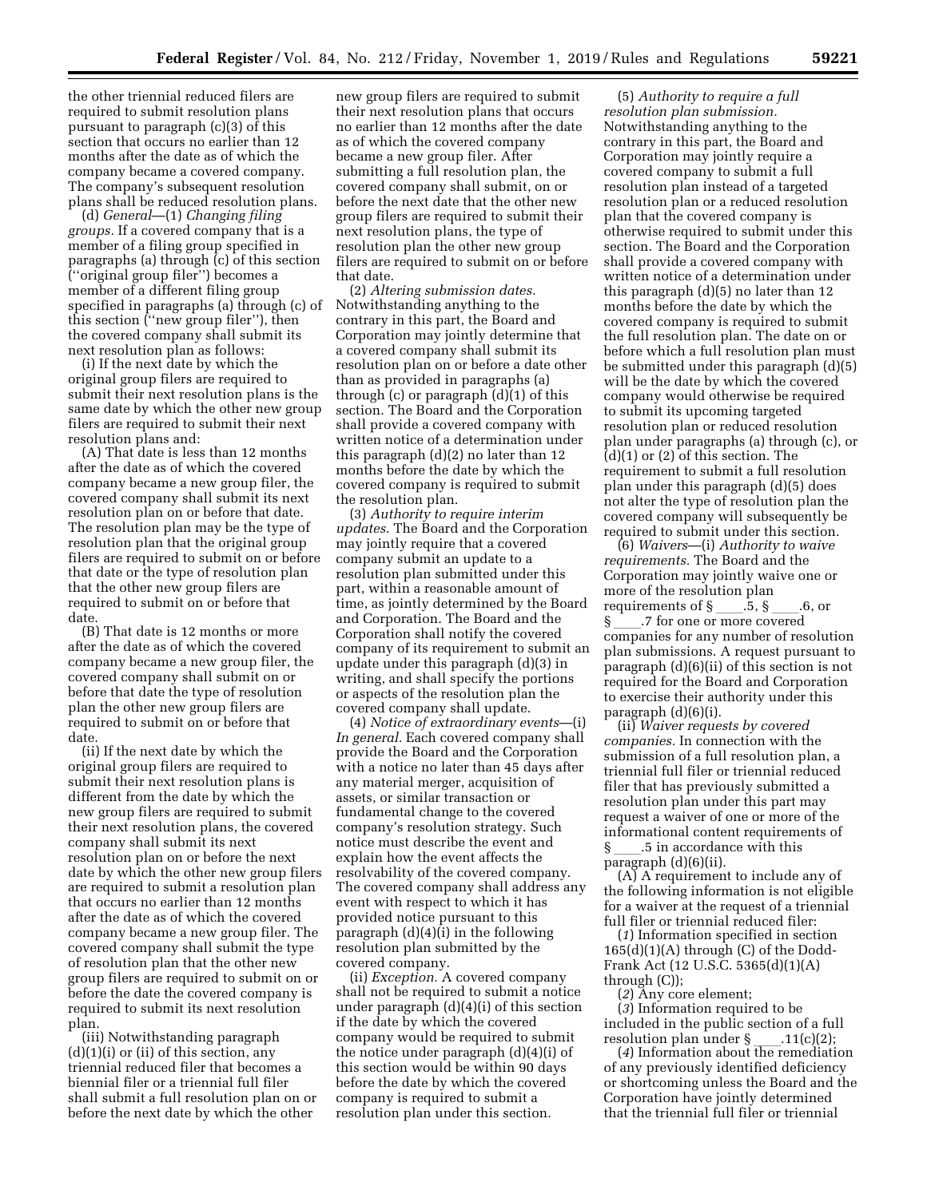the other triennial reduced filers are required to submit resolution plans pursuant to paragraph (c)(3) of this section that occurs no earlier than 12 months after the date as of which the company became a covered company. The company's subsequent resolution plans shall be reduced resolution plans.

(d) *General*—(1) *Changing filing groups.* If a covered company that is a member of a filing group specified in paragraphs (a) through (c) of this section (''original group filer'') becomes a member of a different filing group specified in paragraphs (a) through (c) of this section (''new group filer''), then the covered company shall submit its next resolution plan as follows:

(i) If the next date by which the original group filers are required to submit their next resolution plans is the same date by which the other new group filers are required to submit their next resolution plans and:

(A) That date is less than 12 months after the date as of which the covered company became a new group filer, the covered company shall submit its next resolution plan on or before that date. The resolution plan may be the type of resolution plan that the original group filers are required to submit on or before that date or the type of resolution plan that the other new group filers are required to submit on or before that date.

(B) That date is 12 months or more after the date as of which the covered company became a new group filer, the covered company shall submit on or before that date the type of resolution plan the other new group filers are required to submit on or before that date.

(ii) If the next date by which the original group filers are required to submit their next resolution plans is different from the date by which the new group filers are required to submit their next resolution plans, the covered company shall submit its next resolution plan on or before the next date by which the other new group filers are required to submit a resolution plan that occurs no earlier than 12 months after the date as of which the covered company became a new group filer. The covered company shall submit the type of resolution plan that the other new group filers are required to submit on or before the date the covered company is required to submit its next resolution plan.

(iii) Notwithstanding paragraph (d)(1)(i) or (ii) of this section, any triennial reduced filer that becomes a biennial filer or a triennial full filer shall submit a full resolution plan on or before the next date by which the other new group filers are required to submit their next resolution plans that occurs no earlier than 12 months after the date as of which the covered company became a new group filer. After submitting a full resolution plan, the covered company shall submit, on or before the next date that the other new group filers are required to submit their next resolution plans, the type of resolution plan the other new group filers are required to submit on or before that date.

(2) *Altering submission dates.* Notwithstanding anything to the contrary in this part, the Board and Corporation may jointly determine that a covered company shall submit its resolution plan on or before a date other than as provided in paragraphs (a) through (c) or paragraph (d)(1) of this section. The Board and the Corporation shall provide a covered company with written notice of a determination under this paragraph (d)(2) no later than 12 months before the date by which the covered company is required to submit the resolution plan.

(3) *Authority to require interim updates.* The Board and the Corporation may jointly require that a covered company submit an update to a resolution plan submitted under this part, within a reasonable amount of time, as jointly determined by the Board and Corporation. The Board and the Corporation shall notify the covered company of its requirement to submit an update under this paragraph (d)(3) in writing, and shall specify the portions or aspects of the resolution plan the covered company shall update.

(4) *Notice of extraordinary events*—(i) *In general.* Each covered company shall provide the Board and the Corporation with a notice no later than 45 days after any material merger, acquisition of assets, or similar transaction or fundamental change to the covered company's resolution strategy. Such notice must describe the event and explain how the event affects the resolvability of the covered company. The covered company shall address any event with respect to which it has provided notice pursuant to this paragraph (d)(4)(i) in the following resolution plan submitted by the covered company.

(ii) *Exception.* A covered company shall not be required to submit a notice under paragraph (d)(4)(i) of this section if the date by which the covered company would be required to submit the notice under paragraph (d)(4)(i) of this section would be within 90 days before the date by which the covered company is required to submit a resolution plan under this section.

(5) *Authority to require a full resolution plan submission.* Notwithstanding anything to the contrary in this part, the Board and Corporation may jointly require a covered company to submit a full resolution plan instead of a targeted resolution plan or a reduced resolution plan that the covered company is otherwise required to submit under this section. The Board and the Corporation shall provide a covered company with written notice of a determination under this paragraph (d)(5) no later than 12 months before the date by which the covered company is required to submit the full resolution plan. The date on or before which a full resolution plan must be submitted under this paragraph (d)(5) will be the date by which the covered company would otherwise be required to submit its upcoming targeted resolution plan or reduced resolution plan under paragraphs (a) through (c), or (d)(1) or (2) of this section. The requirement to submit a full resolution plan under this paragraph (d)(5) does not alter the type of resolution plan the covered company will subsequently be required to submit under this section.

(6) *Waivers*—(i) *Authority to waive requirements.* The Board and the Corporation may jointly waive one or more of the resolution plan requirements of § ____.5, § ____.6, or § ____.7 for one or more covered companies for any number of resolution plan submissions. A request pursuant to paragraph (d)(6)(ii) of this section is not required for the Board and Corporation to exercise their authority under this paragraph (d)(6)(i).

(ii) *Waiver requests by covered companies.* In connection with the submission of a full resolution plan, a triennial full filer or triennial reduced filer that has previously submitted a resolution plan under this part may request a waiver of one or more of the informational content requirements of § ____.5 in accordance with this paragraph (d)(6)(ii).

(A) A requirement to include any of the following information is not eligible for a waiver at the request of a triennial full filer or triennial reduced filer:

(*1*) Information specified in section 165(d)(1)(A) through (C) of the Dodd-Frank Act (12 U.S.C. 5365(d)(1)(A) through (C));

(*2*) Any core element;

(*3*) Information required to be included in the public section of a full resolution plan under § ____.11(c)(2);

(*4*) Information about the remediation of any previously identified deficiency or shortcoming unless the Board and the Corporation have jointly determined that the triennial full filer or triennial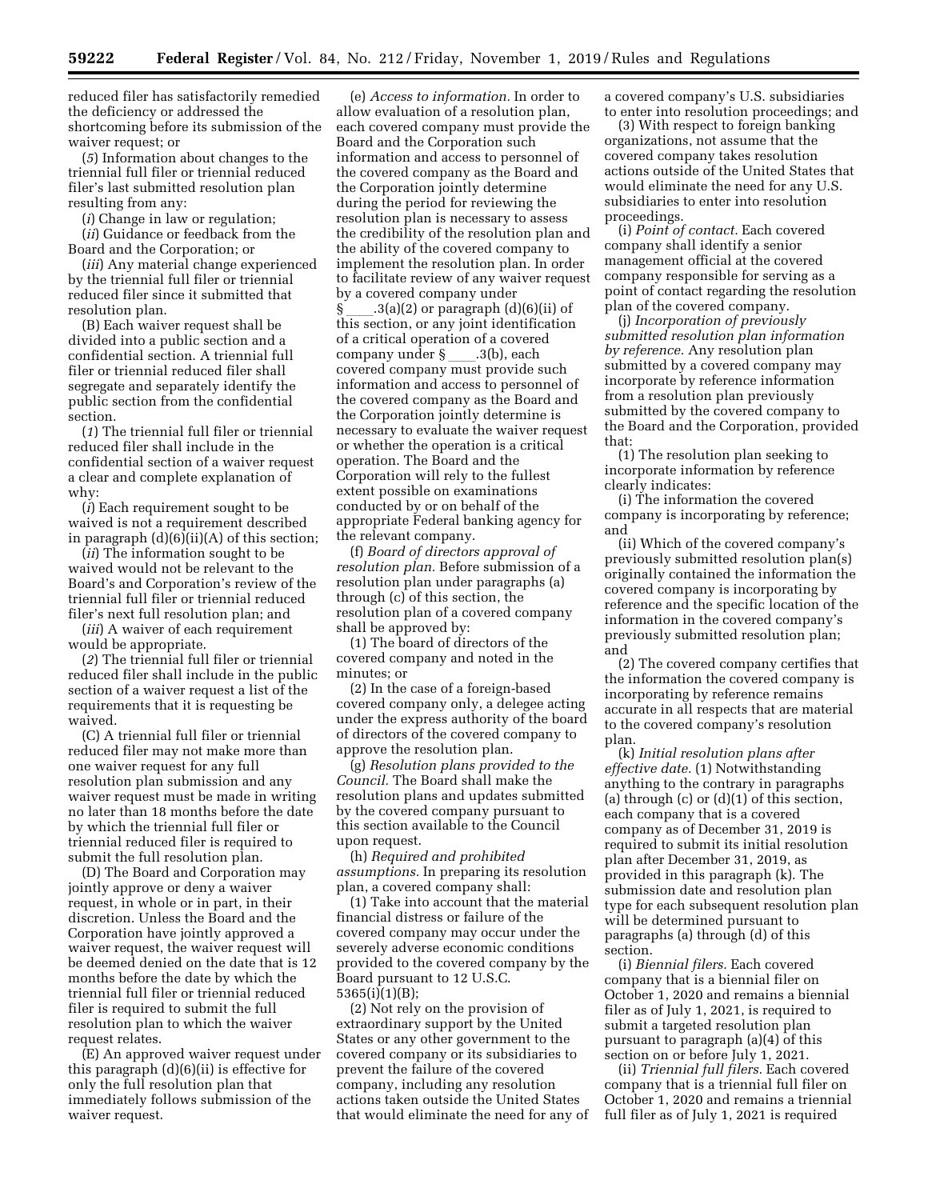reduced filer has satisfactorily remedied the deficiency or addressed the shortcoming before its submission of the waiver request; or

(*5*) Information about changes to the triennial full filer or triennial reduced filer's last submitted resolution plan resulting from any:

(*i*) Change in law or regulation;

(*ii*) Guidance or feedback from the Board and the Corporation; or

(*iii*) Any material change experienced by the triennial full filer or triennial reduced filer since it submitted that resolution plan.

(B) Each waiver request shall be divided into a public section and a confidential section. A triennial full filer or triennial reduced filer shall segregate and separately identify the public section from the confidential section.

(*1*) The triennial full filer or triennial reduced filer shall include in the confidential section of a waiver request a clear and complete explanation of why:

(*i*) Each requirement sought to be waived is not a requirement described in paragraph (d)(6)(ii)(A) of this section;

(*ii*) The information sought to be waived would not be relevant to the Board's and Corporation's review of the triennial full filer or triennial reduced filer's next full resolution plan; and

(*iii*) A waiver of each requirement would be appropriate.

(*2*) The triennial full filer or triennial reduced filer shall include in the public section of a waiver request a list of the requirements that it is requesting be waived.

(C) A triennial full filer or triennial reduced filer may not make more than one waiver request for any full resolution plan submission and any waiver request must be made in writing no later than 18 months before the date by which the triennial full filer or triennial reduced filer is required to submit the full resolution plan.

(D) The Board and Corporation may jointly approve or deny a waiver request, in whole or in part, in their discretion. Unless the Board and the Corporation have jointly approved a waiver request, the waiver request will be deemed denied on the date that is 12 months before the date by which the triennial full filer or triennial reduced filer is required to submit the full resolution plan to which the waiver request relates.

(E) An approved waiver request under this paragraph (d)(6)(ii) is effective for only the full resolution plan that immediately follows submission of the waiver request.

(e) *Access to information.* In order to allow evaluation of a resolution plan, each covered company must provide the Board and the Corporation such information and access to personnel of the covered company as the Board and the Corporation jointly determine during the period for reviewing the resolution plan is necessary to assess the credibility of the resolution plan and the ability of the covered company to implement the resolution plan. In order to facilitate review of any waiver request by a covered company under § ____.3(a)(2) or paragraph (d)(6)(ii) of this section, or any joint identification of a critical operation of a covered company under § ____.3(b), each covered company must provide such information and access to personnel of the covered company as the Board and the Corporation jointly determine is necessary to evaluate the waiver request or whether the operation is a critical operation. The Board and the Corporation will rely to the fullest extent possible on examinations conducted by or on behalf of the appropriate Federal banking agency for the relevant company.

(f) *Board of directors approval of resolution plan.* Before submission of a resolution plan under paragraphs (a) through (c) of this section, the resolution plan of a covered company shall be approved by:

(1) The board of directors of the covered company and noted in the minutes; or

(2) In the case of a foreign-based covered company only, a delegee acting under the express authority of the board of directors of the covered company to approve the resolution plan.

(g) *Resolution plans provided to the Council.* The Board shall make the resolution plans and updates submitted by the covered company pursuant to this section available to the Council upon request.

(h) *Required and prohibited assumptions.* In preparing its resolution plan, a covered company shall:

(1) Take into account that the material financial distress or failure of the covered company may occur under the severely adverse economic conditions provided to the covered company by the Board pursuant to 12 U.S.C. 5365(i)(1)(B);

(2) Not rely on the provision of extraordinary support by the United States or any other government to the covered company or its subsidiaries to prevent the failure of the covered company, including any resolution actions taken outside the United States that would eliminate the need for any of a covered company's U.S. subsidiaries to enter into resolution proceedings; and

(3) With respect to foreign banking organizations, not assume that the covered company takes resolution actions outside of the United States that would eliminate the need for any U.S. subsidiaries to enter into resolution proceedings.

(i) *Point of contact.* Each covered company shall identify a senior management official at the covered company responsible for serving as a point of contact regarding the resolution plan of the covered company.

(j) *Incorporation of previously submitted resolution plan information by reference.* Any resolution plan submitted by a covered company may incorporate by reference information from a resolution plan previously submitted by the covered company to the Board and the Corporation, provided that:

(1) The resolution plan seeking to incorporate information by reference clearly indicates:

(i) The information the covered company is incorporating by reference; and

(ii) Which of the covered company's previously submitted resolution plan(s) originally contained the information the covered company is incorporating by reference and the specific location of the information in the covered company's previously submitted resolution plan; and

(2) The covered company certifies that the information the covered company is incorporating by reference remains accurate in all respects that are material to the covered company's resolution plan.

(k) *Initial resolution plans after effective date.* (1) Notwithstanding anything to the contrary in paragraphs (a) through (c) or (d)(1) of this section, each company that is a covered company as of December 31, 2019 is required to submit its initial resolution plan after December 31, 2019, as provided in this paragraph (k). The submission date and resolution plan type for each subsequent resolution plan will be determined pursuant to paragraphs (a) through (d) of this section.

(i) *Biennial filers.* Each covered company that is a biennial filer on October 1, 2020 and remains a biennial filer as of July 1, 2021, is required to submit a targeted resolution plan pursuant to paragraph (a)(4) of this section on or before July 1, 2021.

(ii) *Triennial full filers.* Each covered company that is a triennial full filer on October 1, 2020 and remains a triennial full filer as of July 1, 2021 is required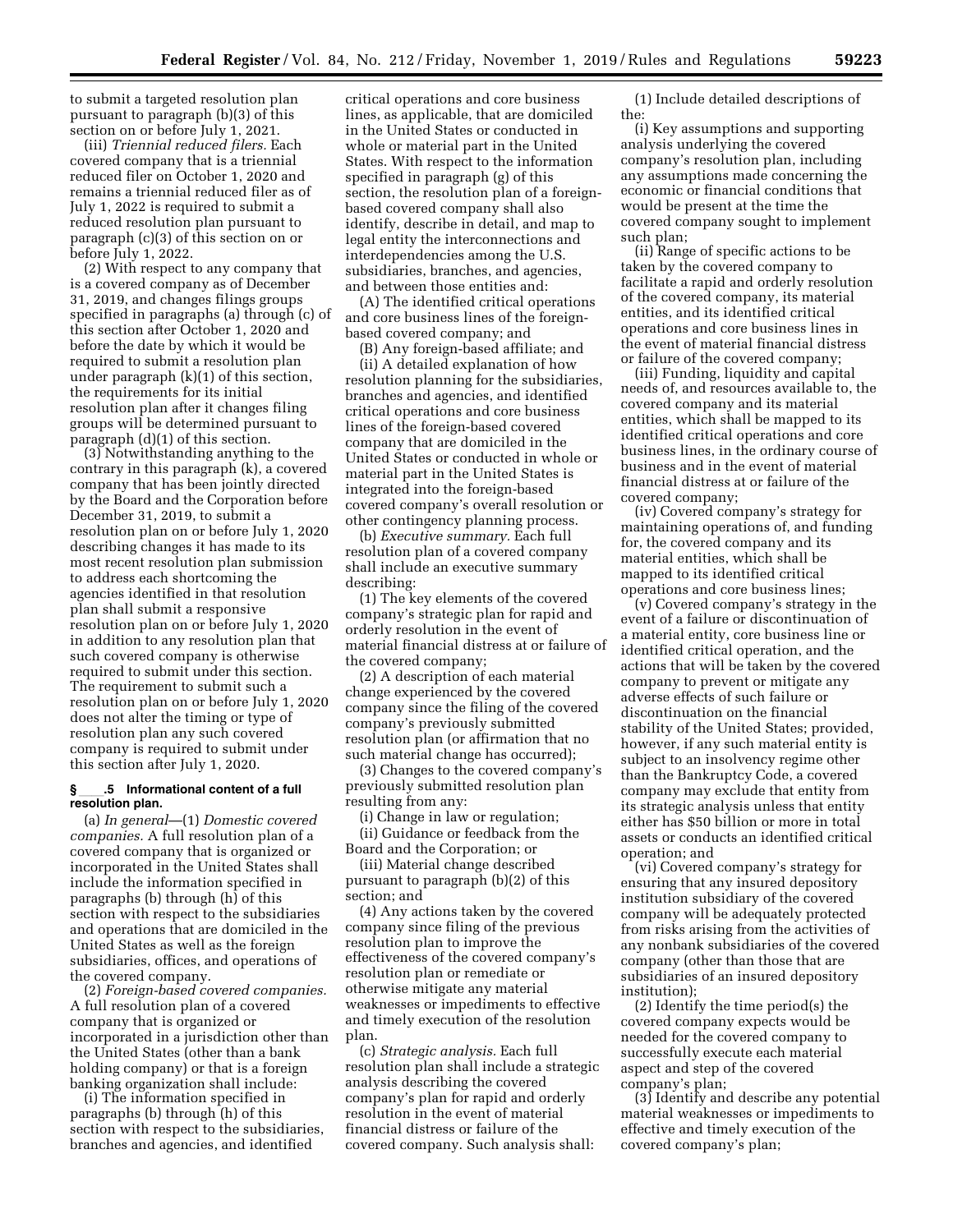to submit a targeted resolution plan pursuant to paragraph (b)(3) of this section on or before July 1, 2021.

(iii) *Triennial reduced filers.* Each covered company that is a triennial reduced filer on October 1, 2020 and remains a triennial reduced filer as of July 1, 2022 is required to submit a reduced resolution plan pursuant to paragraph (c)(3) of this section on or before July 1, 2022.

(2) With respect to any company that is a covered company as of December 31, 2019, and changes filings groups specified in paragraphs (a) through (c) of this section after October 1, 2020 and before the date by which it would be required to submit a resolution plan under paragraph (k)(1) of this section, the requirements for its initial resolution plan after it changes filing groups will be determined pursuant to paragraph (d)(1) of this section.

(3) Notwithstanding anything to the contrary in this paragraph (k), a covered company that has been jointly directed by the Board and the Corporation before December 31, 2019, to submit a resolution plan on or before July 1, 2020 describing changes it has made to its most recent resolution plan submission to address each shortcoming the agencies identified in that resolution plan shall submit a responsive resolution plan on or before July 1, 2020 in addition to any resolution plan that such covered company is otherwise required to submit under this section. The requirement to submit such a resolution plan on or before July 1, 2020 does not alter the timing or type of resolution plan any such covered company is required to submit under this section after July 1, 2020.

### § ___.5 Informational content of a full resolution plan.

(a) *In general*—(1) *Domestic covered companies.* A full resolution plan of a covered company that is organized or incorporated in the United States shall include the information specified in paragraphs (b) through (h) of this section with respect to the subsidiaries and operations that are domiciled in the United States as well as the foreign subsidiaries, offices, and operations of the covered company.

(2) *Foreign-based covered companies.* A full resolution plan of a covered company that is organized or incorporated in a jurisdiction other than the United States (other than a bank holding company) or that is a foreign banking organization shall include:

(i) The information specified in paragraphs (b) through (h) of this section with respect to the subsidiaries, branches and agencies, and identified critical operations and core business lines, as applicable, that are domiciled in the United States or conducted in whole or material part in the United States. With respect to the information specified in paragraph (g) of this section, the resolution plan of a foreign-based covered company shall also identify, describe in detail, and map to legal entity the interconnections and interdependencies among the U.S. subsidiaries, branches, and agencies, and between those entities and:

(A) The identified critical operations and core business lines of the foreign-based covered company; and

(B) Any foreign-based affiliate; and

(ii) A detailed explanation of how resolution planning for the subsidiaries, branches and agencies, and identified critical operations and core business lines of the foreign-based covered company that are domiciled in the United States or conducted in whole or material part in the United States is integrated into the foreign-based covered company's overall resolution or other contingency planning process.

(b) *Executive summary.* Each full resolution plan of a covered company shall include an executive summary describing:

(1) The key elements of the covered company's strategic plan for rapid and orderly resolution in the event of material financial distress at or failure of the covered company;

(2) A description of each material change experienced by the covered company since the filing of the covered company's previously submitted resolution plan (or affirmation that no such material change has occurred);

(3) Changes to the covered company's previously submitted resolution plan resulting from any:

(i) Change in law or regulation;

(ii) Guidance or feedback from the Board and the Corporation; or

(iii) Material change described pursuant to paragraph (b)(2) of this section; and

(4) Any actions taken by the covered company since filing of the previous resolution plan to improve the effectiveness of the covered company's resolution plan or remediate or otherwise mitigate any material weaknesses or impediments to effective and timely execution of the resolution plan.

(c) *Strategic analysis.* Each full resolution plan shall include a strategic analysis describing the covered company's plan for rapid and orderly resolution in the event of material financial distress or failure of the covered company. Such analysis shall:

(1) Include detailed descriptions of the:

(i) Key assumptions and supporting analysis underlying the covered company's resolution plan, including any assumptions made concerning the economic or financial conditions that would be present at the time the covered company sought to implement such plan;

(ii) Range of specific actions to be taken by the covered company to facilitate a rapid and orderly resolution of the covered company, its material entities, and its identified critical operations and core business lines in the event of material financial distress or failure of the covered company;

(iii) Funding, liquidity and capital needs of, and resources available to, the covered company and its material entities, which shall be mapped to its identified critical operations and core business lines, in the ordinary course of business and in the event of material financial distress at or failure of the covered company;

(iv) Covered company's strategy for maintaining operations of, and funding for, the covered company and its material entities, which shall be mapped to its identified critical operations and core business lines;

(v) Covered company's strategy in the event of a failure or discontinuation of a material entity, core business line or identified critical operation, and the actions that will be taken by the covered company to prevent or mitigate any adverse effects of such failure or discontinuation on the financial stability of the United States; provided, however, if any such material entity is subject to an insolvency regime other than the Bankruptcy Code, a covered company may exclude that entity from its strategic analysis unless that entity either has $50 billion or more in total assets or conducts an identified critical operation; and

(vi) Covered company's strategy for ensuring that any insured depository institution subsidiary of the covered company will be adequately protected from risks arising from the activities of any nonbank subsidiaries of the covered company (other than those that are subsidiaries of an insured depository institution);

(2) Identify the time period(s) the covered company expects would be needed for the covered company to successfully execute each material aspect and step of the covered company's plan;

(3) Identify and describe any potential material weaknesses or impediments to effective and timely execution of the covered company's plan;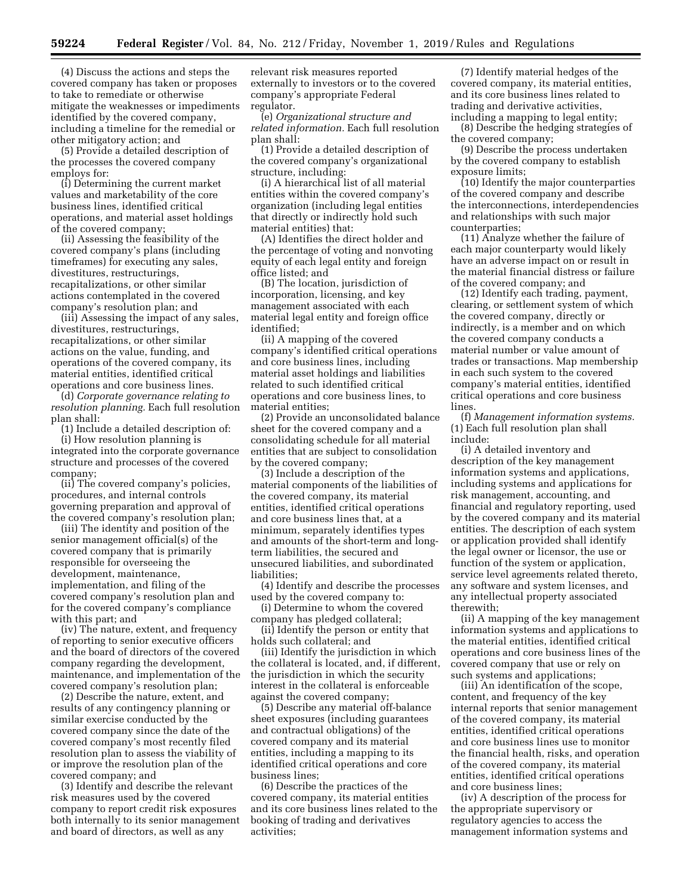(4) Discuss the actions and steps the covered company has taken or proposes to take to remediate or otherwise mitigate the weaknesses or impediments identified by the covered company, including a timeline for the remedial or other mitigatory action; and

(5) Provide a detailed description of the processes the covered company employs for:

(i) Determining the current market values and marketability of the core business lines, identified critical operations, and material asset holdings of the covered company;

(ii) Assessing the feasibility of the covered company's plans (including timeframes) for executing any sales, divestitures, restructurings, recapitalizations, or other similar actions contemplated in the covered company's resolution plan; and

(iii) Assessing the impact of any sales, divestitures, restructurings, recapitalizations, or other similar actions on the value, funding, and operations of the covered company, its material entities, identified critical operations and core business lines.

(d) *Corporate governance relating to resolution planning.* Each full resolution plan shall:

(1) Include a detailed description of:

(i) How resolution planning is integrated into the corporate governance structure and processes of the covered company;

(ii) The covered company's policies, procedures, and internal controls governing preparation and approval of the covered company's resolution plan;

(iii) The identity and position of the senior management official(s) of the covered company that is primarily responsible for overseeing the development, maintenance, implementation, and filing of the covered company's resolution plan and for the covered company's compliance with this part; and

(iv) The nature, extent, and frequency of reporting to senior executive officers and the board of directors of the covered company regarding the development, maintenance, and implementation of the covered company's resolution plan;

(2) Describe the nature, extent, and results of any contingency planning or similar exercise conducted by the covered company since the date of the covered company's most recently filed resolution plan to assess the viability of or improve the resolution plan of the covered company; and

(3) Identify and describe the relevant risk measures used by the covered company to report credit risk exposures both internally to its senior management and board of directors, as well as any relevant risk measures reported externally to investors or to the covered company's appropriate Federal regulator.

(e) *Organizational structure and related information.* Each full resolution plan shall:

(1) Provide a detailed description of the covered company's organizational structure, including:

(i) A hierarchical list of all material entities within the covered company's organization (including legal entities that directly or indirectly hold such material entities) that:

(A) Identifies the direct holder and the percentage of voting and nonvoting equity of each legal entity and foreign office listed; and

(B) The location, jurisdiction of incorporation, licensing, and key management associated with each material legal entity and foreign office identified;

(ii) A mapping of the covered company's identified critical operations and core business lines, including material asset holdings and liabilities related to such identified critical operations and core business lines, to material entities;

(2) Provide an unconsolidated balance sheet for the covered company and a consolidating schedule for all material entities that are subject to consolidation by the covered company;

(3) Include a description of the material components of the liabilities of the covered company, its material entities, identified critical operations and core business lines that, at a minimum, separately identifies types and amounts of the short-term and long-term liabilities, the secured and unsecured liabilities, and subordinated liabilities;

(4) Identify and describe the processes used by the covered company to:

(i) Determine to whom the covered company has pledged collateral;

(ii) Identify the person or entity that holds such collateral; and

(iii) Identify the jurisdiction in which the collateral is located, and, if different, the jurisdiction in which the security interest in the collateral is enforceable against the covered company;

(5) Describe any material off-balance sheet exposures (including guarantees and contractual obligations) of the covered company and its material entities, including a mapping to its identified critical operations and core business lines;

(6) Describe the practices of the covered company, its material entities and its core business lines related to the booking of trading and derivatives activities;

(7) Identify material hedges of the covered company, its material entities, and its core business lines related to trading and derivative activities, including a mapping to legal entity;

(8) Describe the hedging strategies of the covered company;

(9) Describe the process undertaken by the covered company to establish exposure limits;

(10) Identify the major counterparties of the covered company and describe the interconnections, interdependencies and relationships with such major counterparties;

(11) Analyze whether the failure of each major counterparty would likely have an adverse impact on or result in the material financial distress or failure of the covered company; and

(12) Identify each trading, payment, clearing, or settlement system of which the covered company, directly or indirectly, is a member and on which the covered company conducts a material number or value amount of trades or transactions. Map membership in each such system to the covered company's material entities, identified critical operations and core business lines.

(f) *Management information systems.* (1) Each full resolution plan shall include:

(i) A detailed inventory and description of the key management information systems and applications, including systems and applications for risk management, accounting, and financial and regulatory reporting, used by the covered company and its material entities. The description of each system or application provided shall identify the legal owner or licensor, the use or function of the system or application, service level agreements related thereto, any software and system licenses, and any intellectual property associated therewith;

(ii) A mapping of the key management information systems and applications to the material entities, identified critical operations and core business lines of the covered company that use or rely on such systems and applications;

(iii) An identification of the scope, content, and frequency of the key internal reports that senior management of the covered company, its material entities, identified critical operations and core business lines use to monitor the financial health, risks, and operation of the covered company, its material entities, identified critical operations and core business lines;

(iv) A description of the process for the appropriate supervisory or regulatory agencies to access the management information systems and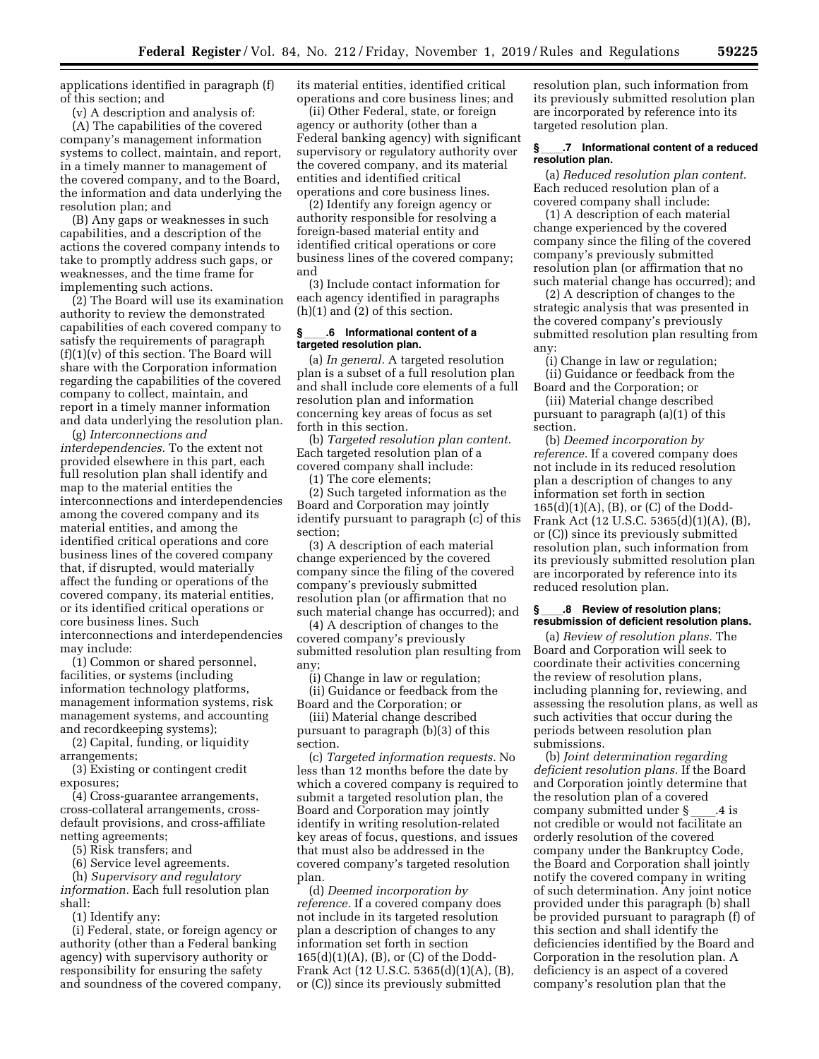applications identified in paragraph (f) of this section; and

(v) A description and analysis of:

(A) The capabilities of the covered company's management information systems to collect, maintain, and report, in a timely manner to management of the covered company, and to the Board, the information and data underlying the resolution plan; and

(B) Any gaps or weaknesses in such capabilities, and a description of the actions the covered company intends to take to promptly address such gaps, or weaknesses, and the time frame for implementing such actions.

(2) The Board will use its examination authority to review the demonstrated capabilities of each covered company to satisfy the requirements of paragraph (f)(1)(v) of this section. The Board will share with the Corporation information regarding the capabilities of the covered company to collect, maintain, and report in a timely manner information and data underlying the resolution plan.

(g) *Interconnections and interdependencies.* To the extent not provided elsewhere in this part, each full resolution plan shall identify and map to the material entities the interconnections and interdependencies among the covered company and its material entities, and among the identified critical operations and core business lines of the covered company that, if disrupted, would materially affect the funding or operations of the covered company, its material entities, or its identified critical operations or core business lines. Such interconnections and interdependencies may include:

(1) Common or shared personnel, facilities, or systems (including information technology platforms, management information systems, risk management systems, and accounting and recordkeeping systems);

(2) Capital, funding, or liquidity arrangements;

(3) Existing or contingent credit exposures;

(4) Cross-guarantee arrangements, cross-collateral arrangements, cross-default provisions, and cross-affiliate netting agreements;

(5) Risk transfers; and

(6) Service level agreements.

(h) *Supervisory and regulatory information.* Each full resolution plan shall:

(1) Identify any:

(i) Federal, state, or foreign agency or authority (other than a Federal banking agency) with supervisory authority or responsibility for ensuring the safety and soundness of the covered company, its material entities, identified critical operations and core business lines; and

(ii) Other Federal, state, or foreign agency or authority (other than a Federal banking agency) with significant supervisory or regulatory authority over the covered company, and its material entities and identified critical operations and core business lines.

(2) Identify any foreign agency or authority responsible for resolving a foreign-based material entity and identified critical operations or core business lines of the covered company; and

(3) Include contact information for each agency identified in paragraphs (h)(1) and (2) of this section.

### § \_\_\_\_.6 Informational content of a targeted resolution plan.

(a) *In general.* A targeted resolution plan is a subset of a full resolution plan and shall include core elements of a full resolution plan and information concerning key areas of focus as set forth in this section.

(b) *Targeted resolution plan content.* Each targeted resolution plan of a covered company shall include:

(1) The core elements;

(2) Such targeted information as the Board and Corporation may jointly identify pursuant to paragraph (c) of this section;

(3) A description of each material change experienced by the covered company since the filing of the covered company's previously submitted resolution plan (or affirmation that no such material change has occurred); and

(4) A description of changes to the covered company's previously submitted resolution plan resulting from any:

(i) Change in law or regulation;

(ii) Guidance or feedback from the Board and the Corporation; or

(iii) Material change described pursuant to paragraph (b)(3) of this section.

(c) *Targeted information requests.* No less than 12 months before the date by which a covered company is required to submit a targeted resolution plan, the Board and Corporation may jointly identify in writing resolution-related key areas of focus, questions, and issues that must also be addressed in the covered company's targeted resolution plan.

(d) *Deemed incorporation by reference.* If a covered company does not include in its targeted resolution plan a description of changes to any information set forth in section 165(d)(1)(A), (B), or (C) of the Dodd-Frank Act (12 U.S.C. 5365(d)(1)(A), (B), or (C)) since its previously submitted resolution plan, such information from its previously submitted resolution plan are incorporated by reference into its targeted resolution plan.

### § \_\_\_\_.7 Informational content of a reduced resolution plan.

(a) *Reduced resolution plan content.* Each reduced resolution plan of a covered company shall include:

(1) A description of each material change experienced by the covered company since the filing of the covered company's previously submitted resolution plan (or affirmation that no such material change has occurred); and

(2) A description of changes to the strategic analysis that was presented in the covered company's previously submitted resolution plan resulting from any:

(i) Change in law or regulation;

(ii) Guidance or feedback from the Board and the Corporation; or

(iii) Material change described pursuant to paragraph (a)(1) of this section.

(b) *Deemed incorporation by reference.* If a covered company does not include in its reduced resolution plan a description of changes to any information set forth in section 165(d)(1)(A), (B), or (C) of the Dodd-Frank Act (12 U.S.C. 5365(d)(1)(A), (B), or (C)) since its previously submitted resolution plan, such information from its previously submitted resolution plan are incorporated by reference into its reduced resolution plan.

### § \_\_\_\_.8 Review of resolution plans; resubmission of deficient resolution plans.

(a) *Review of resolution plans.* The Board and Corporation will seek to coordinate their activities concerning the review of resolution plans, including planning for, reviewing, and assessing the resolution plans, as well as such activities that occur during the periods between resolution plan submissions.

(b) *Joint determination regarding deficient resolution plans.* If the Board and Corporation jointly determine that the resolution plan of a covered company submitted under § \_\_\_\_.4 is not credible or would not facilitate an orderly resolution of the covered company under the Bankruptcy Code, the Board and Corporation shall jointly notify the covered company in writing of such determination. Any joint notice provided under this paragraph (b) shall be provided pursuant to paragraph (f) of this section and shall identify the deficiencies identified by the Board and Corporation in the resolution plan. A deficiency is an aspect of a covered company's resolution plan that the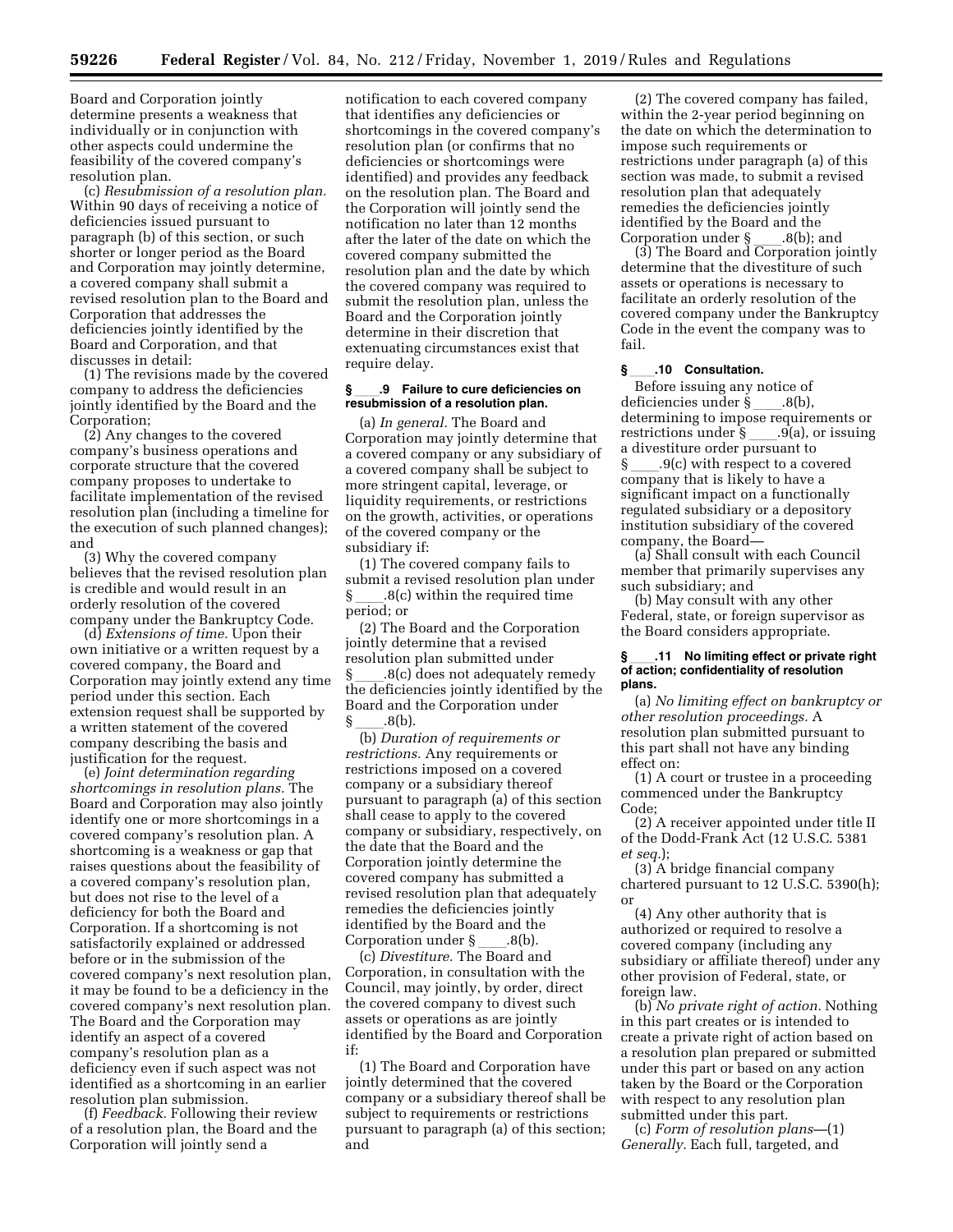Board and Corporation jointly determine presents a weakness that individually or in conjunction with other aspects could undermine the feasibility of the covered company's resolution plan.

(c) *Resubmission of a resolution plan.* Within 90 days of receiving a notice of deficiencies issued pursuant to paragraph (b) of this section, or such shorter or longer period as the Board and Corporation may jointly determine, a covered company shall submit a revised resolution plan to the Board and Corporation that addresses the deficiencies jointly identified by the Board and Corporation, and that discusses in detail:

(1) The revisions made by the covered company to address the deficiencies jointly identified by the Board and the Corporation;

(2) Any changes to the covered company's business operations and corporate structure that the covered company proposes to undertake to facilitate implementation of the revised resolution plan (including a timeline for the execution of such planned changes); and

(3) Why the covered company believes that the revised resolution plan is credible and would result in an orderly resolution of the covered company under the Bankruptcy Code.

(d) *Extensions of time.* Upon their own initiative or a written request by a covered company, the Board and Corporation may jointly extend any time period under this section. Each extension request shall be supported by a written statement of the covered company describing the basis and justification for the request.

(e) *Joint determination regarding shortcomings in resolution plans.* The Board and Corporation may also jointly identify one or more shortcomings in a covered company's resolution plan. A shortcoming is a weakness or gap that raises questions about the feasibility of a covered company's resolution plan, but does not rise to the level of a deficiency for both the Board and Corporation. If a shortcoming is not satisfactorily explained or addressed before or in the submission of the covered company's next resolution plan, it may be found to be a deficiency in the covered company's next resolution plan. The Board and the Corporation may identify an aspect of a covered company's resolution plan as a deficiency even if such aspect was not identified as a shortcoming in an earlier resolution plan submission.

(f) *Feedback.* Following their review of a resolution plan, the Board and the Corporation will jointly send a notification to each covered company that identifies any deficiencies or shortcomings in the covered company's resolution plan (or confirms that no deficiencies or shortcomings were identified) and provides any feedback on the resolution plan. The Board and the Corporation will jointly send the notification no later than 12 months after the later of the date on which the covered company submitted the resolution plan and the date by which the covered company was required to submit the resolution plan, unless the Board and the Corporation jointly determine in their discretion that extenuating circumstances exist that require delay.

### § ____.9 Failure to cure deficiencies on resubmission of a resolution plan.

(a) *In general.* The Board and Corporation may jointly determine that a covered company or any subsidiary of a covered company shall be subject to more stringent capital, leverage, or liquidity requirements, or restrictions on the growth, activities, or operations of the covered company or the subsidiary if:

(1) The covered company fails to submit a revised resolution plan under § ____.8(c) within the required time period; or

(2) The Board and the Corporation jointly determine that a revised resolution plan submitted under § ____.8(c) does not adequately remedy the deficiencies jointly identified by the Board and the Corporation under § ____.8(b).

(b) *Duration of requirements or restrictions.* Any requirements or restrictions imposed on a covered company or a subsidiary thereof pursuant to paragraph (a) of this section shall cease to apply to the covered company or subsidiary, respectively, on the date that the Board and the Corporation jointly determine the covered company has submitted a revised resolution plan that adequately remedies the deficiencies jointly identified by the Board and the Corporation under § ____.8(b).

(c) *Divestiture.* The Board and Corporation, in consultation with the Council, may jointly, by order, direct the covered company to divest such assets or operations as are jointly identified by the Board and Corporation if:

(1) The Board and Corporation have jointly determined that the covered company or a subsidiary thereof shall be subject to requirements or restrictions pursuant to paragraph (a) of this section; and

(2) The covered company has failed, within the 2-year period beginning on the date on which the determination to impose such requirements or restrictions under paragraph (a) of this section was made, to submit a revised resolution plan that adequately remedies the deficiencies jointly identified by the Board and the Corporation under § ____.8(b); and

(3) The Board and Corporation jointly determine that the divestiture of such assets or operations is necessary to facilitate an orderly resolution of the covered company under the Bankruptcy Code in the event the company was to fail.

### § ____.10 Consultation.

Before issuing any notice of deficiencies under § ____.8(b), determining to impose requirements or restrictions under § ____.9(a), or issuing a divestiture order pursuant to § ____.9(c) with respect to a covered company that is likely to have a significant impact on a functionally regulated subsidiary or a depository institution subsidiary of the covered company, the Board—

(a) Shall consult with each Council member that primarily supervises any such subsidiary; and

(b) May consult with any other Federal, state, or foreign supervisor as the Board considers appropriate.

### § ____.11 No limiting effect or private right of action; confidentiality of resolution plans.

(a) *No limiting effect on bankruptcy or other resolution proceedings.* A resolution plan submitted pursuant to this part shall not have any binding effect on:

(1) A court or trustee in a proceeding commenced under the Bankruptcy Code;

(2) A receiver appointed under title II of the Dodd-Frank Act (12 U.S.C. 5381 *et seq.*);

(3) A bridge financial company chartered pursuant to 12 U.S.C. 5390(h); or

(4) Any other authority that is authorized or required to resolve a covered company (including any subsidiary or affiliate thereof) under any other provision of Federal, state, or foreign law.

(b) *No private right of action.* Nothing in this part creates or is intended to create a private right of action based on a resolution plan prepared or submitted under this part or based on any action taken by the Board or the Corporation with respect to any resolution plan submitted under this part.

(c) *Form of resolution plans*—(1) *Generally.* Each full, targeted, and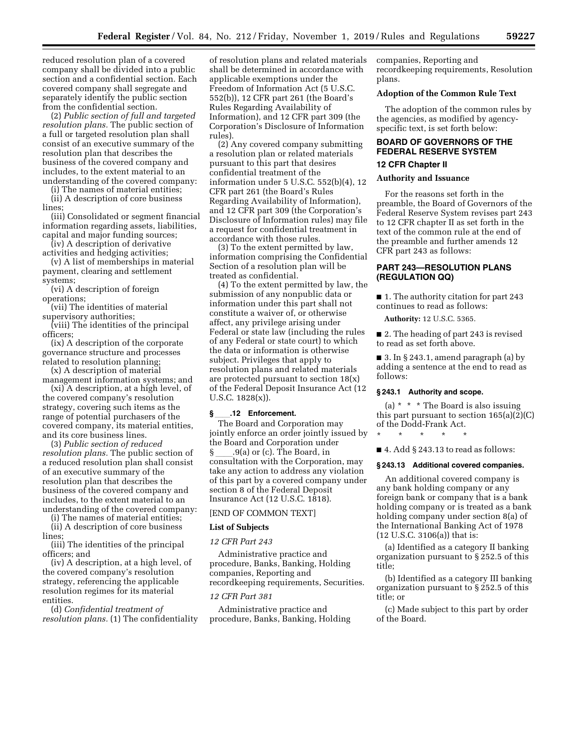reduced resolution plan of a covered company shall be divided into a public section and a confidential section. Each covered company shall segregate and separately identify the public section from the confidential section.

(2) *Public section of full and targeted resolution plans.* The public section of a full or targeted resolution plan shall consist of an executive summary of the resolution plan that describes the business of the covered company and includes, to the extent material to an understanding of the covered company:

(i) The names of material entities;

(ii) A description of core business lines;

(iii) Consolidated or segment financial information regarding assets, liabilities, capital and major funding sources;

(iv) A description of derivative activities and hedging activities;

(v) A list of memberships in material payment, clearing and settlement systems;

(vi) A description of foreign operations;

(vii) The identities of material supervisory authorities;

(viii) The identities of the principal officers;

(ix) A description of the corporate governance structure and processes related to resolution planning;

(x) A description of material management information systems; and

(xi) A description, at a high level, of the covered company's resolution strategy, covering such items as the range of potential purchasers of the covered company, its material entities, and its core business lines.

(3) *Public section of reduced resolution plans.* The public section of a reduced resolution plan shall consist of an executive summary of the resolution plan that describes the business of the covered company and includes, to the extent material to an understanding of the covered company:

(i) The names of material entities;

(ii) A description of core business lines;

(iii) The identities of the principal officers; and

(iv) A description, at a high level, of the covered company's resolution strategy, referencing the applicable resolution regimes for its material entities.

(d) *Confidential treatment of resolution plans.* (1) The confidentiality of resolution plans and related materials shall be determined in accordance with applicable exemptions under the Freedom of Information Act (5 U.S.C. 552(b)), 12 CFR part 261 (the Board's Rules Regarding Availability of Information), and 12 CFR part 309 (the Corporation's Disclosure of Information rules).

(2) Any covered company submitting a resolution plan or related materials pursuant to this part that desires confidential treatment of the information under 5 U.S.C. 552(b)(4), 12 CFR part 261 (the Board's Rules Regarding Availability of Information), and 12 CFR part 309 (the Corporation's Disclosure of Information rules) may file a request for confidential treatment in accordance with those rules.

(3) To the extent permitted by law, information comprising the Confidential Section of a resolution plan will be treated as confidential.

(4) To the extent permitted by law, the submission of any nonpublic data or information under this part shall not constitute a waiver of, or otherwise affect, any privilege arising under Federal or state law (including the rules of any Federal or state court) to which the data or information is otherwise subject. Privileges that apply to resolution plans and related materials are protected pursuant to section 18(x) of the Federal Deposit Insurance Act (12 U.S.C. 1828(x)).

### § ____.12 Enforcement.

The Board and Corporation may jointly enforce an order jointly issued by the Board and Corporation under § ____.9(a) or (c). The Board, in consultation with the Corporation, may take any action to address any violation of this part by a covered company under section 8 of the Federal Deposit Insurance Act (12 U.S.C. 1818).

[END OF COMMON TEXT]

**List of Subjects**

*12 CFR Part 243*

Administrative practice and procedure, Banks, Banking, Holding companies, Reporting and recordkeeping requirements, Securities.

*12 CFR Part 381*

Administrative practice and procedure, Banks, Banking, Holding companies, Reporting and recordkeeping requirements, Resolution plans.

**Adoption of the Common Rule Text**

The adoption of the common rules by the agencies, as modified by agency-specific text, is set forth below:

## BOARD OF GOVERNORS OF THE FEDERAL RESERVE SYSTEM

## 12 CFR Chapter II

**Authority and Issuance**

For the reasons set forth in the preamble, the Board of Governors of the Federal Reserve System revises part 243 to 12 CFR chapter II as set forth in the text of the common rule at the end of the preamble and further amends 12 CFR part 243 as follows:

## PART 243—RESOLUTION PLANS (REGULATION QQ)

■ 1. The authority citation for part 243 continues to read as follows:

**Authority:** 12 U.S.C. 5365.

■ 2. The heading of part 243 is revised to read as set forth above.

■ 3. In § 243.1, amend paragraph (a) by adding a sentence at the end to read as follows:

### § 243.1 Authority and scope.

(a) * * * The Board is also issuing this part pursuant to section 165(a)(2)(C) of the Dodd-Frank Act.

\* \* \* \* \*

■ 4. Add § 243.13 to read as follows:

### § 243.13 Additional covered companies.

An additional covered company is any bank holding company or any foreign bank or company that is a bank holding company or is treated as a bank holding company under section 8(a) of the International Banking Act of 1978 (12 U.S.C. 3106(a)) that is:

(a) Identified as a category II banking organization pursuant to § 252.5 of this title;

(b) Identified as a category III banking organization pursuant to § 252.5 of this title; or

(c) Made subject to this part by order of the Board.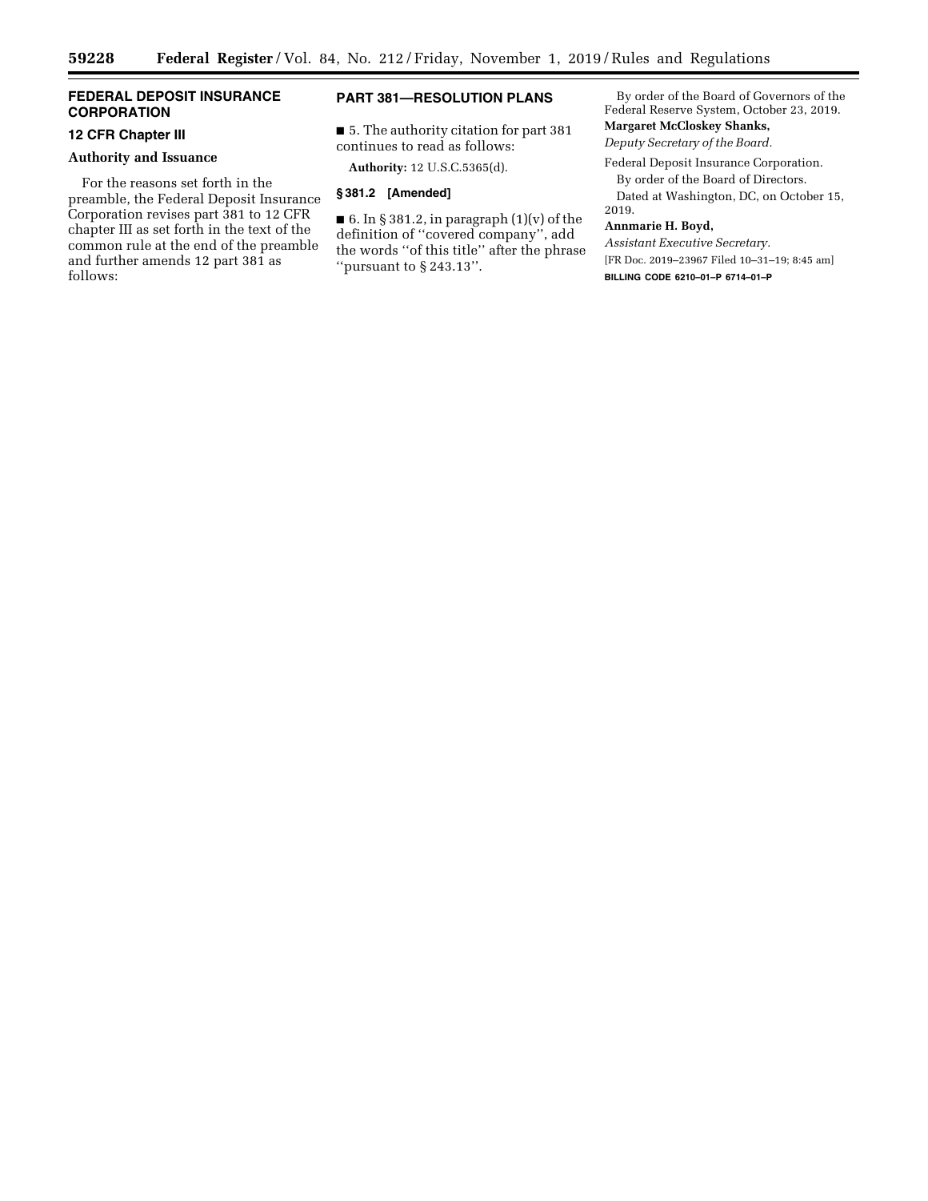## FEDERAL DEPOSIT INSURANCE CORPORATION

### 12 CFR Chapter III

### Authority and Issuance

For the reasons set forth in the preamble, the Federal Deposit Insurance Corporation revises part 381 to 12 CFR chapter III as set forth in the text of the common rule at the end of the preamble and further amends 12 part 381 as follows:

## PART 381—RESOLUTION PLANS

■ 5. The authority citation for part 381 continues to read as follows:

**Authority:** 12 U.S.C.5365(d).

### § 381.2 [Amended]

■ 6. In § 381.2, in paragraph (1)(v) of the definition of ''covered company'', add the words ''of this title'' after the phrase ''pursuant to § 243.13''.

By order of the Board of Governors of the Federal Reserve System, October 23, 2019.

**Margaret McCloskey Shanks,**

*Deputy Secretary of the Board.*

Federal Deposit Insurance Corporation.

By order of the Board of Directors.

Dated at Washington, DC, on October 15, 2019.

**Annmarie H. Boyd,**

*Assistant Executive Secretary.*

[FR Doc. 2019–23967 Filed 10–31–19; 8:45 am]

**BILLING CODE 6210–01–P 6714–01–P**